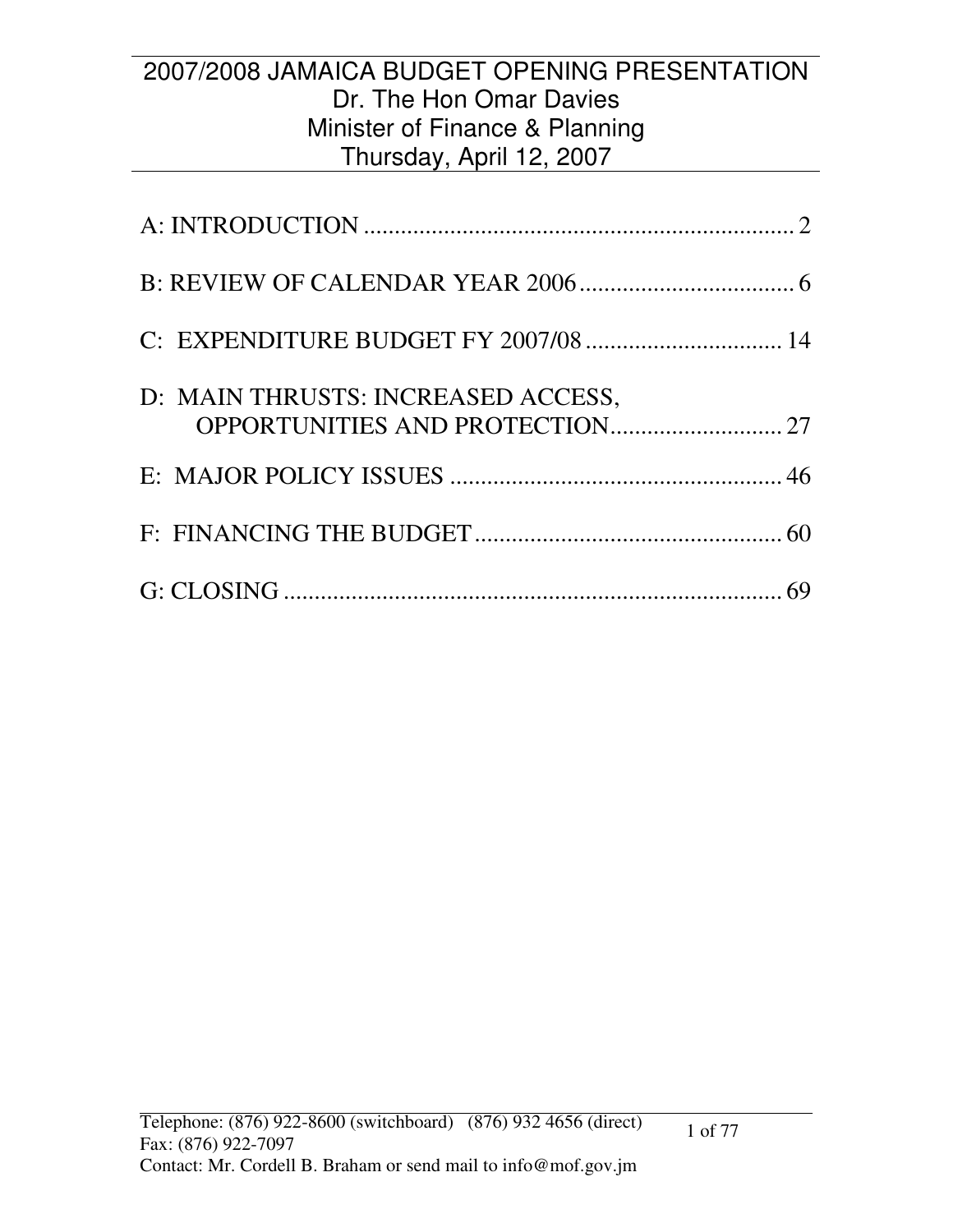# 2007/2008 JAMAICA BUDGET OPENING PRESENTATION
## Dr. The Hon Omar Davies
## Minister of Finance & Planning
## Thursday, April 12, 2007

A: INTRODUCTION .................................................................... 2

B: REVIEW OF CALENDAR YEAR 2006 .................................... 6

C: EXPENDITURE BUDGET FY 2007/08 ................................ 14

D: MAIN THRUSTS: INCREASED ACCESS, OPPORTUNITIES AND PROTECTION ............................ 27

E: MAJOR POLICY ISSUES ...................................................... 46

F: FINANCING THE BUDGET .................................................. 60

G: CLOSING ................................................................................ 69

Telephone: (876) 922-8600 (switchboard) (876) 932 4656 (direct)
Fax: (876) 922-7097
Contact: Mr. Cordell B. Braham or send mail to info@mof.gov.jm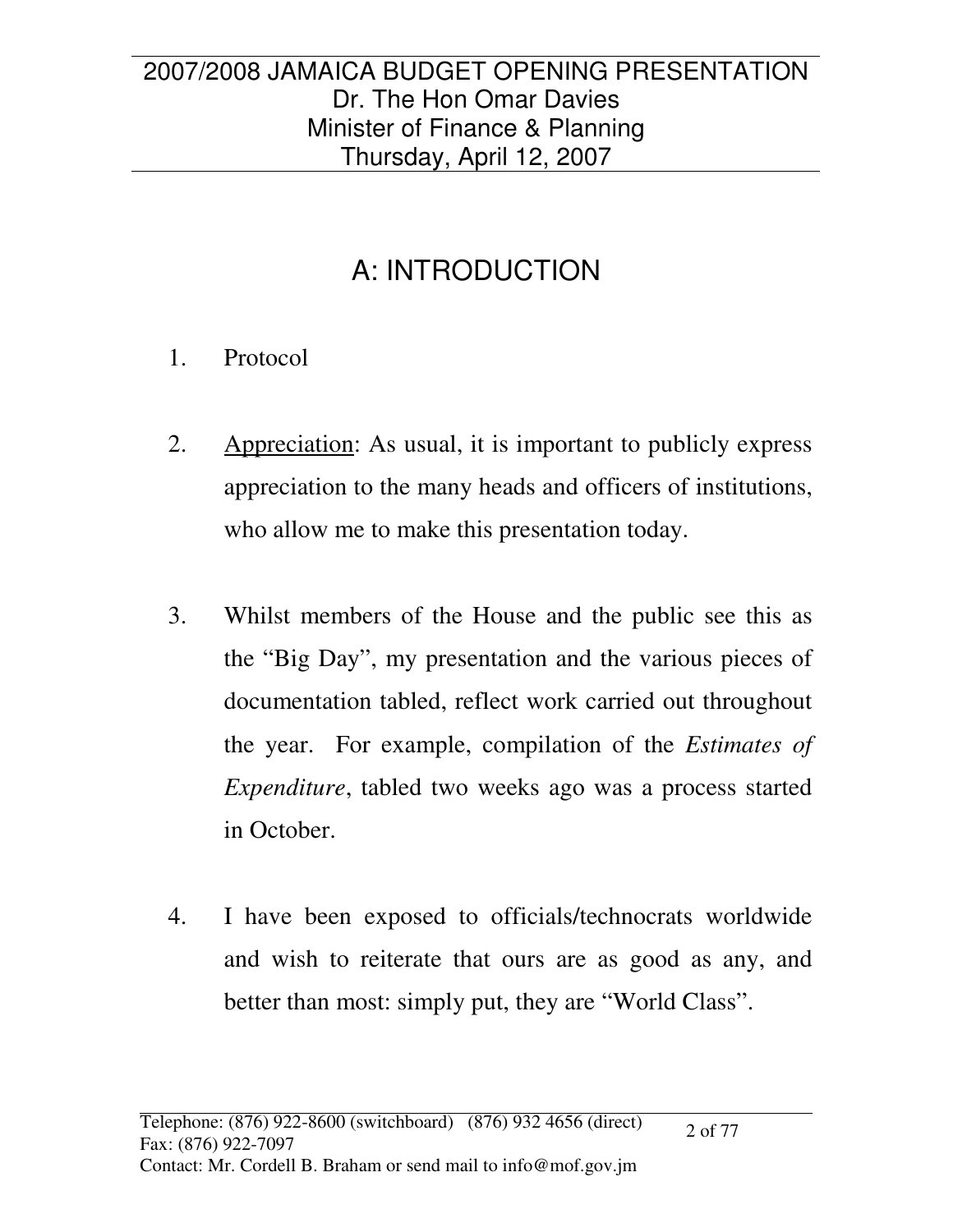## A: INTRODUCTION

1. Protocol

2. Appreciation: As usual, it is important to publicly express appreciation to the many heads and officers of institutions, who allow me to make this presentation today.

3. Whilst members of the House and the public see this as the "Big Day", my presentation and the various pieces of documentation tabled, reflect work carried out throughout the year. For example, compilation of the *Estimates of Expenditure*, tabled two weeks ago was a process started in October.

4. I have been exposed to officials/technocrats worldwide and wish to reiterate that ours are as good as any, and better than most: simply put, they are "World Class".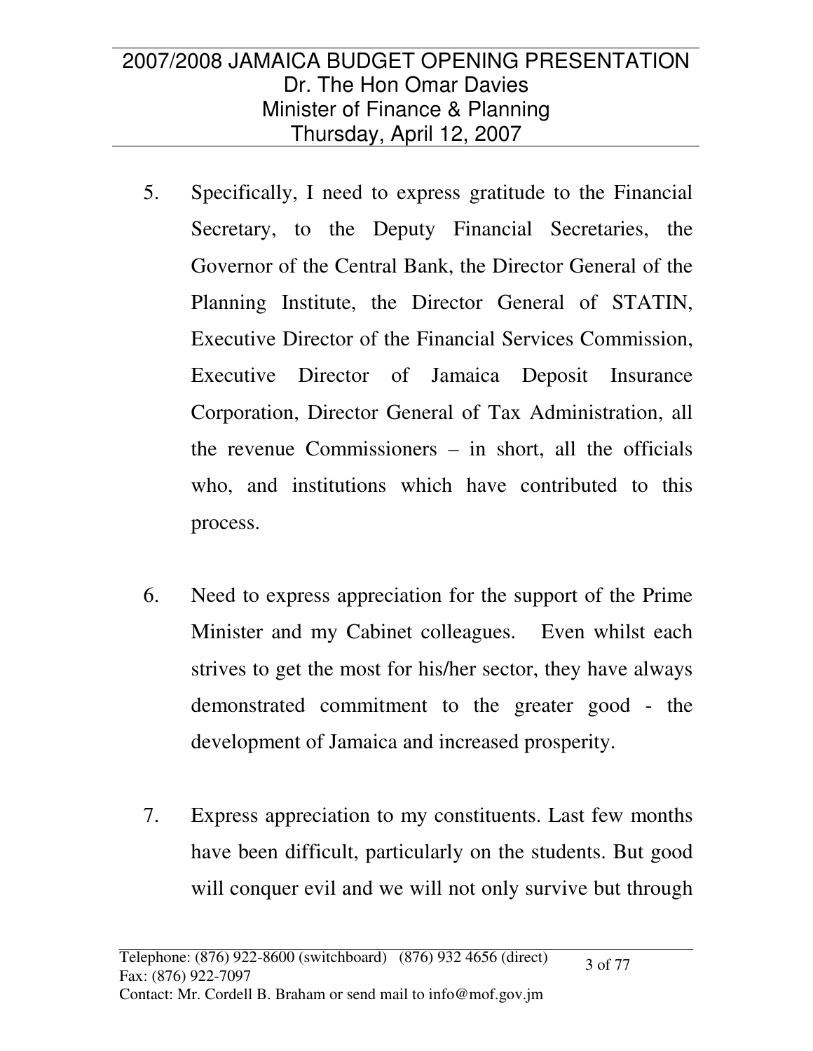5. Specifically, I need to express gratitude to the Financial Secretary, to the Deputy Financial Secretaries, the Governor of the Central Bank, the Director General of the Planning Institute, the Director General of STATIN, Executive Director of the Financial Services Commission, Executive Director of Jamaica Deposit Insurance Corporation, Director General of Tax Administration, all the revenue Commissioners – in short, all the officials who, and institutions which have contributed to this process.

6. Need to express appreciation for the support of the Prime Minister and my Cabinet colleagues. Even whilst each strives to get the most for his/her sector, they have always demonstrated commitment to the greater good - the development of Jamaica and increased prosperity.

7. Express appreciation to my constituents. Last few months have been difficult, particularly on the students. But good will conquer evil and we will not only survive but through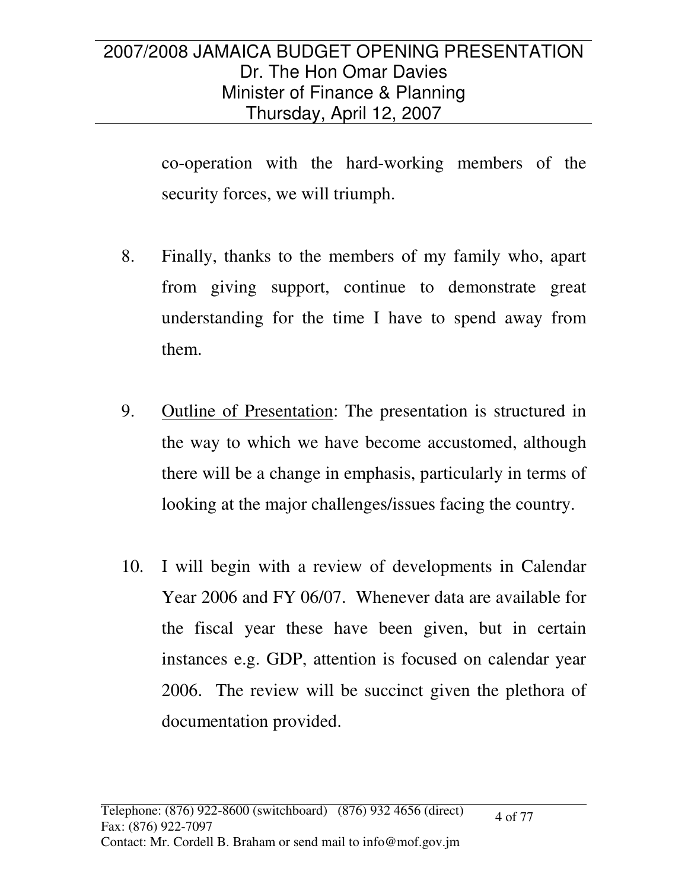co-operation with the hard-working members of the security forces, we will triumph.

8. Finally, thanks to the members of my family who, apart from giving support, continue to demonstrate great understanding for the time I have to spend away from them.

9. Outline of Presentation: The presentation is structured in the way to which we have become accustomed, although there will be a change in emphasis, particularly in terms of looking at the major challenges/issues facing the country.

10. I will begin with a review of developments in Calendar Year 2006 and FY 06/07. Whenever data are available for the fiscal year these have been given, but in certain instances e.g. GDP, attention is focused on calendar year 2006. The review will be succinct given the plethora of documentation provided.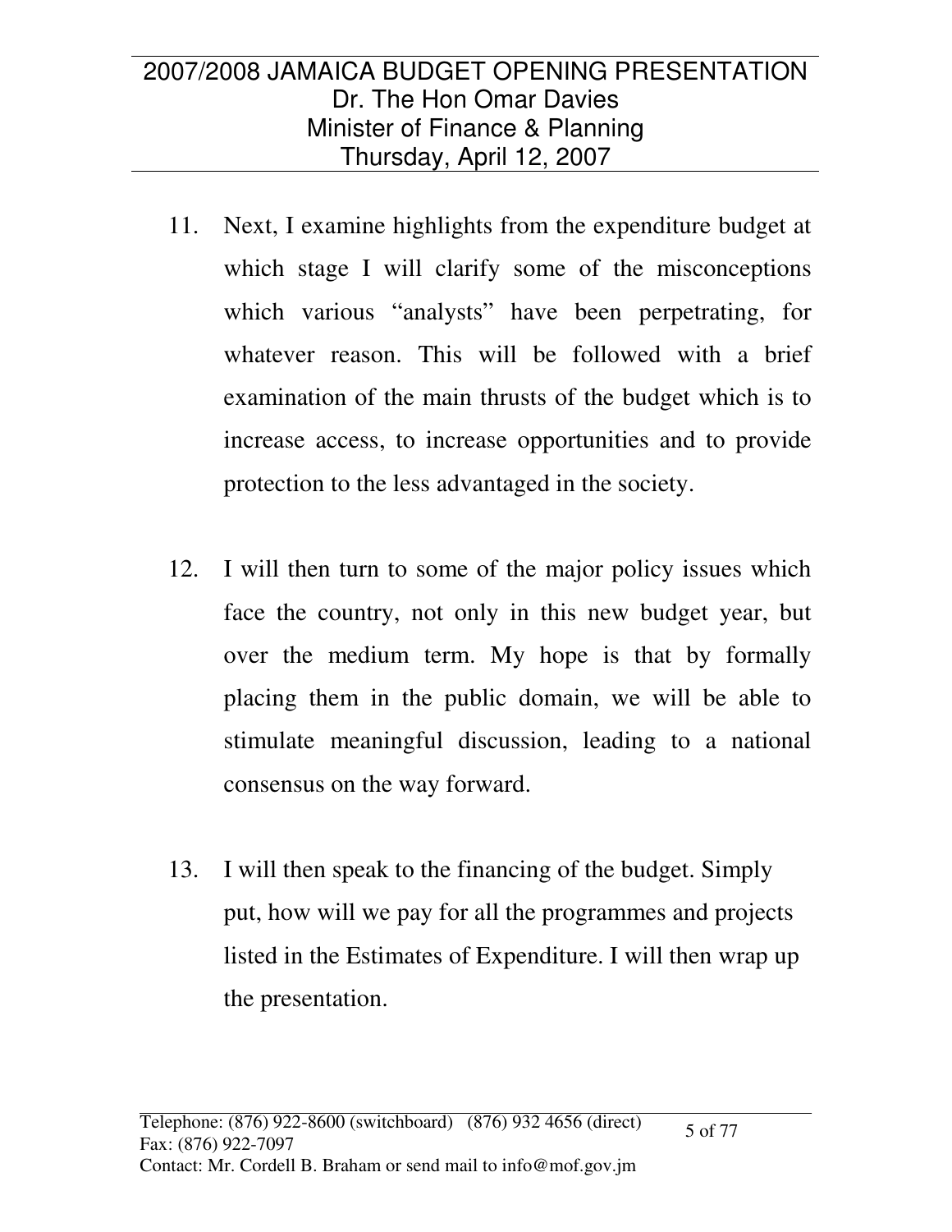11. Next, I examine highlights from the expenditure budget at which stage I will clarify some of the misconceptions which various "analysts" have been perpetrating, for whatever reason. This will be followed with a brief examination of the main thrusts of the budget which is to increase access, to increase opportunities and to provide protection to the less advantaged in the society.

12. I will then turn to some of the major policy issues which face the country, not only in this new budget year, but over the medium term. My hope is that by formally placing them in the public domain, we will be able to stimulate meaningful discussion, leading to a national consensus on the way forward.

13. I will then speak to the financing of the budget. Simply put, how will we pay for all the programmes and projects listed in the Estimates of Expenditure. I will then wrap up the presentation.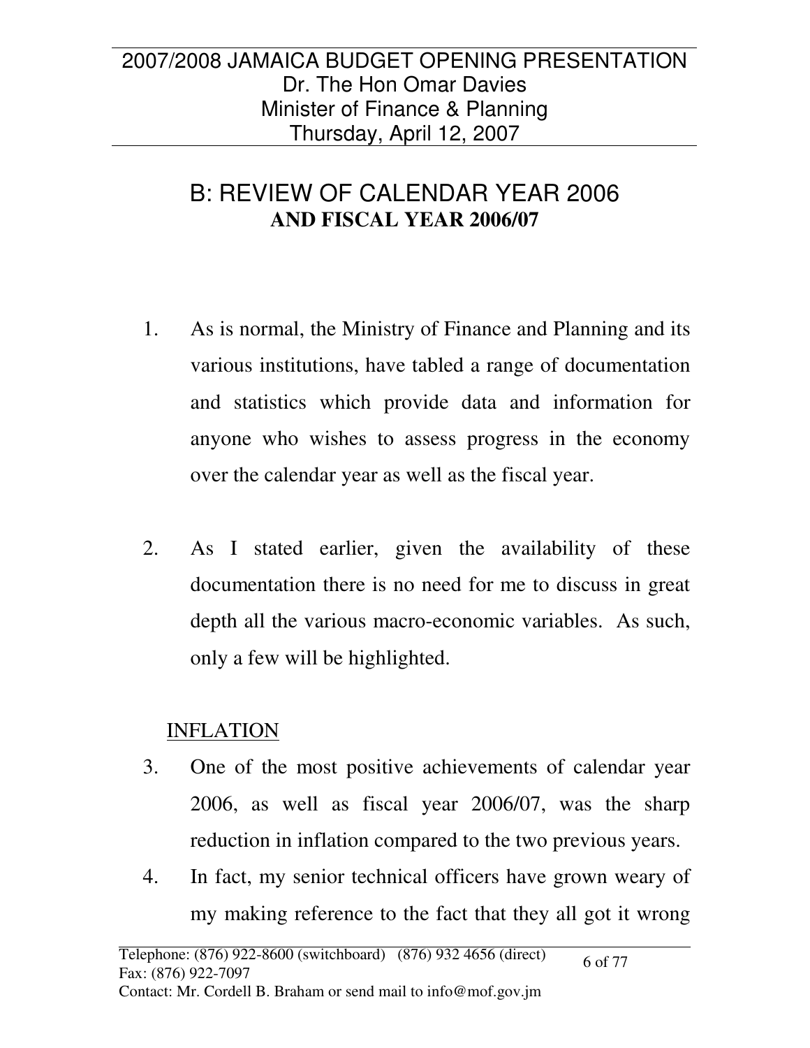# B: REVIEW OF CALENDAR YEAR 2006
## AND FISCAL YEAR 2006/07

1. As is normal, the Ministry of Finance and Planning and its various institutions, have tabled a range of documentation and statistics which provide data and information for anyone who wishes to assess progress in the economy over the calendar year as well as the fiscal year.

2. As I stated earlier, given the availability of these documentation there is no need for me to discuss in great depth all the various macro-economic variables. As such, only a few will be highlighted.

### INFLATION

3. One of the most positive achievements of calendar year 2006, as well as fiscal year 2006/07, was the sharp reduction in inflation compared to the two previous years.
4. In fact, my senior technical officers have grown weary of my making reference to the fact that they all got it wrong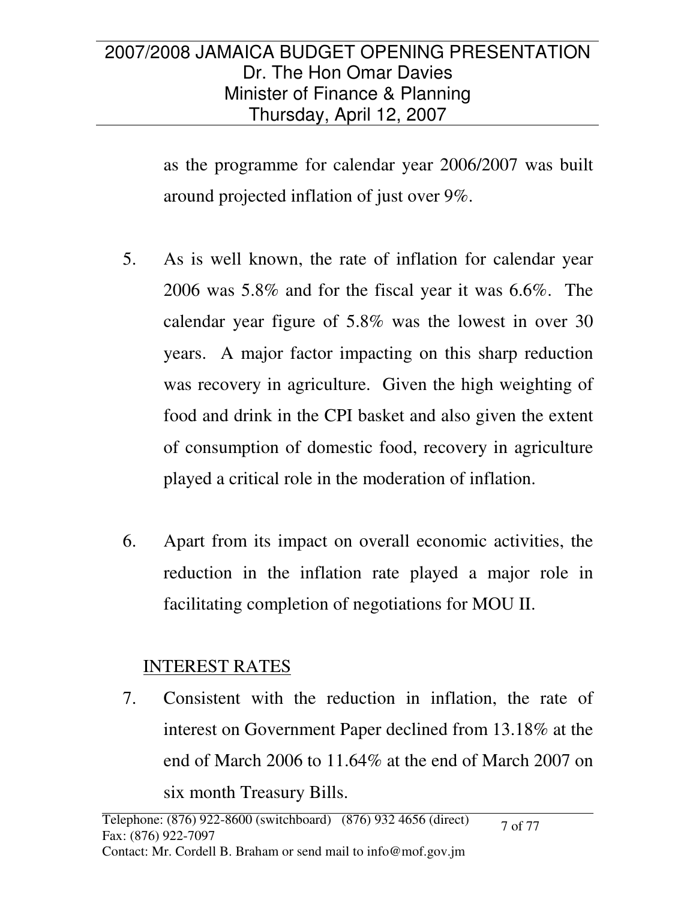as the programme for calendar year 2006/2007 was built around projected inflation of just over 9%.

5. As is well known, the rate of inflation for calendar year 2006 was 5.8% and for the fiscal year it was 6.6%. The calendar year figure of 5.8% was the lowest in over 30 years. A major factor impacting on this sharp reduction was recovery in agriculture. Given the high weighting of food and drink in the CPI basket and also given the extent of consumption of domestic food, recovery in agriculture played a critical role in the moderation of inflation.

6. Apart from its impact on overall economic activities, the reduction in the inflation rate played a major role in facilitating completion of negotiations for MOU II.

## INTEREST RATES

7. Consistent with the reduction in inflation, the rate of interest on Government Paper declined from 13.18% at the end of March 2006 to 11.64% at the end of March 2007 on six month Treasury Bills.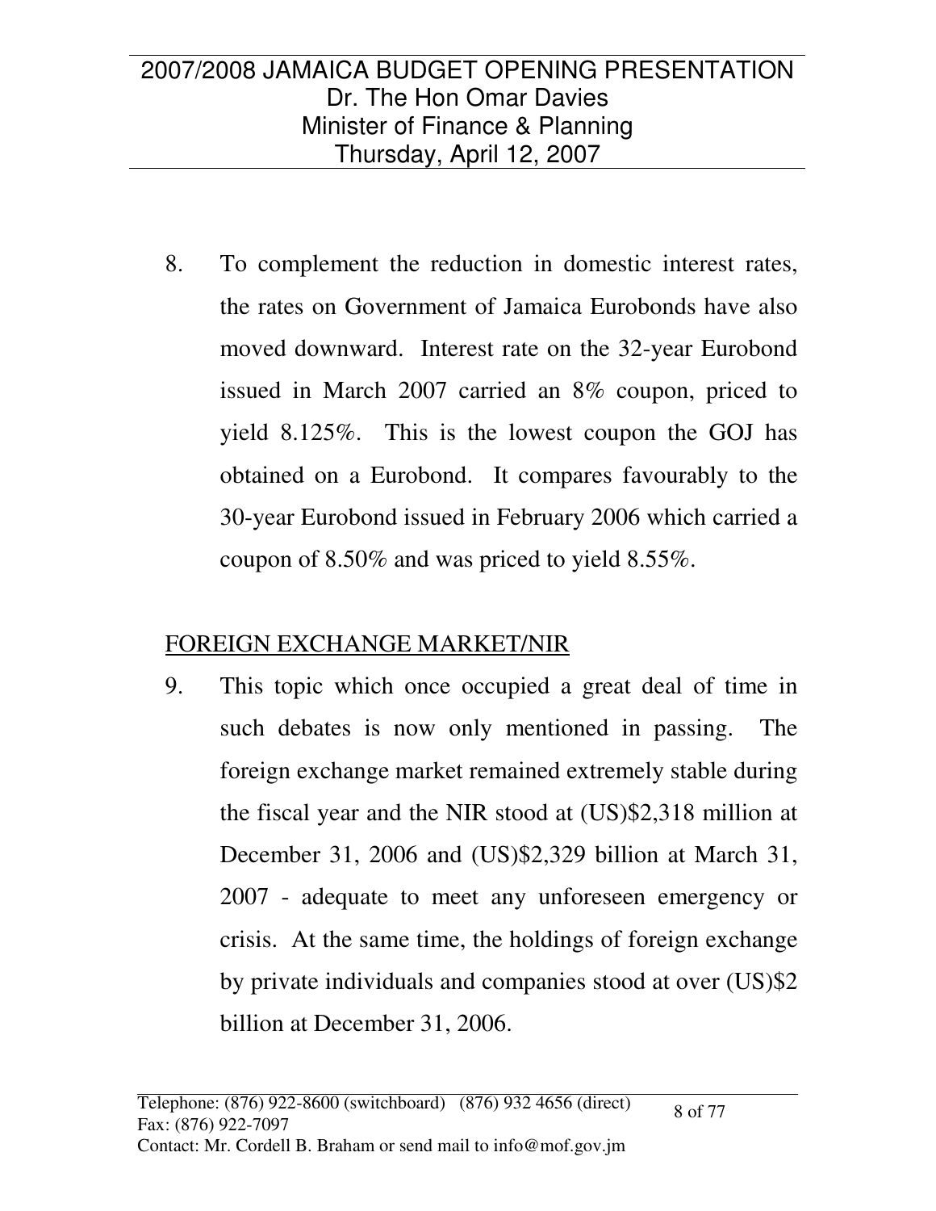8. To complement the reduction in domestic interest rates, the rates on Government of Jamaica Eurobonds have also moved downward. Interest rate on the 32-year Eurobond issued in March 2007 carried an 8% coupon, priced to yield 8.125%. This is the lowest coupon the GOJ has obtained on a Eurobond. It compares favourably to the 30-year Eurobond issued in February 2006 which carried a coupon of 8.50% and was priced to yield 8.55%.

## FOREIGN EXCHANGE MARKET/NIR

9. This topic which once occupied a great deal of time in such debates is now only mentioned in passing. The foreign exchange market remained extremely stable during the fiscal year and the NIR stood at (US)$2,318 million at December 31, 2006 and (US)$2,329 billion at March 31, 2007 - adequate to meet any unforeseen emergency or crisis. At the same time, the holdings of foreign exchange by private individuals and companies stood at over (US)$2 billion at December 31, 2006.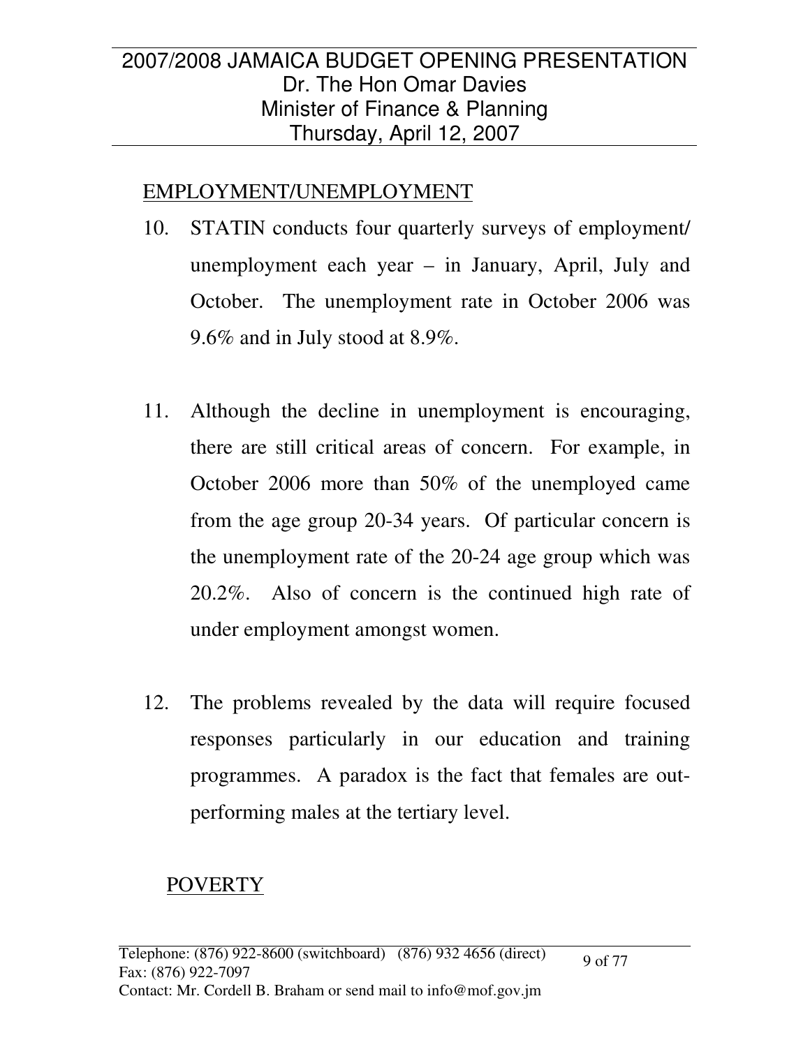## EMPLOYMENT/UNEMPLOYMENT

10. STATIN conducts four quarterly surveys of employment/ unemployment each year – in January, April, July and October. The unemployment rate in October 2006 was 9.6% and in July stood at 8.9%.

11. Although the decline in unemployment is encouraging, there are still critical areas of concern. For example, in October 2006 more than 50% of the unemployed came from the age group 20-34 years. Of particular concern is the unemployment rate of the 20-24 age group which was 20.2%. Also of concern is the continued high rate of under employment amongst women.

12. The problems revealed by the data will require focused responses particularly in our education and training programmes. A paradox is the fact that females are out-performing males at the tertiary level.

## POVERTY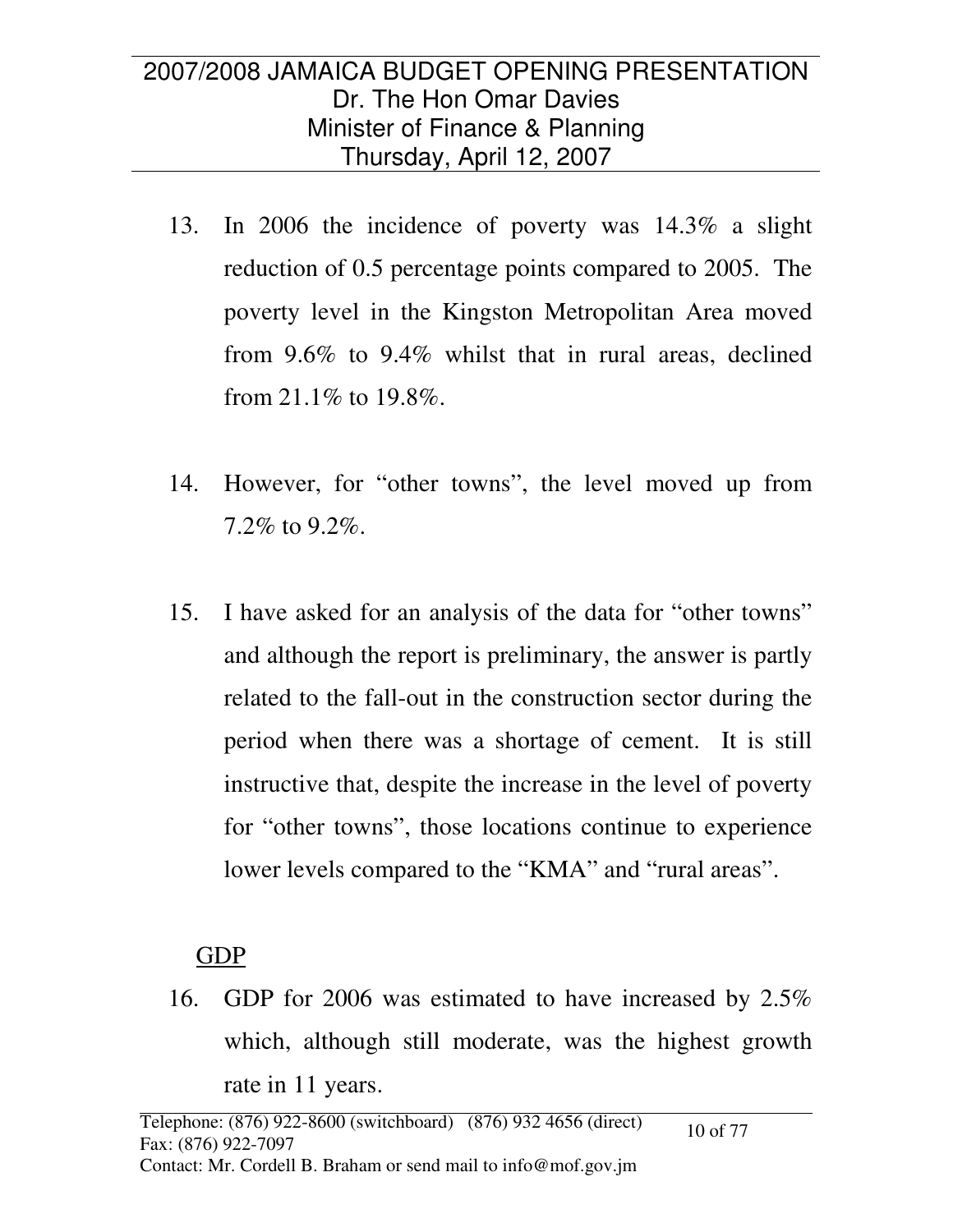13. In 2006 the incidence of poverty was 14.3% a slight reduction of 0.5 percentage points compared to 2005. The poverty level in the Kingston Metropolitan Area moved from 9.6% to 9.4% whilst that in rural areas, declined from 21.1% to 19.8%.

14. However, for "other towns", the level moved up from 7.2% to 9.2%.

15. I have asked for an analysis of the data for "other towns" and although the report is preliminary, the answer is partly related to the fall-out in the construction sector during the period when there was a shortage of cement. It is still instructive that, despite the increase in the level of poverty for "other towns", those locations continue to experience lower levels compared to the "KMA" and "rural areas".

## GDP

16. GDP for 2006 was estimated to have increased by 2.5% which, although still moderate, was the highest growth rate in 11 years.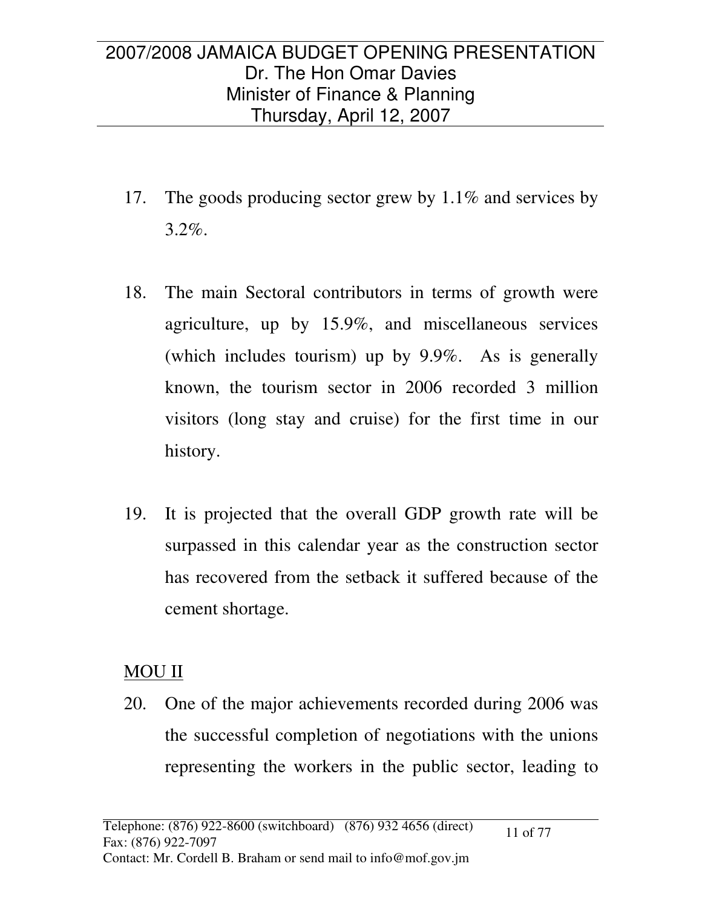17. The goods producing sector grew by 1.1% and services by 3.2%.

18. The main Sectoral contributors in terms of growth were agriculture, up by 15.9%, and miscellaneous services (which includes tourism) up by 9.9%. As is generally known, the tourism sector in 2006 recorded 3 million visitors (long stay and cruise) for the first time in our history.

19. It is projected that the overall GDP growth rate will be surpassed in this calendar year as the construction sector has recovered from the setback it suffered because of the cement shortage.

<u>MOU II</u>

20. One of the major achievements recorded during 2006 was the successful completion of negotiations with the unions representing the workers in the public sector, leading to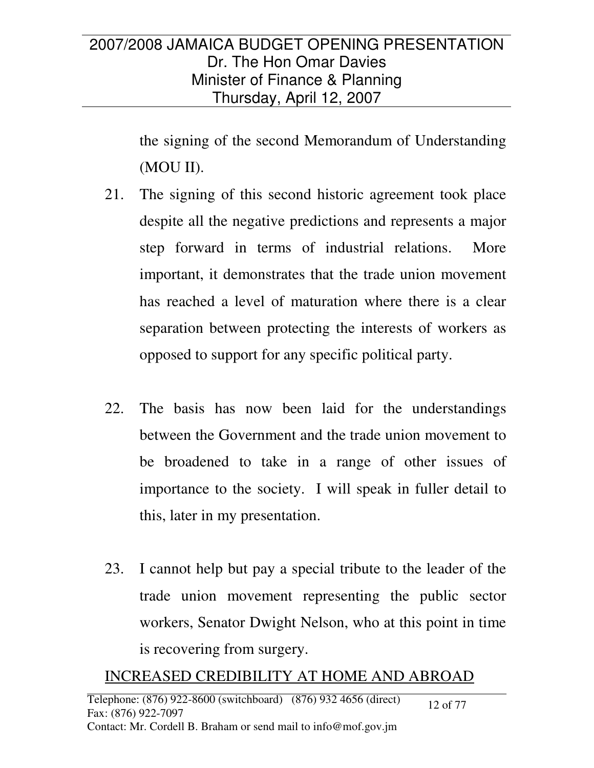the signing of the second Memorandum of Understanding (MOU II).

21. The signing of this second historic agreement took place despite all the negative predictions and represents a major step forward in terms of industrial relations. More important, it demonstrates that the trade union movement has reached a level of maturation where there is a clear separation between protecting the interests of workers as opposed to support for any specific political party.

22. The basis has now been laid for the understandings between the Government and the trade union movement to be broadened to take in a range of other issues of importance to the society. I will speak in fuller detail to this, later in my presentation.

23. I cannot help but pay a special tribute to the leader of the trade union movement representing the public sector workers, Senator Dwight Nelson, who at this point in time is recovering from surgery.

## INCREASED CREDIBILITY AT HOME AND ABROAD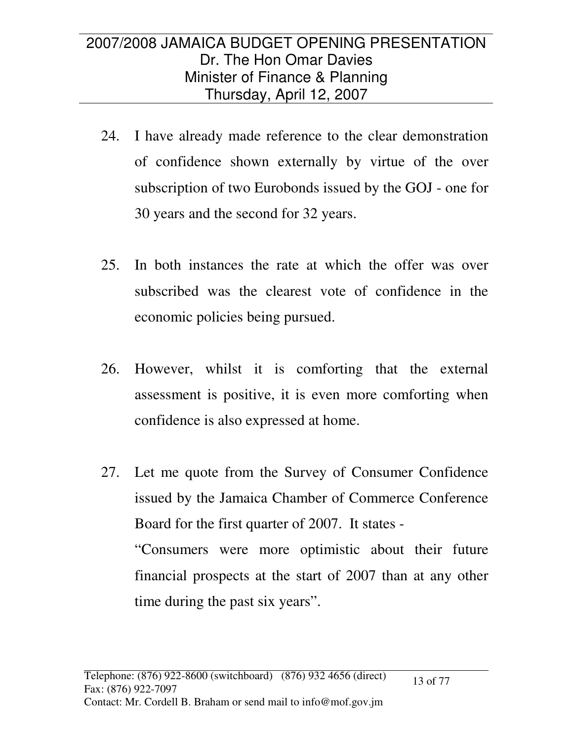24. I have already made reference to the clear demonstration of confidence shown externally by virtue of the over subscription of two Eurobonds issued by the GOJ - one for 30 years and the second for 32 years.

25. In both instances the rate at which the offer was over subscribed was the clearest vote of confidence in the economic policies being pursued.

26. However, whilst it is comforting that the external assessment is positive, it is even more comforting when confidence is also expressed at home.

27. Let me quote from the Survey of Consumer Confidence issued by the Jamaica Chamber of Commerce Conference Board for the first quarter of 2007. It states -

    "Consumers were more optimistic about their future financial prospects at the start of 2007 than at any other time during the past six years".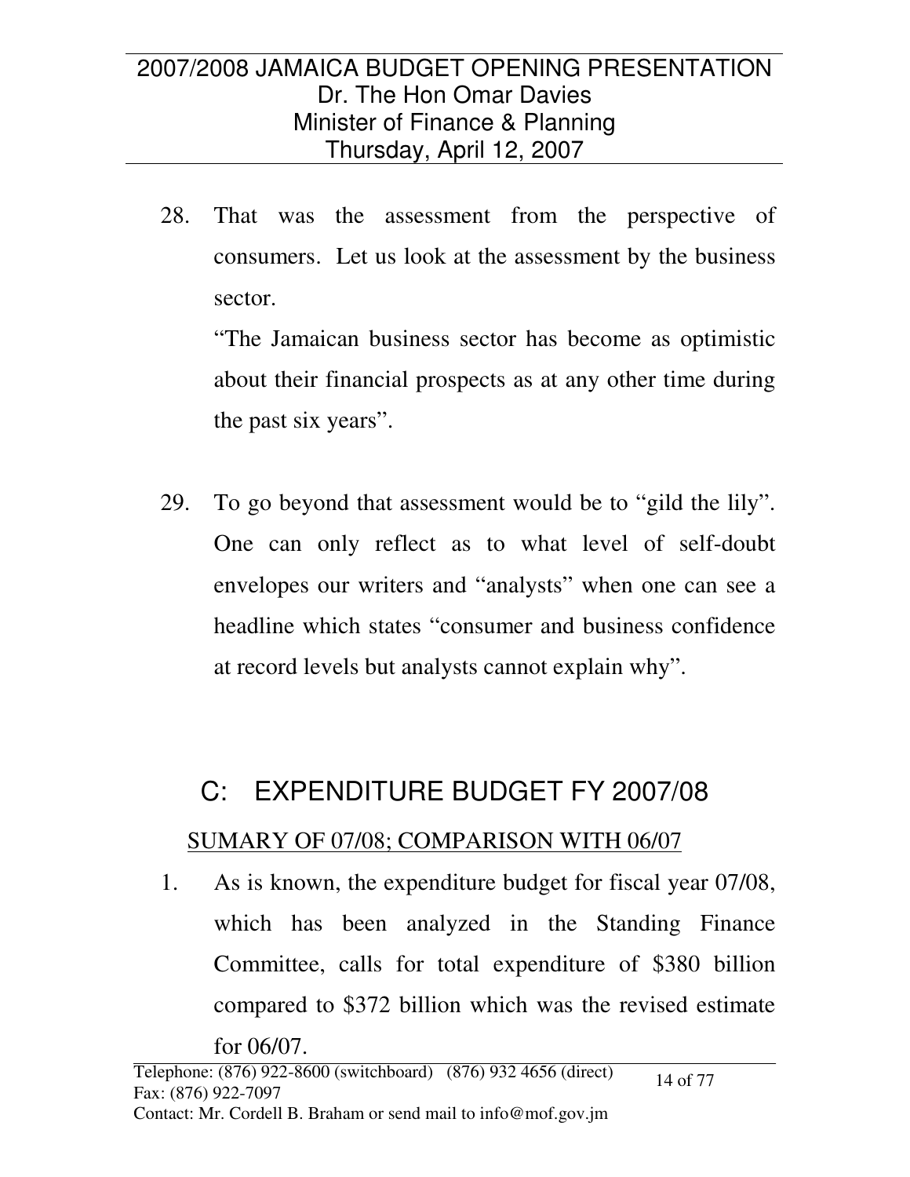28. That was the assessment from the perspective of consumers. Let us look at the assessment by the business sector.

    "The Jamaican business sector has become as optimistic about their financial prospects as at any other time during the past six years".

29. To go beyond that assessment would be to "gild the lily". One can only reflect as to what level of self-doubt envelopes our writers and "analysts" when one can see a headline which states "consumer and business confidence at record levels but analysts cannot explain why".

## C: EXPENDITURE BUDGET FY 2007/08

SUMARY OF 07/08; COMPARISON WITH 06/07

1. As is known, the expenditure budget for fiscal year 07/08, which has been analyzed in the Standing Finance Committee, calls for total expenditure of $380 billion compared to $372 billion which was the revised estimate for 06/07.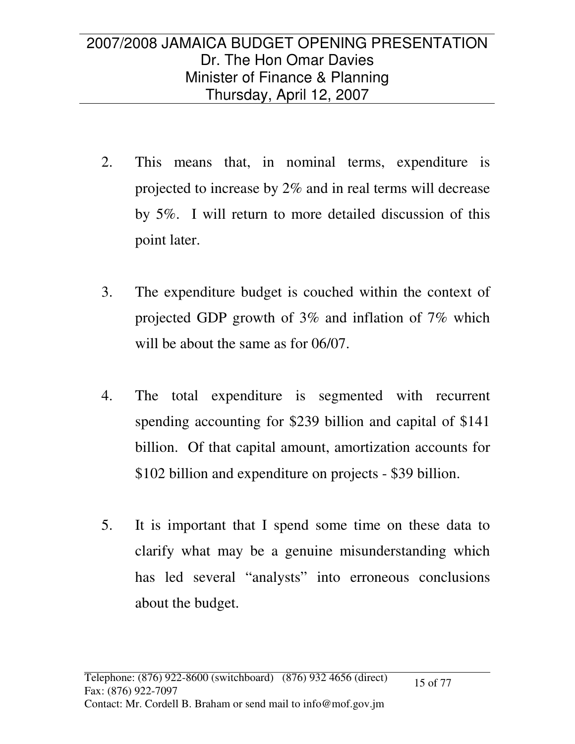2. This means that, in nominal terms, expenditure is projected to increase by 2% and in real terms will decrease by 5%. I will return to more detailed discussion of this point later.

3. The expenditure budget is couched within the context of projected GDP growth of 3% and inflation of 7% which will be about the same as for 06/07.

4. The total expenditure is segmented with recurrent spending accounting for $239 billion and capital of $141 billion. Of that capital amount, amortization accounts for $102 billion and expenditure on projects - $39 billion.

5. It is important that I spend some time on these data to clarify what may be a genuine misunderstanding which has led several "analysts" into erroneous conclusions about the budget.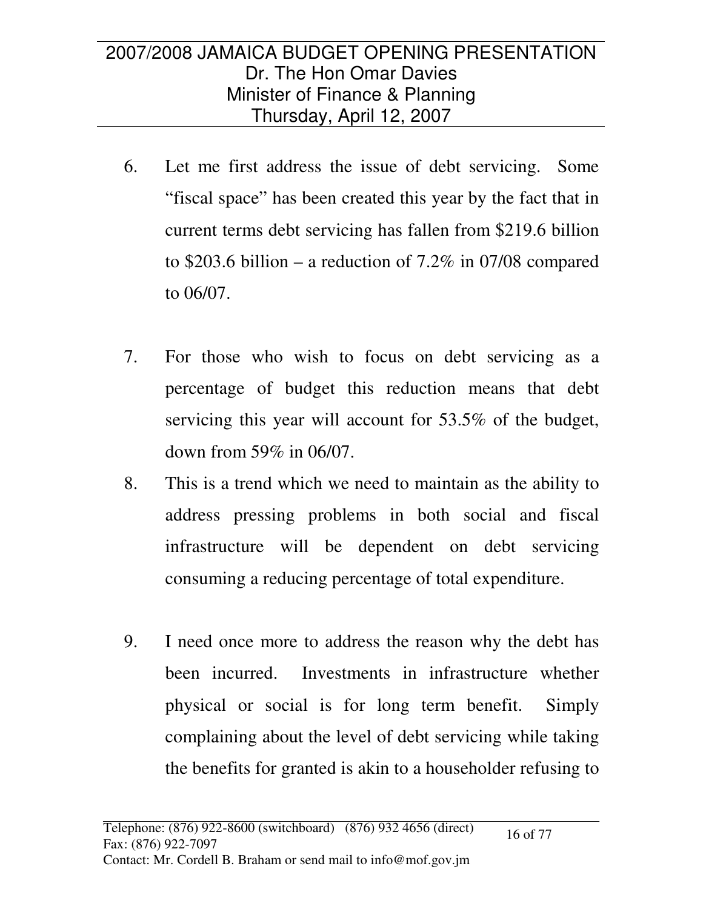6. Let me first address the issue of debt servicing. Some "fiscal space" has been created this year by the fact that in current terms debt servicing has fallen from $219.6 billion to $203.6 billion – a reduction of 7.2% in 07/08 compared to 06/07.

7. For those who wish to focus on debt servicing as a percentage of budget this reduction means that debt servicing this year will account for 53.5% of the budget, down from 59% in 06/07.

8. This is a trend which we need to maintain as the ability to address pressing problems in both social and fiscal infrastructure will be dependent on debt servicing consuming a reducing percentage of total expenditure.

9. I need once more to address the reason why the debt has been incurred. Investments in infrastructure whether physical or social is for long term benefit. Simply complaining about the level of debt servicing while taking the benefits for granted is akin to a householder refusing to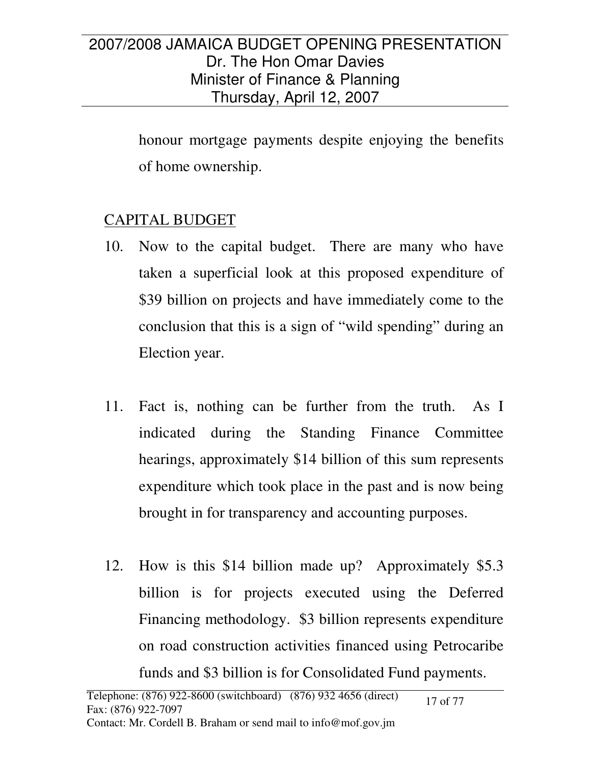honour mortgage payments despite enjoying the benefits of home ownership.

## CAPITAL BUDGET

10. Now to the capital budget. There are many who have taken a superficial look at this proposed expenditure of $39 billion on projects and have immediately come to the conclusion that this is a sign of "wild spending" during an Election year.

11. Fact is, nothing can be further from the truth. As I indicated during the Standing Finance Committee hearings, approximately $14 billion of this sum represents expenditure which took place in the past and is now being brought in for transparency and accounting purposes.

12. How is this $14 billion made up? Approximately $5.3 billion is for projects executed using the Deferred Financing methodology. $3 billion represents expenditure on road construction activities financed using Petrocaribe funds and $3 billion is for Consolidated Fund payments.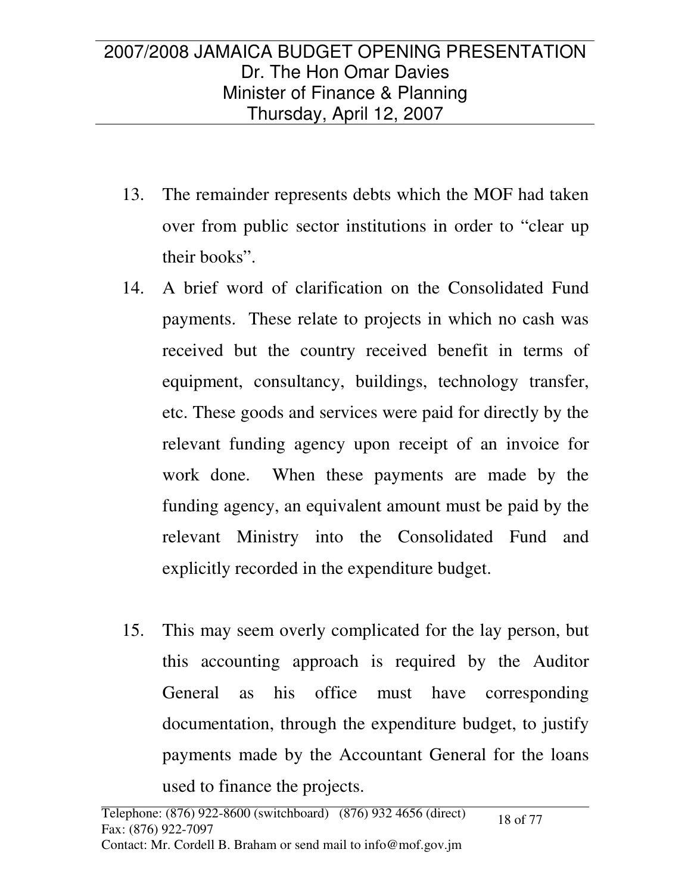13. The remainder represents debts which the MOF had taken over from public sector institutions in order to “clear up their books”.

14. A brief word of clarification on the Consolidated Fund payments. These relate to projects in which no cash was received but the country received benefit in terms of equipment, consultancy, buildings, technology transfer, etc. These goods and services were paid for directly by the relevant funding agency upon receipt of an invoice for work done. When these payments are made by the funding agency, an equivalent amount must be paid by the relevant Ministry into the Consolidated Fund and explicitly recorded in the expenditure budget.

15. This may seem overly complicated for the lay person, but this accounting approach is required by the Auditor General as his office must have corresponding documentation, through the expenditure budget, to justify payments made by the Accountant General for the loans used to finance the projects.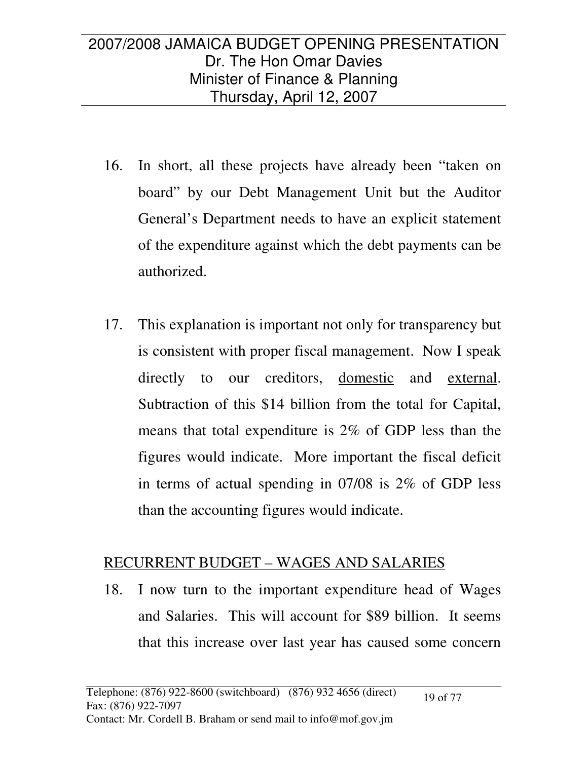16. In short, all these projects have already been "taken on board" by our Debt Management Unit but the Auditor General's Department needs to have an explicit statement of the expenditure against which the debt payments can be authorized.

17. This explanation is important not only for transparency but is consistent with proper fiscal management. Now I speak directly to our creditors, domestic and external. Subtraction of this $14 billion from the total for Capital, means that total expenditure is 2% of GDP less than the figures would indicate. More important the fiscal deficit in terms of actual spending in 07/08 is 2% of GDP less than the accounting figures would indicate.

## RECURRENT BUDGET – WAGES AND SALARIES

18. I now turn to the important expenditure head of Wages and Salaries. This will account for $89 billion. It seems that this increase over last year has caused some concern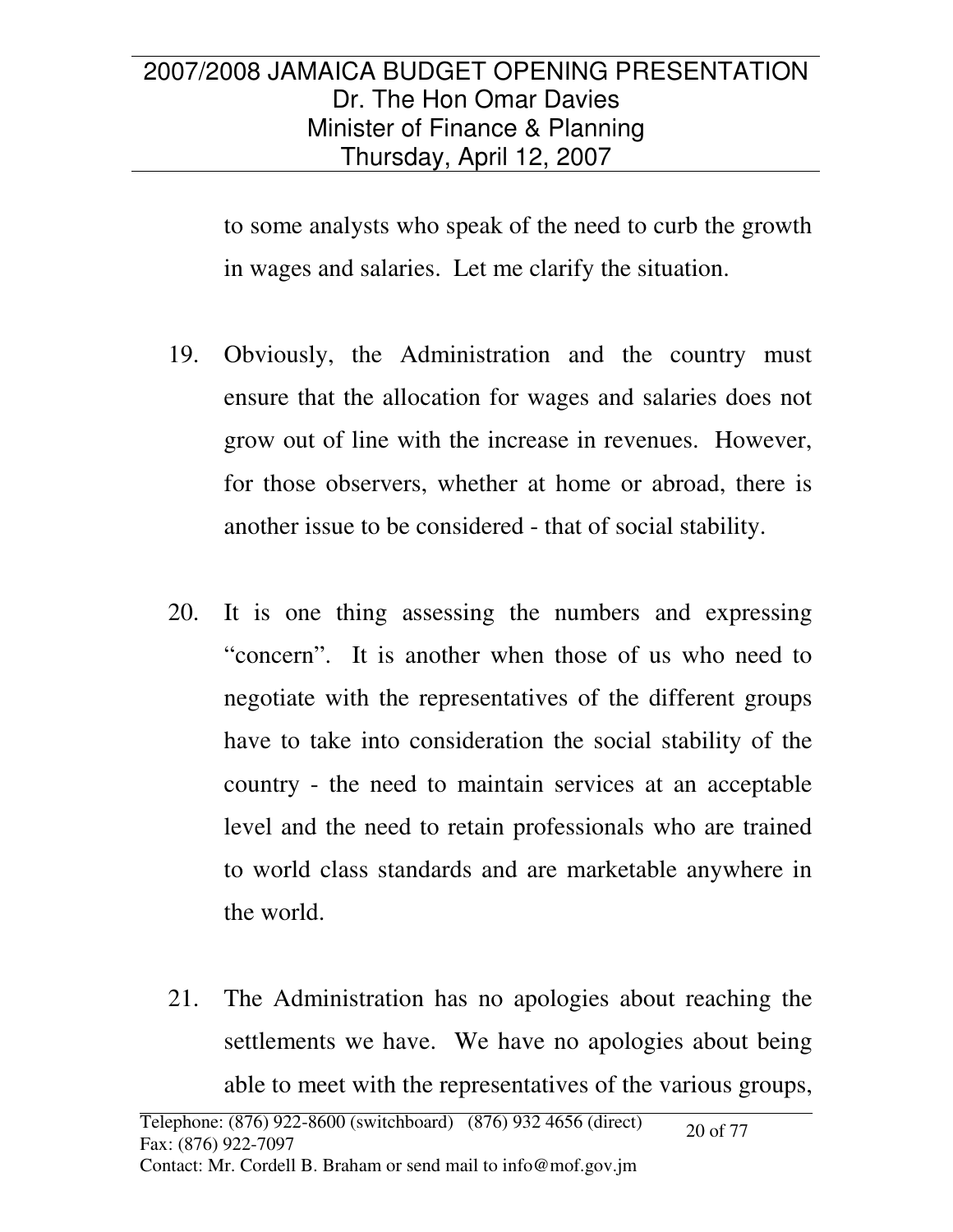to some analysts who speak of the need to curb the growth in wages and salaries. Let me clarify the situation.

19. Obviously, the Administration and the country must ensure that the allocation for wages and salaries does not grow out of line with the increase in revenues. However, for those observers, whether at home or abroad, there is another issue to be considered - that of social stability.

20. It is one thing assessing the numbers and expressing "concern". It is another when those of us who need to negotiate with the representatives of the different groups have to take into consideration the social stability of the country - the need to maintain services at an acceptable level and the need to retain professionals who are trained to world class standards and are marketable anywhere in the world.

21. The Administration has no apologies about reaching the settlements we have. We have no apologies about being able to meet with the representatives of the various groups,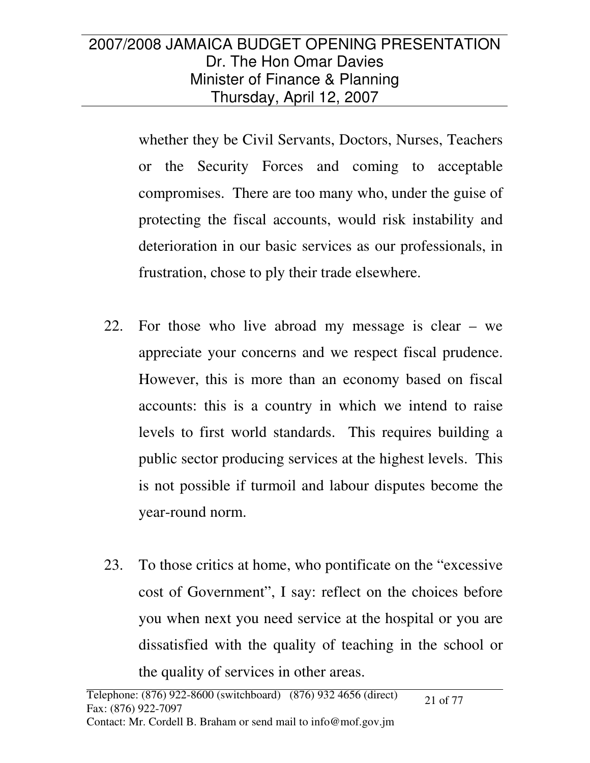whether they be Civil Servants, Doctors, Nurses, Teachers or the Security Forces and coming to acceptable compromises. There are too many who, under the guise of protecting the fiscal accounts, would risk instability and deterioration in our basic services as our professionals, in frustration, chose to ply their trade elsewhere.

22. For those who live abroad my message is clear – we appreciate your concerns and we respect fiscal prudence. However, this is more than an economy based on fiscal accounts: this is a country in which we intend to raise levels to first world standards. This requires building a public sector producing services at the highest levels. This is not possible if turmoil and labour disputes become the year-round norm.

23. To those critics at home, who pontificate on the "excessive cost of Government", I say: reflect on the choices before you when next you need service at the hospital or you are dissatisfied with the quality of teaching in the school or the quality of services in other areas.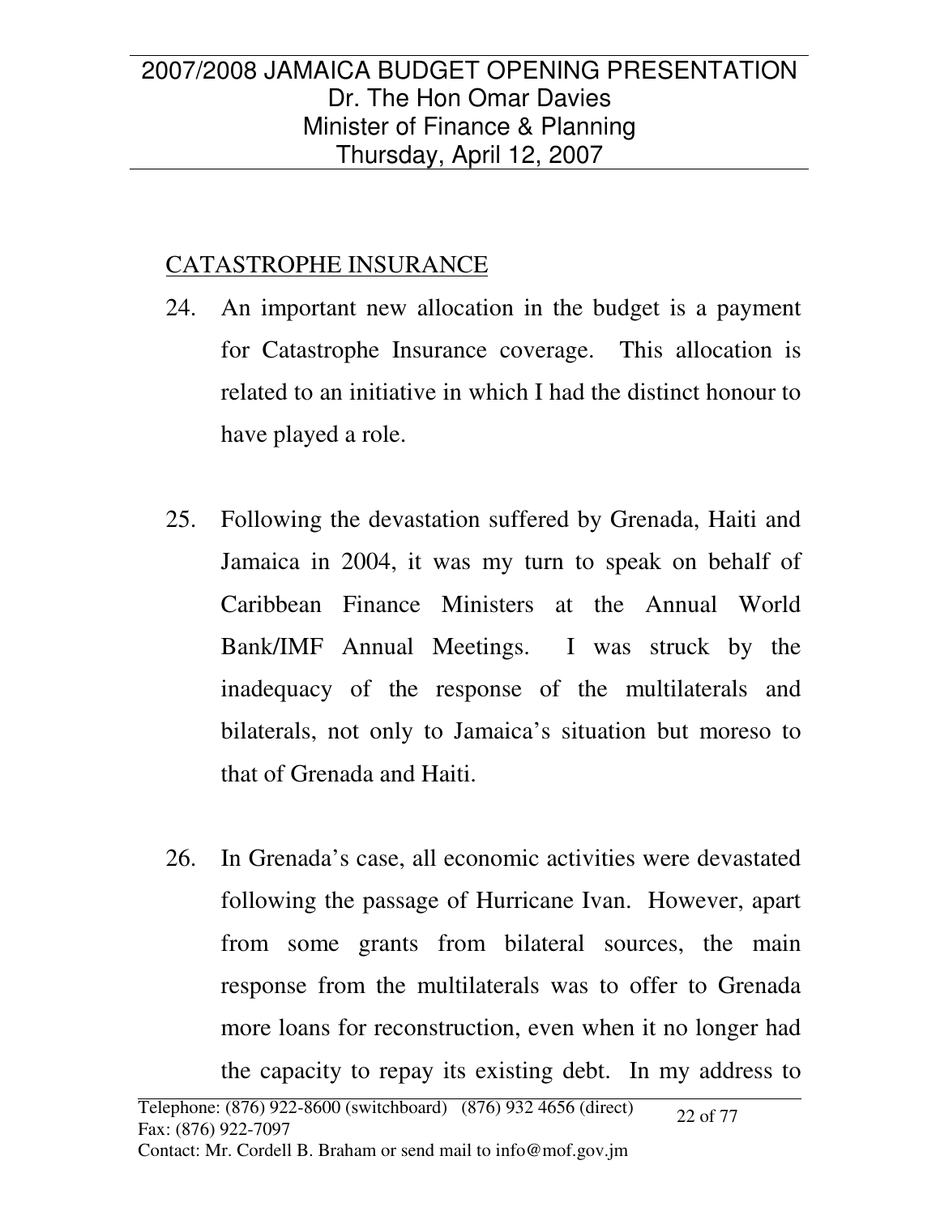## CATASTROPHE INSURANCE

24. An important new allocation in the budget is a payment for Catastrophe Insurance coverage. This allocation is related to an initiative in which I had the distinct honour to have played a role.

25. Following the devastation suffered by Grenada, Haiti and Jamaica in 2004, it was my turn to speak on behalf of Caribbean Finance Ministers at the Annual World Bank/IMF Annual Meetings. I was struck by the inadequacy of the response of the multilaterals and bilaterals, not only to Jamaica's situation but moreso to that of Grenada and Haiti.

26. In Grenada's case, all economic activities were devastated following the passage of Hurricane Ivan. However, apart from some grants from bilateral sources, the main response from the multilaterals was to offer to Grenada more loans for reconstruction, even when it no longer had the capacity to repay its existing debt. In my address to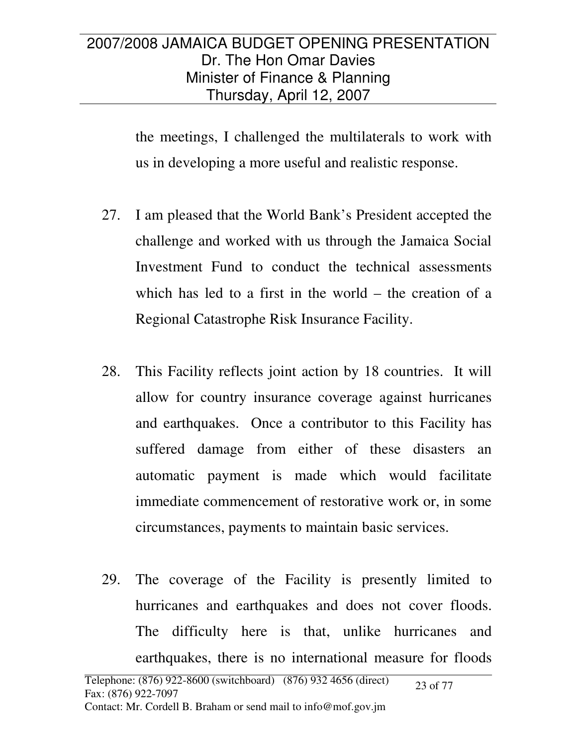the meetings, I challenged the multilaterals to work with us in developing a more useful and realistic response.

27. I am pleased that the World Bank's President accepted the challenge and worked with us through the Jamaica Social Investment Fund to conduct the technical assessments which has led to a first in the world – the creation of a Regional Catastrophe Risk Insurance Facility.

28. This Facility reflects joint action by 18 countries. It will allow for country insurance coverage against hurricanes and earthquakes. Once a contributor to this Facility has suffered damage from either of these disasters an automatic payment is made which would facilitate immediate commencement of restorative work or, in some circumstances, payments to maintain basic services.

29. The coverage of the Facility is presently limited to hurricanes and earthquakes and does not cover floods. The difficulty here is that, unlike hurricanes and earthquakes, there is no international measure for floods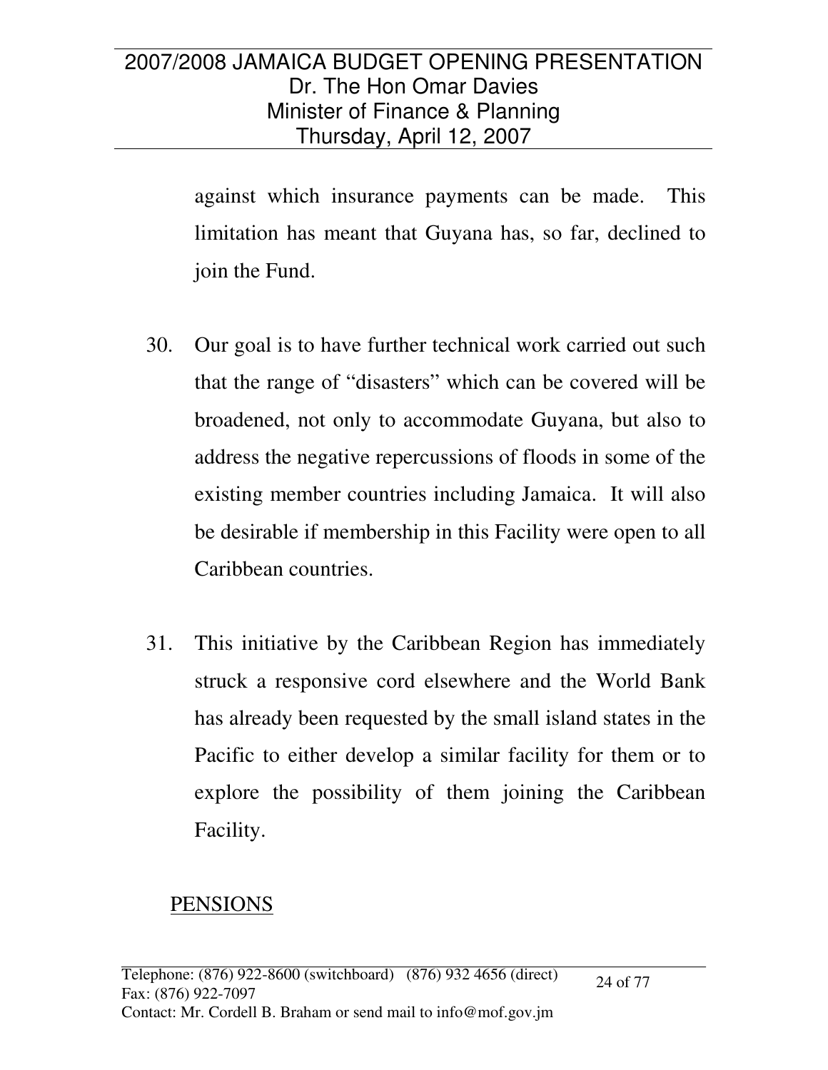against which insurance payments can be made. This limitation has meant that Guyana has, so far, declined to join the Fund.

30. Our goal is to have further technical work carried out such that the range of "disasters" which can be covered will be broadened, not only to accommodate Guyana, but also to address the negative repercussions of floods in some of the existing member countries including Jamaica. It will also be desirable if membership in this Facility were open to all Caribbean countries.

31. This initiative by the Caribbean Region has immediately struck a responsive cord elsewhere and the World Bank has already been requested by the small island states in the Pacific to either develop a similar facility for them or to explore the possibility of them joining the Caribbean Facility.

## PENSIONS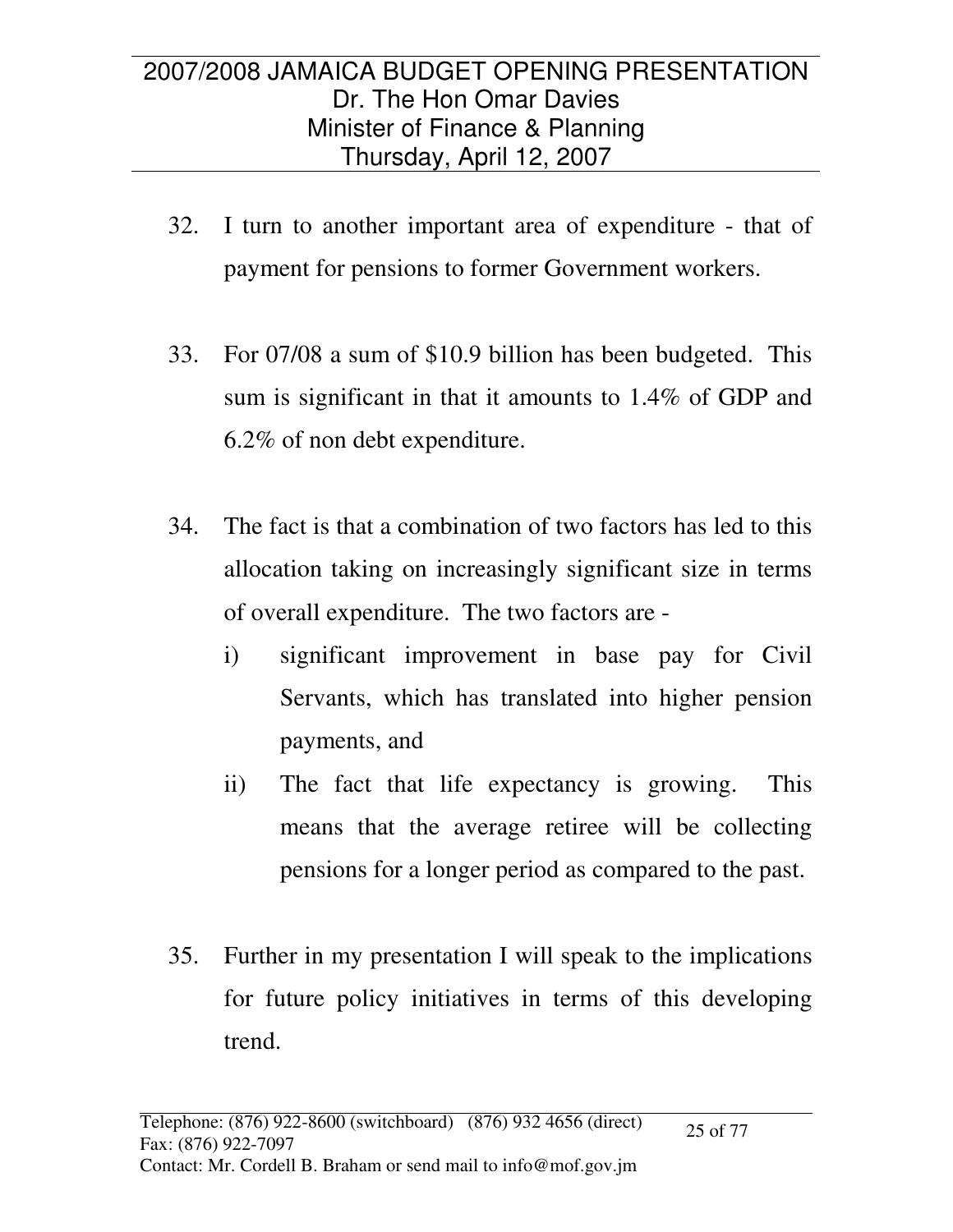32. I turn to another important area of expenditure - that of payment for pensions to former Government workers.

33. For 07/08 a sum of $10.9 billion has been budgeted. This sum is significant in that it amounts to 1.4% of GDP and 6.2% of non debt expenditure.

34. The fact is that a combination of two factors has led to this allocation taking on increasingly significant size in terms of overall expenditure. The two factors are -

    i) significant improvement in base pay for Civil Servants, which has translated into higher pension payments, and

    ii) The fact that life expectancy is growing. This means that the average retiree will be collecting pensions for a longer period as compared to the past.

35. Further in my presentation I will speak to the implications for future policy initiatives in terms of this developing trend.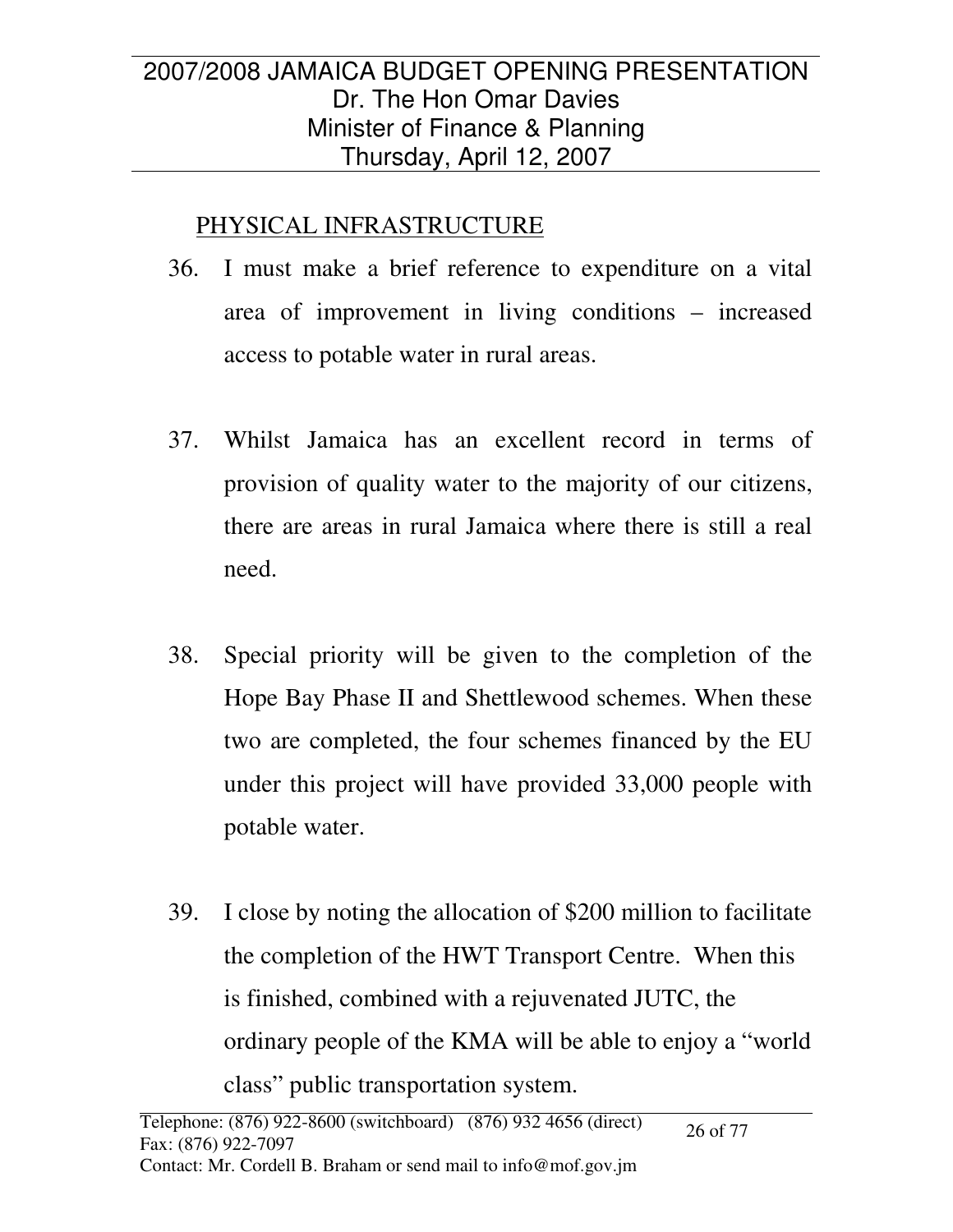## PHYSICAL INFRASTRUCTURE

36. I must make a brief reference to expenditure on a vital area of improvement in living conditions – increased access to potable water in rural areas.

37. Whilst Jamaica has an excellent record in terms of provision of quality water to the majority of our citizens, there are areas in rural Jamaica where there is still a real need.

38. Special priority will be given to the completion of the Hope Bay Phase II and Shettlewood schemes. When these two are completed, the four schemes financed by the EU under this project will have provided 33,000 people with potable water.

39. I close by noting the allocation of $200 million to facilitate the completion of the HWT Transport Centre. When this is finished, combined with a rejuvenated JUTC, the ordinary people of the KMA will be able to enjoy a "world class" public transportation system.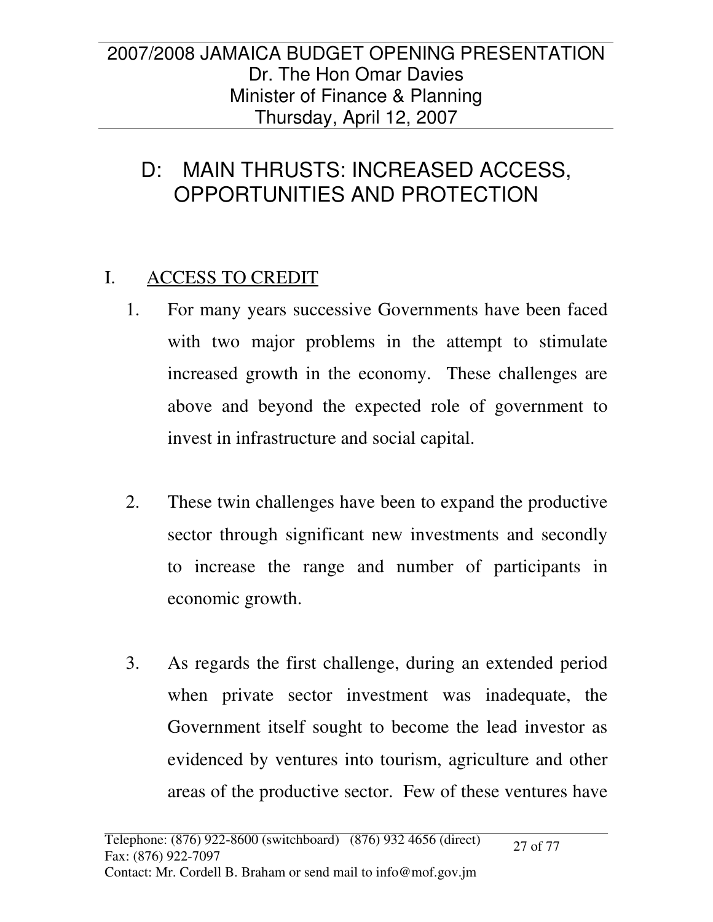## D: MAIN THRUSTS: INCREASED ACCESS, OPPORTUNITIES AND PROTECTION

### I. ACCESS TO CREDIT

1. For many years successive Governments have been faced with two major problems in the attempt to stimulate increased growth in the economy. These challenges are above and beyond the expected role of government to invest in infrastructure and social capital.

2. These twin challenges have been to expand the productive sector through significant new investments and secondly to increase the range and number of participants in economic growth.

3. As regards the first challenge, during an extended period when private sector investment was inadequate, the Government itself sought to become the lead investor as evidenced by ventures into tourism, agriculture and other areas of the productive sector. Few of these ventures have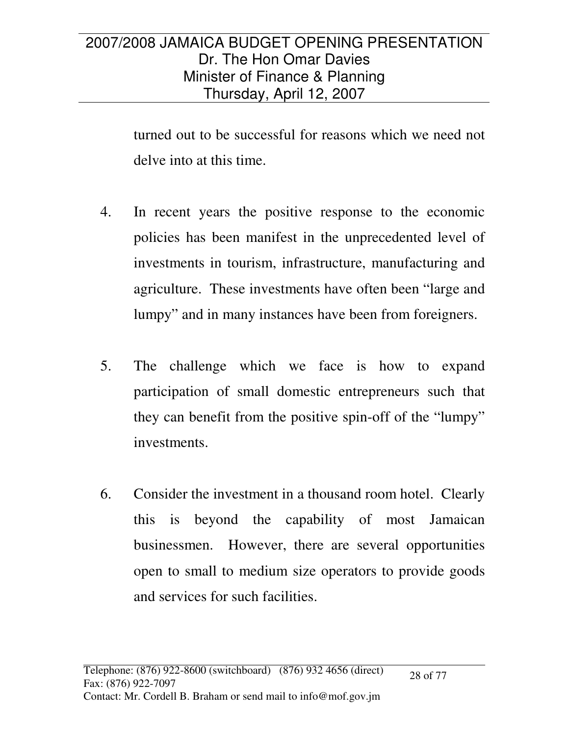turned out to be successful for reasons which we need not delve into at this time.

4. In recent years the positive response to the economic policies has been manifest in the unprecedented level of investments in tourism, infrastructure, manufacturing and agriculture. These investments have often been "large and lumpy" and in many instances have been from foreigners.

5. The challenge which we face is how to expand participation of small domestic entrepreneurs such that they can benefit from the positive spin-off of the "lumpy" investments.

6. Consider the investment in a thousand room hotel. Clearly this is beyond the capability of most Jamaican businessmen. However, there are several opportunities open to small to medium size operators to provide goods and services for such facilities.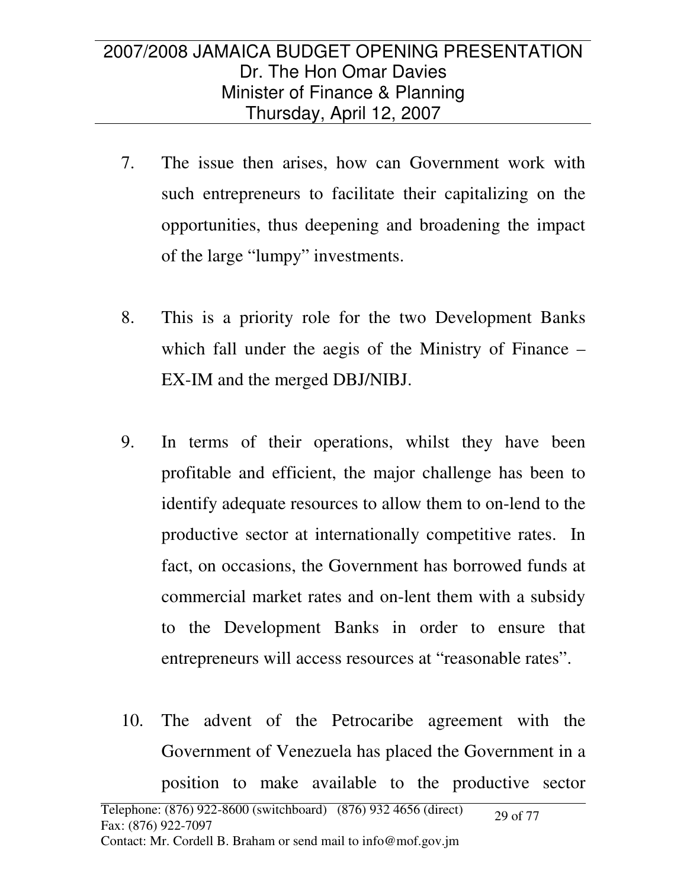7. The issue then arises, how can Government work with such entrepreneurs to facilitate their capitalizing on the opportunities, thus deepening and broadening the impact of the large “lumpy” investments.

8. This is a priority role for the two Development Banks which fall under the aegis of the Ministry of Finance – EX-IM and the merged DBJ/NIBJ.

9. In terms of their operations, whilst they have been profitable and efficient, the major challenge has been to identify adequate resources to allow them to on-lend to the productive sector at internationally competitive rates. In fact, on occasions, the Government has borrowed funds at commercial market rates and on-lent them with a subsidy to the Development Banks in order to ensure that entrepreneurs will access resources at “reasonable rates”.

10. The advent of the Petrocaribe agreement with the Government of Venezuela has placed the Government in a position to make available to the productive sector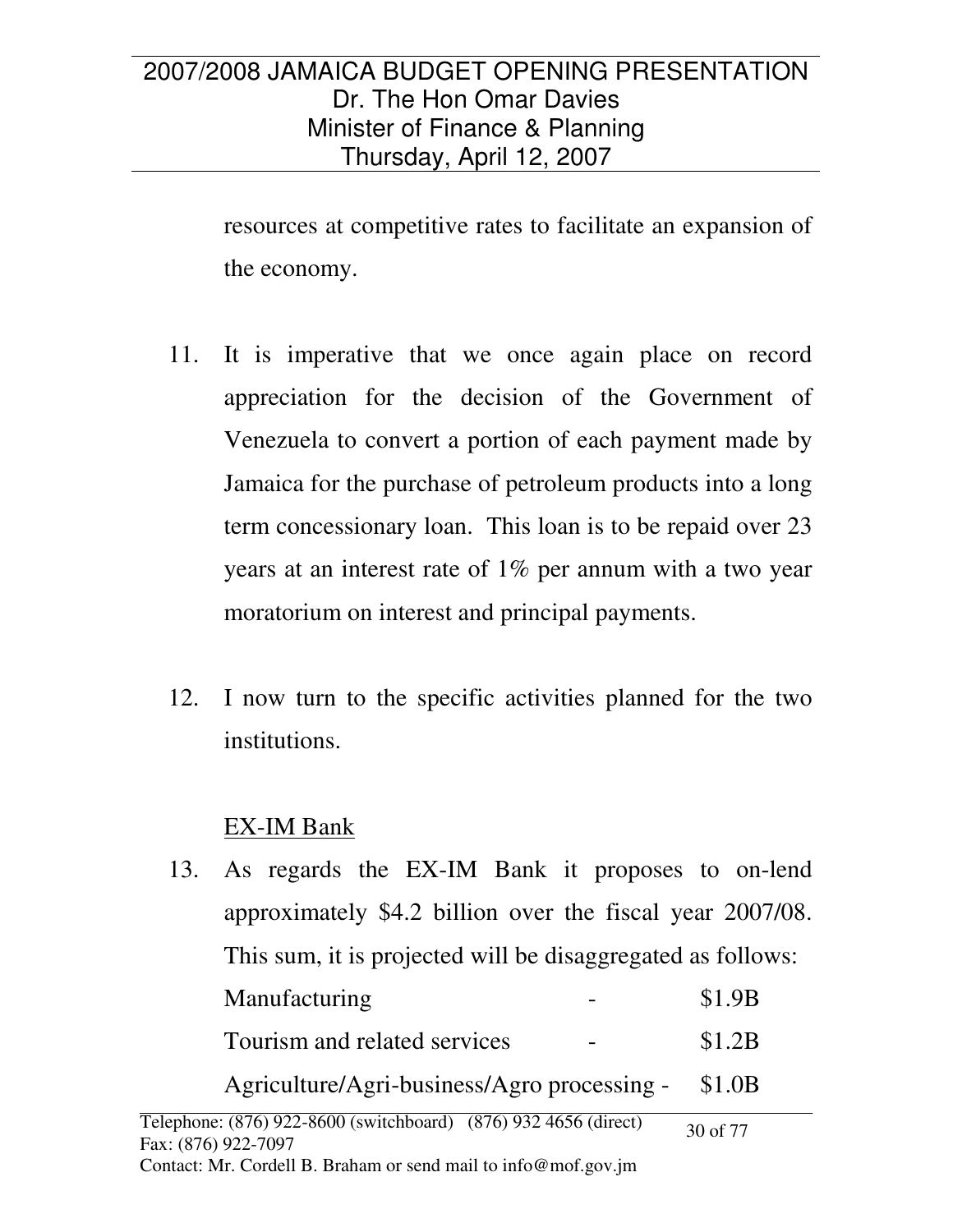resources at competitive rates to facilitate an expansion of the economy.

11. It is imperative that we once again place on record appreciation for the decision of the Government of Venezuela to convert a portion of each payment made by Jamaica for the purchase of petroleum products into a long term concessionary loan. This loan is to be repaid over 23 years at an interest rate of 1% per annum with a two year moratorium on interest and principal payments.

12. I now turn to the specific activities planned for the two institutions.

<u>EX-IM Bank</u>

13. As regards the EX-IM Bank it proposes to on-lend approximately $4.2 billion over the fiscal year 2007/08. This sum, it is projected will be disaggregated as follows:

| | | |
|---|---|---|
| Manufacturing | - | $1.9B |
| Tourism and related services | - | $1.2B |
| Agriculture/Agri-business/Agro processing | - | $1.0B |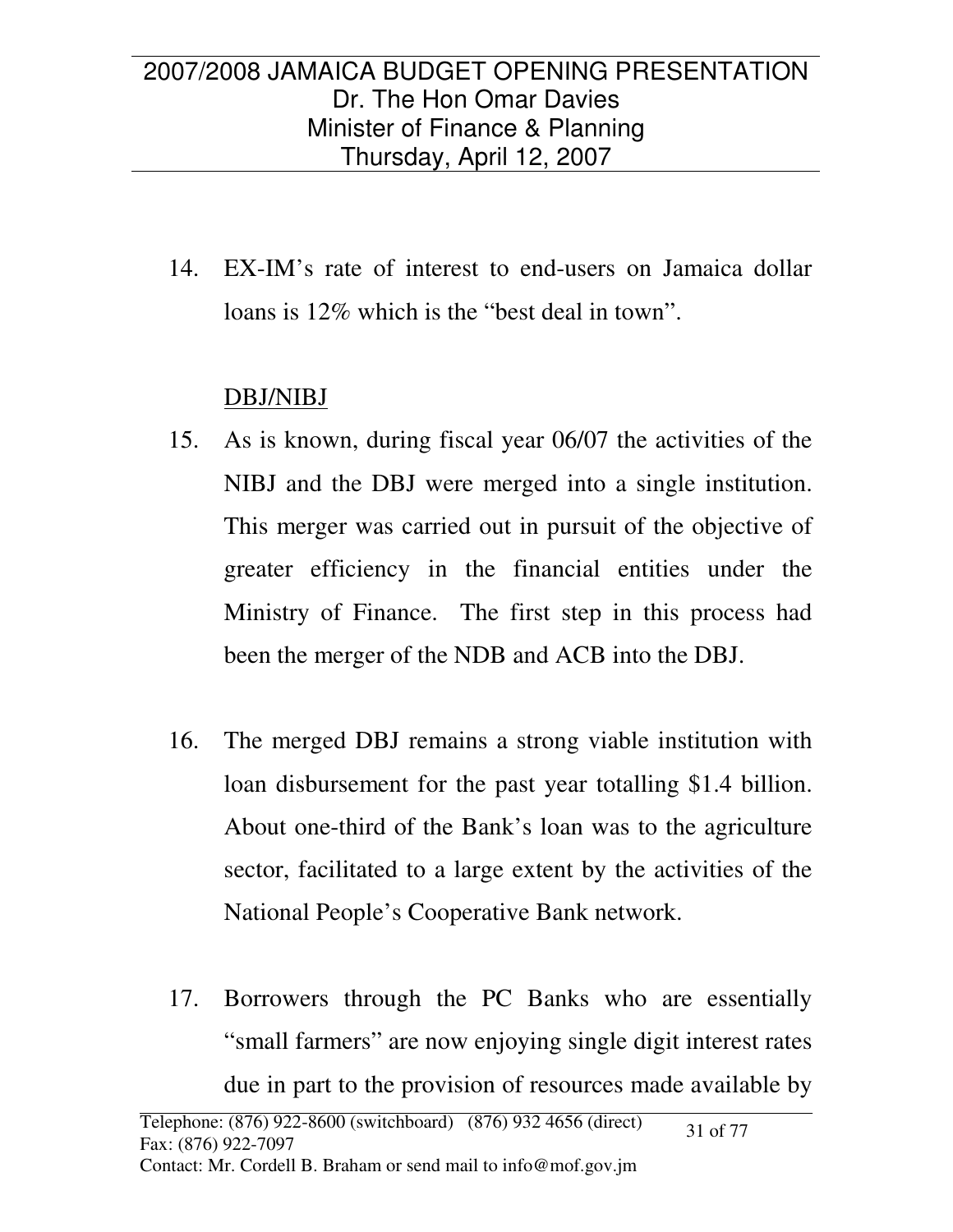14. EX-IM's rate of interest to end-users on Jamaica dollar loans is 12% which is the "best deal in town".

<u>DBJ/NIBJ</u>

15. As is known, during fiscal year 06/07 the activities of the NIBJ and the DBJ were merged into a single institution. This merger was carried out in pursuit of the objective of greater efficiency in the financial entities under the Ministry of Finance. The first step in this process had been the merger of the NDB and ACB into the DBJ.

16. The merged DBJ remains a strong viable institution with loan disbursement for the past year totalling $1.4 billion. About one-third of the Bank's loan was to the agriculture sector, facilitated to a large extent by the activities of the National People's Cooperative Bank network.

17. Borrowers through the PC Banks who are essentially "small farmers" are now enjoying single digit interest rates due in part to the provision of resources made available by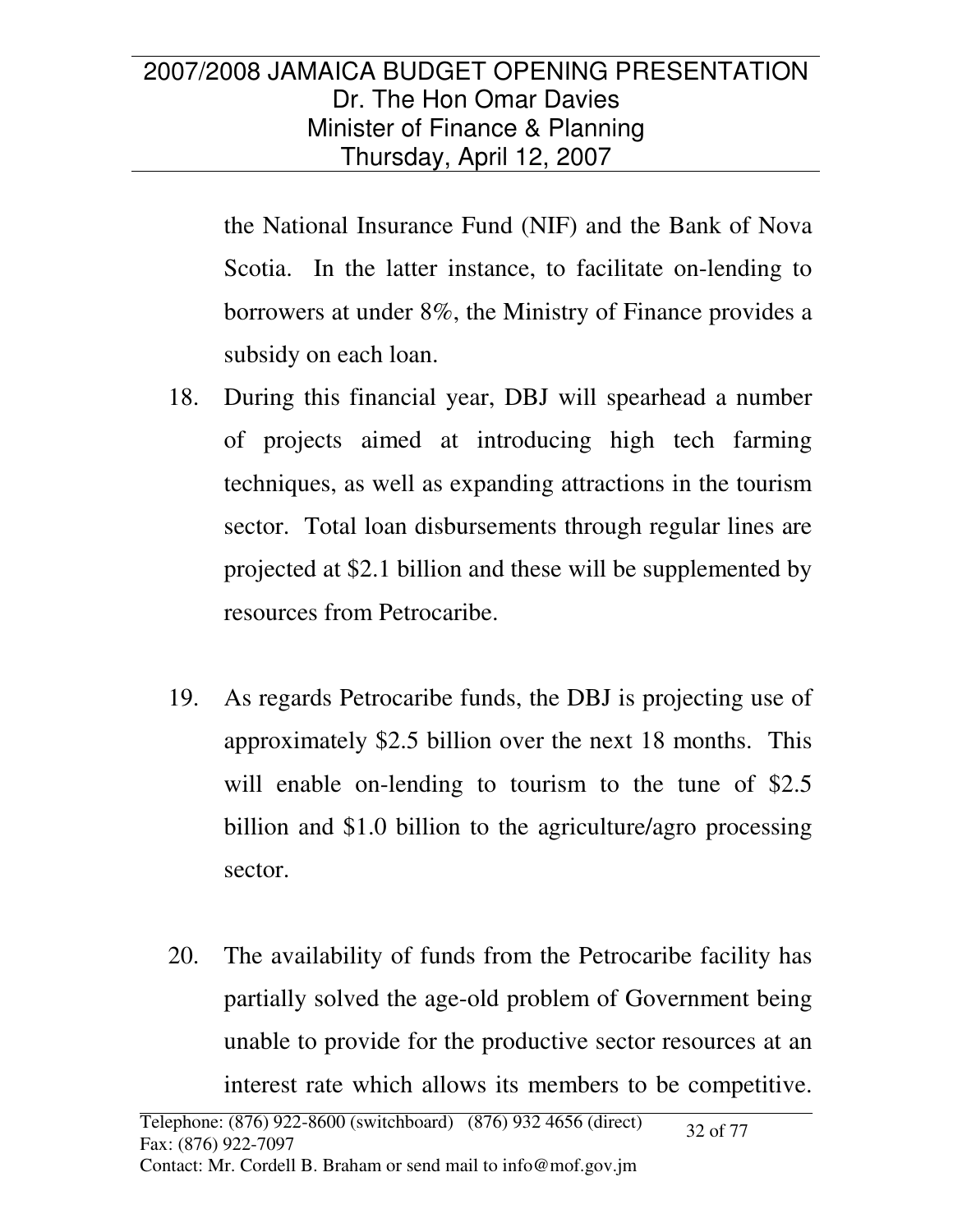the National Insurance Fund (NIF) and the Bank of Nova Scotia. In the latter instance, to facilitate on-lending to borrowers at under 8%, the Ministry of Finance provides a subsidy on each loan.

18. During this financial year, DBJ will spearhead a number of projects aimed at introducing high tech farming techniques, as well as expanding attractions in the tourism sector. Total loan disbursements through regular lines are projected at $2.1 billion and these will be supplemented by resources from Petrocaribe.

19. As regards Petrocaribe funds, the DBJ is projecting use of approximately $2.5 billion over the next 18 months. This will enable on-lending to tourism to the tune of $2.5 billion and $1.0 billion to the agriculture/agro processing sector.

20. The availability of funds from the Petrocaribe facility has partially solved the age-old problem of Government being unable to provide for the productive sector resources at an interest rate which allows its members to be competitive.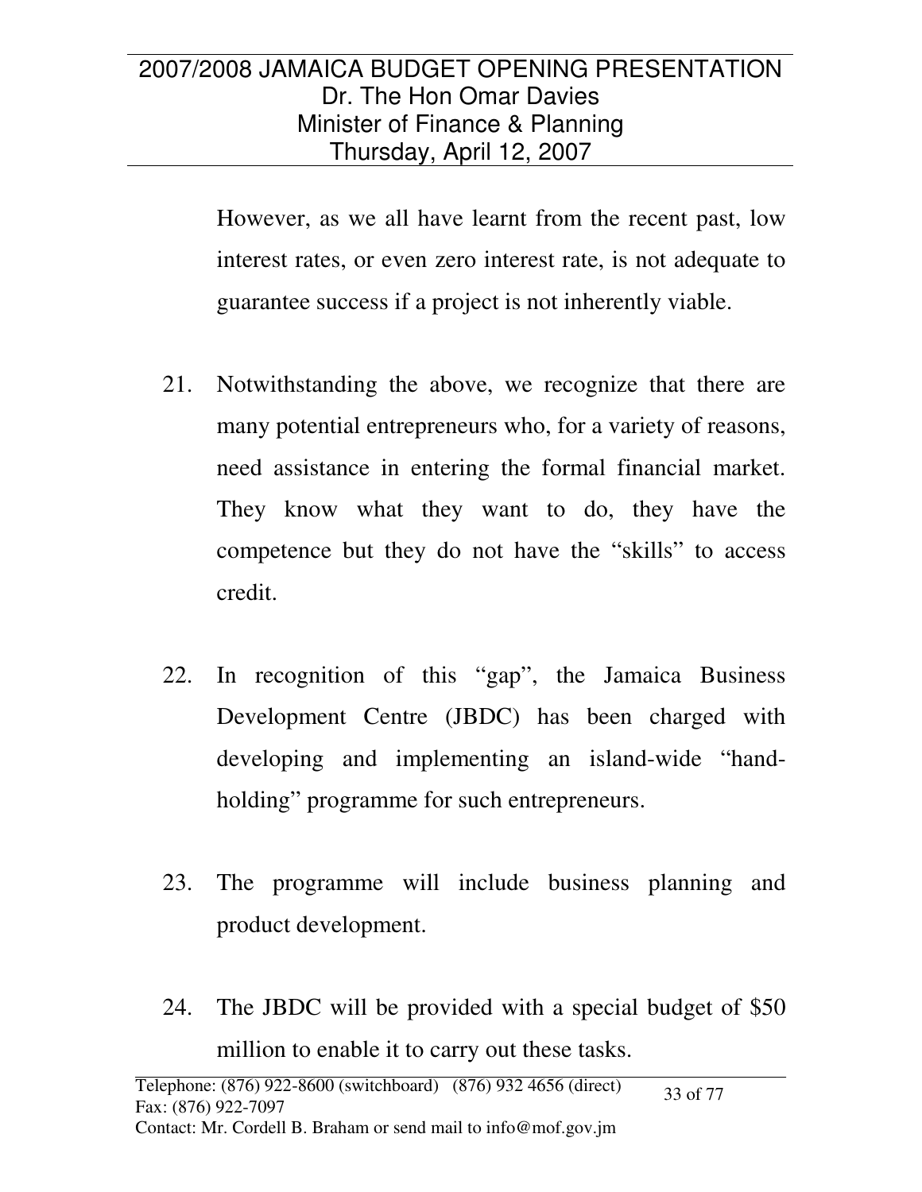However, as we all have learnt from the recent past, low interest rates, or even zero interest rate, is not adequate to guarantee success if a project is not inherently viable.

21. Notwithstanding the above, we recognize that there are many potential entrepreneurs who, for a variety of reasons, need assistance in entering the formal financial market. They know what they want to do, they have the competence but they do not have the "skills" to access credit.

22. In recognition of this "gap", the Jamaica Business Development Centre (JBDC) has been charged with developing and implementing an island-wide "hand-holding" programme for such entrepreneurs.

23. The programme will include business planning and product development.

24. The JBDC will be provided with a special budget of $50 million to enable it to carry out these tasks.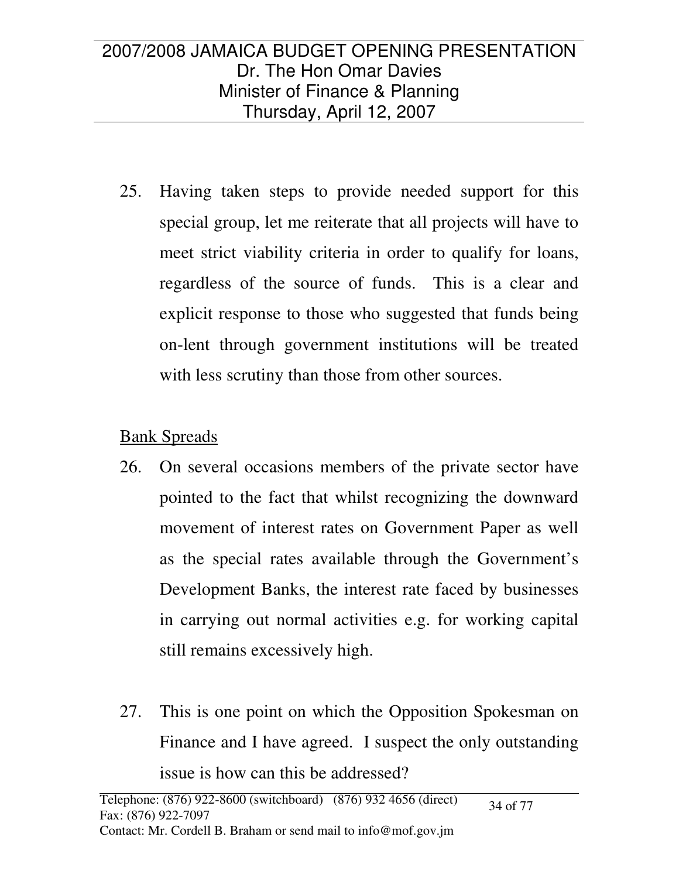25. Having taken steps to provide needed support for this special group, let me reiterate that all projects will have to meet strict viability criteria in order to qualify for loans, regardless of the source of funds. This is a clear and explicit response to those who suggested that funds being on-lent through government institutions will be treated with less scrutiny than those from other sources.

Bank Spreads

26. On several occasions members of the private sector have pointed to the fact that whilst recognizing the downward movement of interest rates on Government Paper as well as the special rates available through the Government's Development Banks, the interest rate faced by businesses in carrying out normal activities e.g. for working capital still remains excessively high.

27. This is one point on which the Opposition Spokesman on Finance and I have agreed. I suspect the only outstanding issue is how can this be addressed?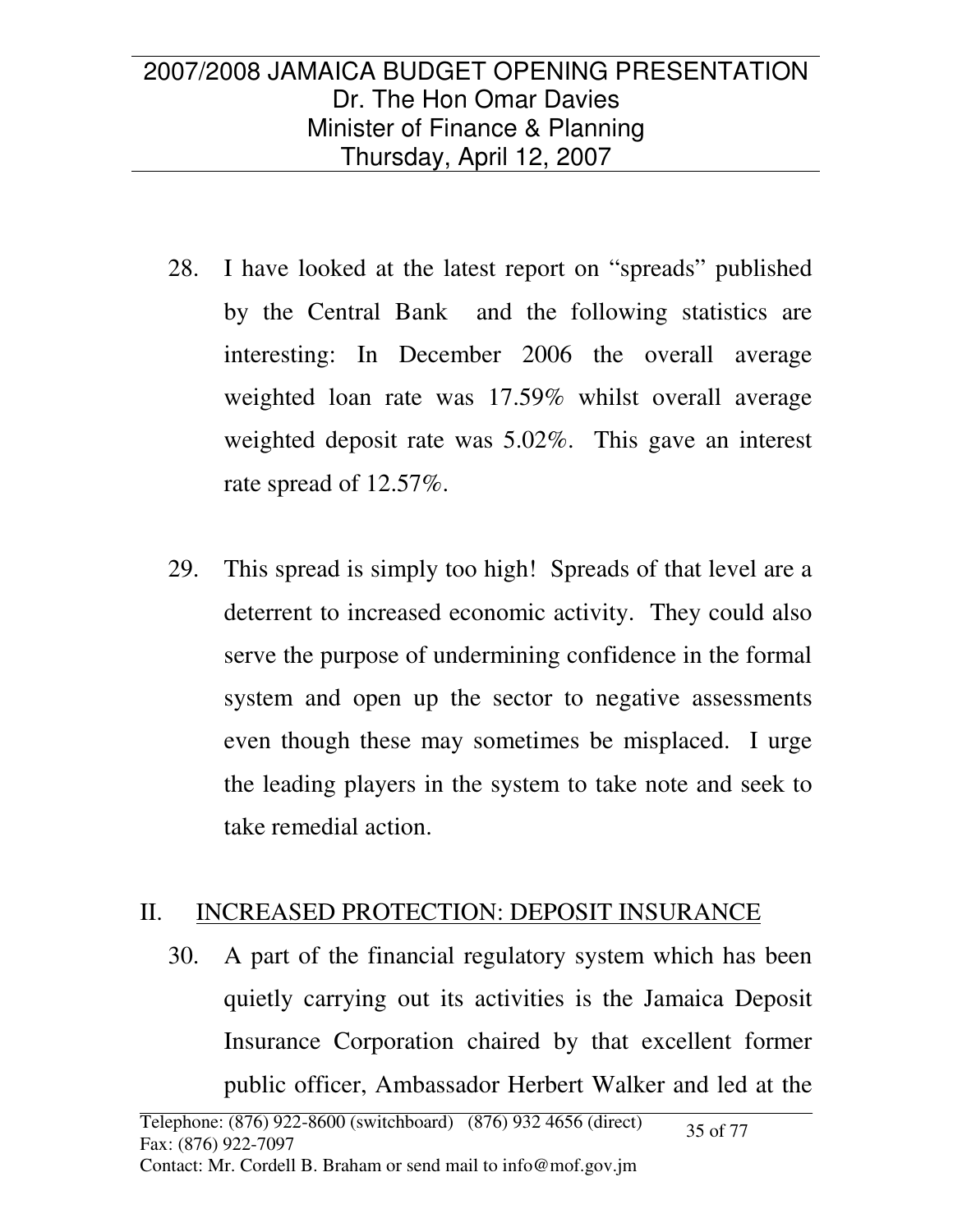28. I have looked at the latest report on "spreads" published by the Central Bank and the following statistics are interesting: In December 2006 the overall average weighted loan rate was 17.59% whilst overall average weighted deposit rate was 5.02%. This gave an interest rate spread of 12.57%.

29. This spread is simply too high! Spreads of that level are a deterrent to increased economic activity. They could also serve the purpose of undermining confidence in the formal system and open up the sector to negative assessments even though these may sometimes be misplaced. I urge the leading players in the system to take note and seek to take remedial action.

## II. INCREASED PROTECTION: DEPOSIT INSURANCE

30. A part of the financial regulatory system which has been quietly carrying out its activities is the Jamaica Deposit Insurance Corporation chaired by that excellent former public officer, Ambassador Herbert Walker and led at the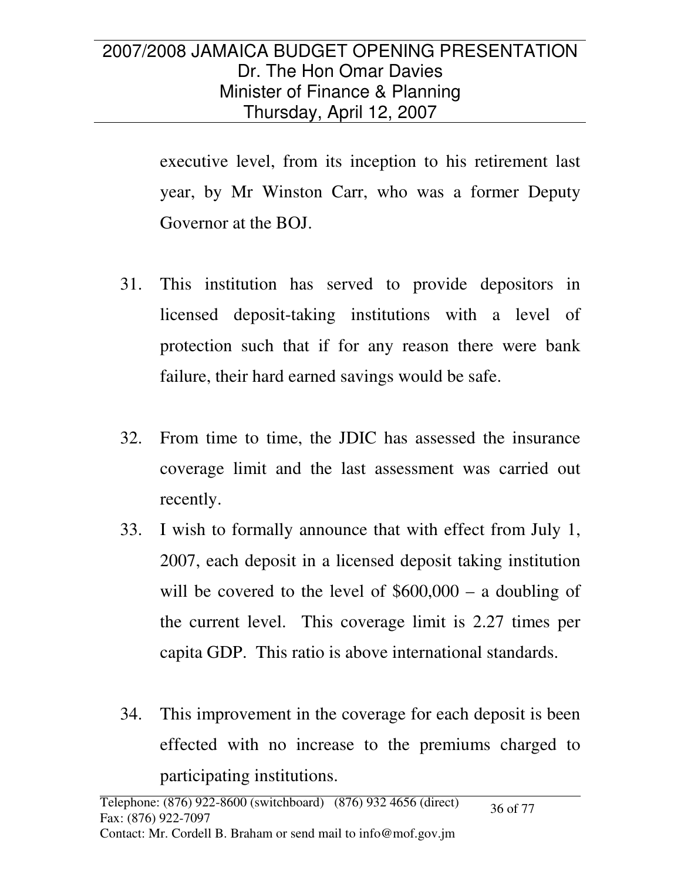executive level, from its inception to his retirement last year, by Mr Winston Carr, who was a former Deputy Governor at the BOJ.

31. This institution has served to provide depositors in licensed deposit-taking institutions with a level of protection such that if for any reason there were bank failure, their hard earned savings would be safe.

32. From time to time, the JDIC has assessed the insurance coverage limit and the last assessment was carried out recently.

33. I wish to formally announce that with effect from July 1, 2007, each deposit in a licensed deposit taking institution will be covered to the level of $600,000 – a doubling of the current level. This coverage limit is 2.27 times per capita GDP. This ratio is above international standards.

34. This improvement in the coverage for each deposit is been effected with no increase to the premiums charged to participating institutions.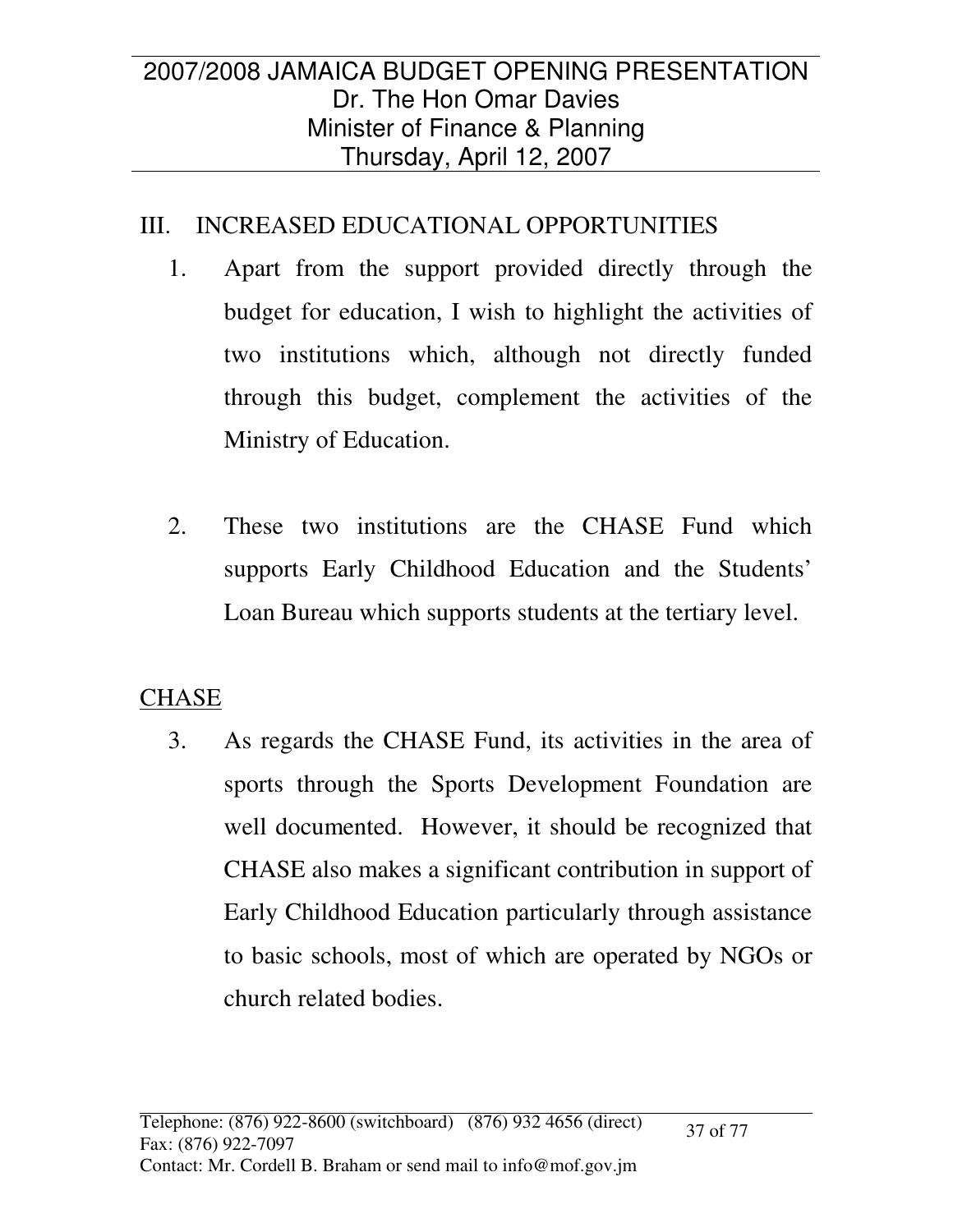## III. INCREASED EDUCATIONAL OPPORTUNITIES

1. Apart from the support provided directly through the budget for education, I wish to highlight the activities of two institutions which, although not directly funded through this budget, complement the activities of the Ministry of Education.

2. These two institutions are the CHASE Fund which supports Early Childhood Education and the Students' Loan Bureau which supports students at the tertiary level.

### CHASE

3. As regards the CHASE Fund, its activities in the area of sports through the Sports Development Foundation are well documented. However, it should be recognized that CHASE also makes a significant contribution in support of Early Childhood Education particularly through assistance to basic schools, most of which are operated by NGOs or church related bodies.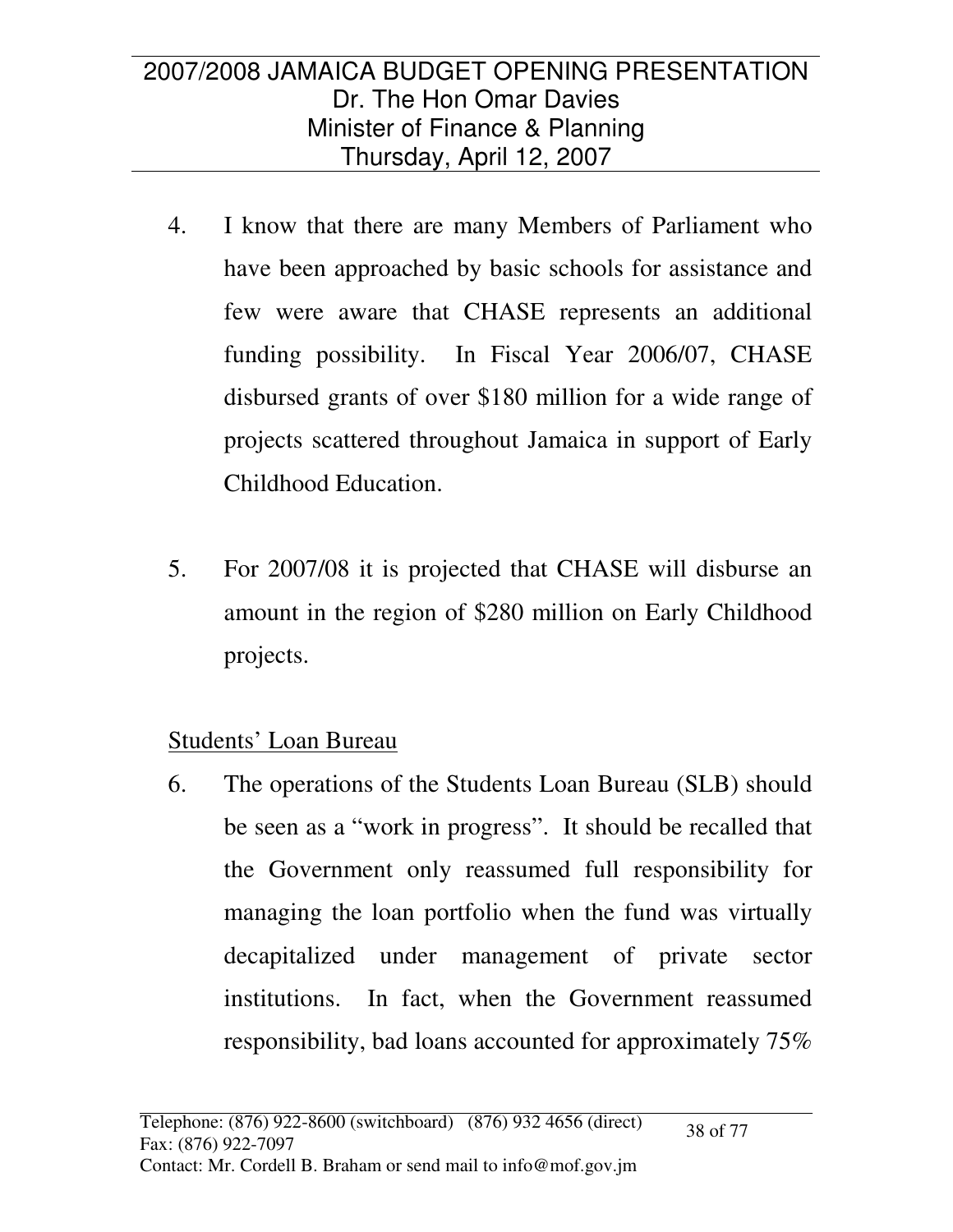4. I know that there are many Members of Parliament who have been approached by basic schools for assistance and few were aware that CHASE represents an additional funding possibility. In Fiscal Year 2006/07, CHASE disbursed grants of over $180 million for a wide range of projects scattered throughout Jamaica in support of Early Childhood Education.

5. For 2007/08 it is projected that CHASE will disburse an amount in the region of $280 million on Early Childhood projects.

<u>Students' Loan Bureau</u>

6. The operations of the Students Loan Bureau (SLB) should be seen as a "work in progress". It should be recalled that the Government only reassumed full responsibility for managing the loan portfolio when the fund was virtually decapitalized under management of private sector institutions. In fact, when the Government reassumed responsibility, bad loans accounted for approximately 75%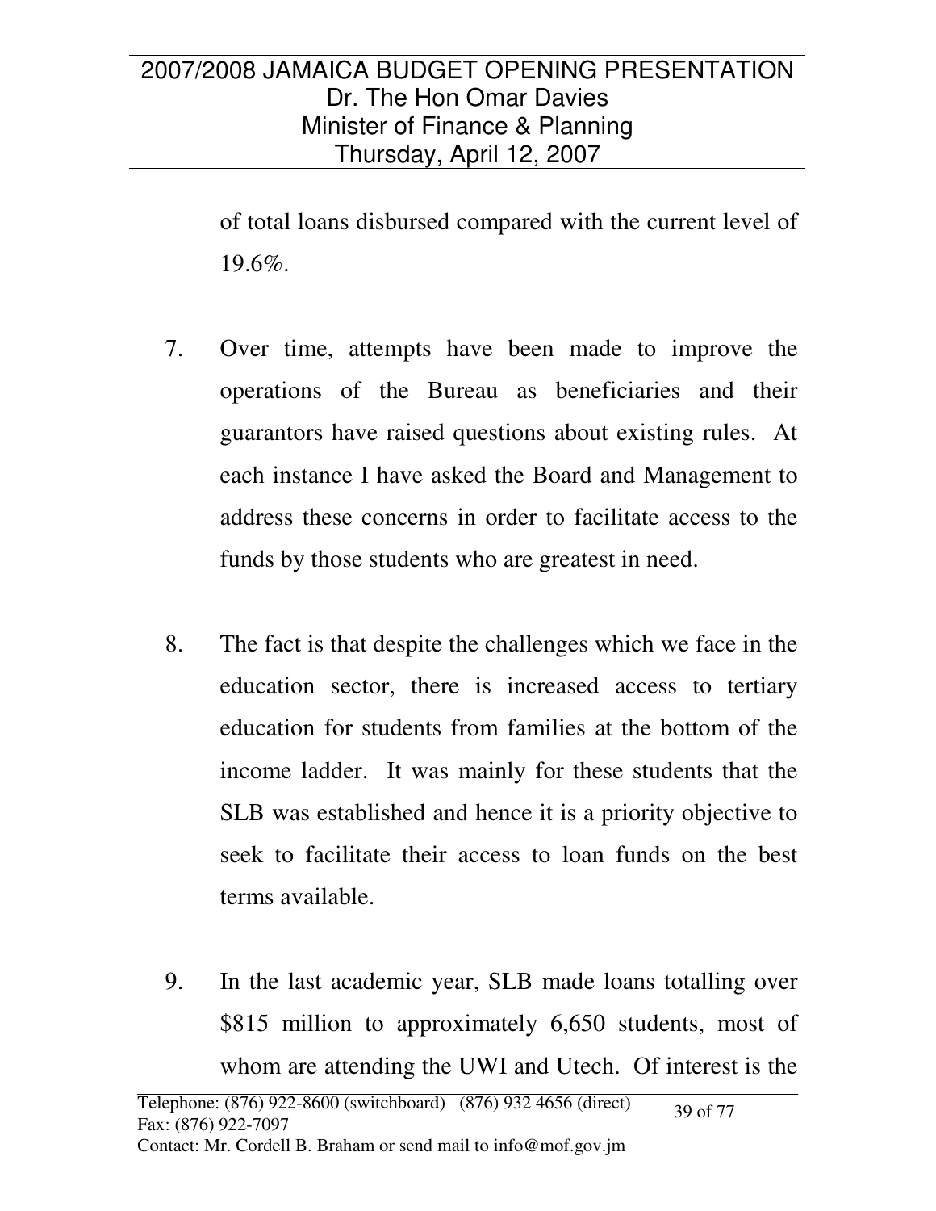of total loans disbursed compared with the current level of 19.6%.

7. Over time, attempts have been made to improve the operations of the Bureau as beneficiaries and their guarantors have raised questions about existing rules. At each instance I have asked the Board and Management to address these concerns in order to facilitate access to the funds by those students who are greatest in need.

8. The fact is that despite the challenges which we face in the education sector, there is increased access to tertiary education for students from families at the bottom of the income ladder. It was mainly for these students that the SLB was established and hence it is a priority objective to seek to facilitate their access to loan funds on the best terms available.

9. In the last academic year, SLB made loans totalling over $815 million to approximately 6,650 students, most of whom are attending the UWI and Utech. Of interest is the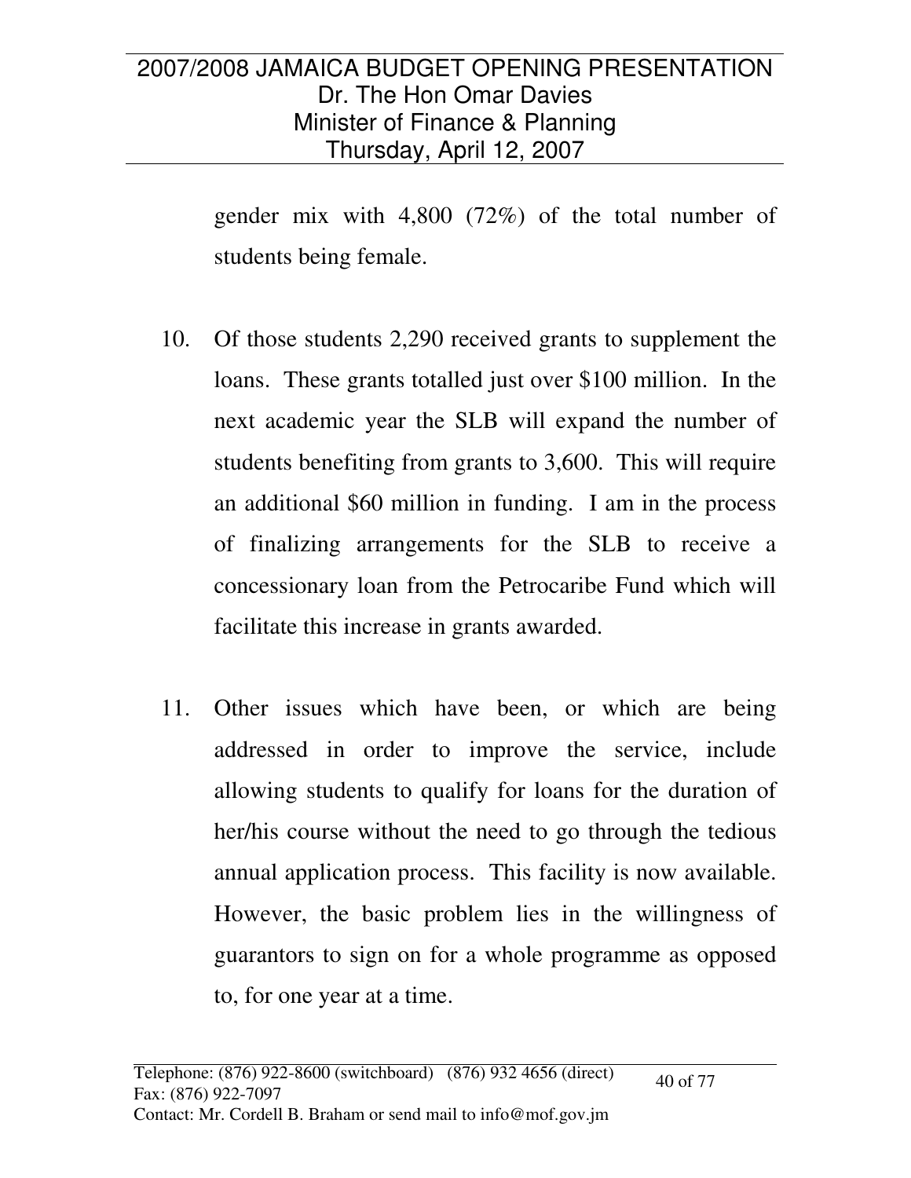gender mix with 4,800 (72%) of the total number of students being female.

10. Of those students 2,290 received grants to supplement the loans. These grants totalled just over $100 million. In the next academic year the SLB will expand the number of students benefiting from grants to 3,600. This will require an additional $60 million in funding. I am in the process of finalizing arrangements for the SLB to receive a concessionary loan from the Petrocaribe Fund which will facilitate this increase in grants awarded.

11. Other issues which have been, or which are being addressed in order to improve the service, include allowing students to qualify for loans for the duration of her/his course without the need to go through the tedious annual application process. This facility is now available. However, the basic problem lies in the willingness of guarantors to sign on for a whole programme as opposed to, for one year at a time.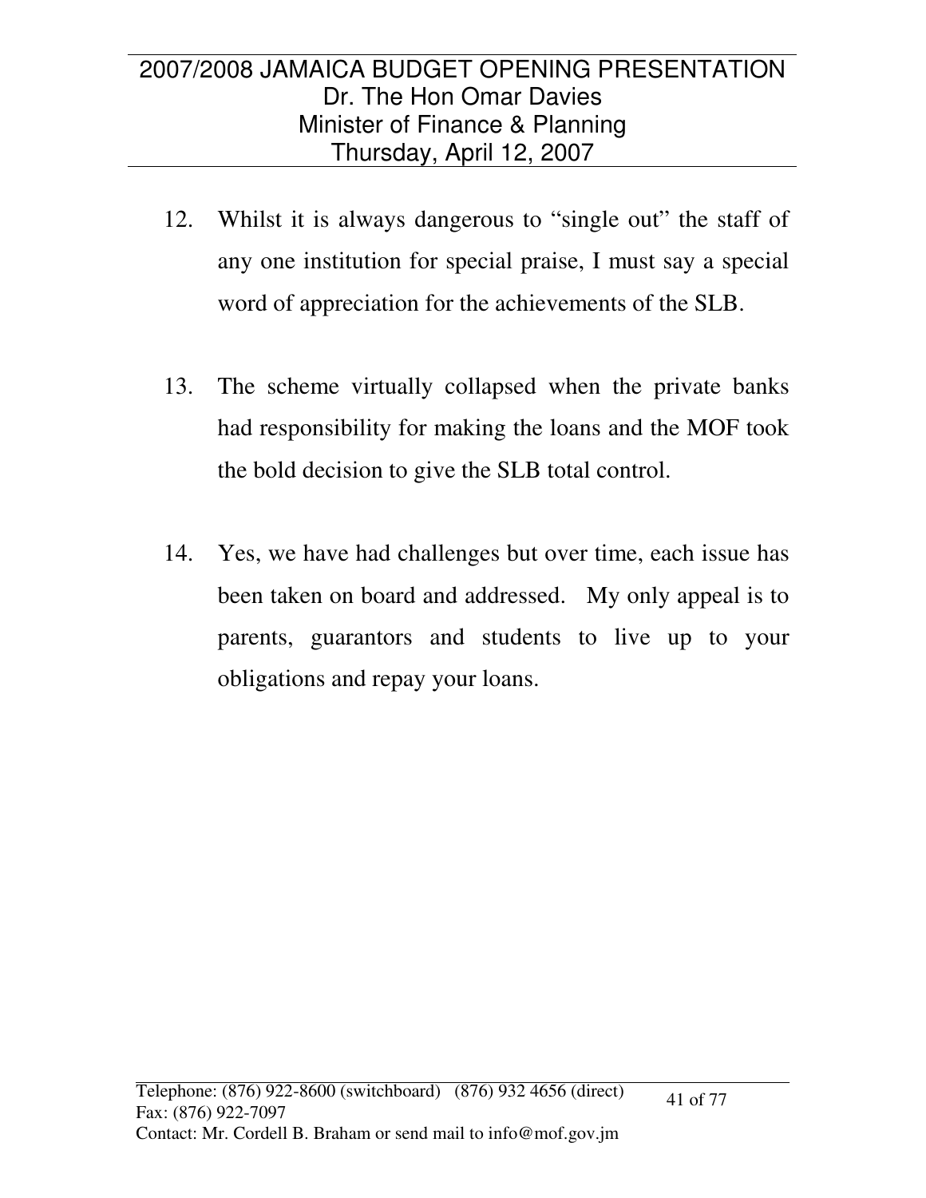12. Whilst it is always dangerous to "single out" the staff of any one institution for special praise, I must say a special word of appreciation for the achievements of the SLB.

13. The scheme virtually collapsed when the private banks had responsibility for making the loans and the MOF took the bold decision to give the SLB total control.

14. Yes, we have had challenges but over time, each issue has been taken on board and addressed. My only appeal is to parents, guarantors and students to live up to your obligations and repay your loans.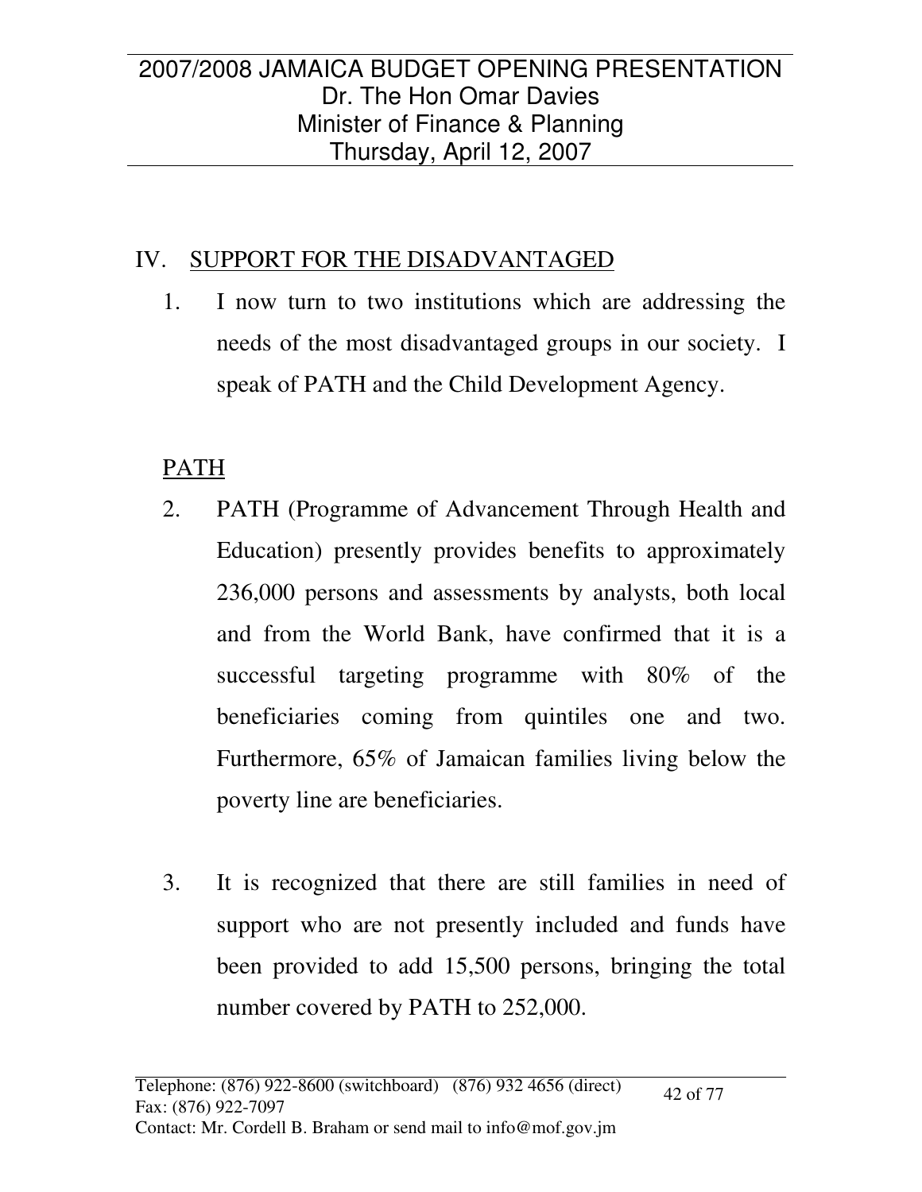## IV. SUPPORT FOR THE DISADVANTAGED

1. I now turn to two institutions which are addressing the needs of the most disadvantaged groups in our society. I speak of PATH and the Child Development Agency.

### PATH

2. PATH (Programme of Advancement Through Health and Education) presently provides benefits to approximately 236,000 persons and assessments by analysts, both local and from the World Bank, have confirmed that it is a successful targeting programme with 80% of the beneficiaries coming from quintiles one and two. Furthermore, 65% of Jamaican families living below the poverty line are beneficiaries.

3. It is recognized that there are still families in need of support who are not presently included and funds have been provided to add 15,500 persons, bringing the total number covered by PATH to 252,000.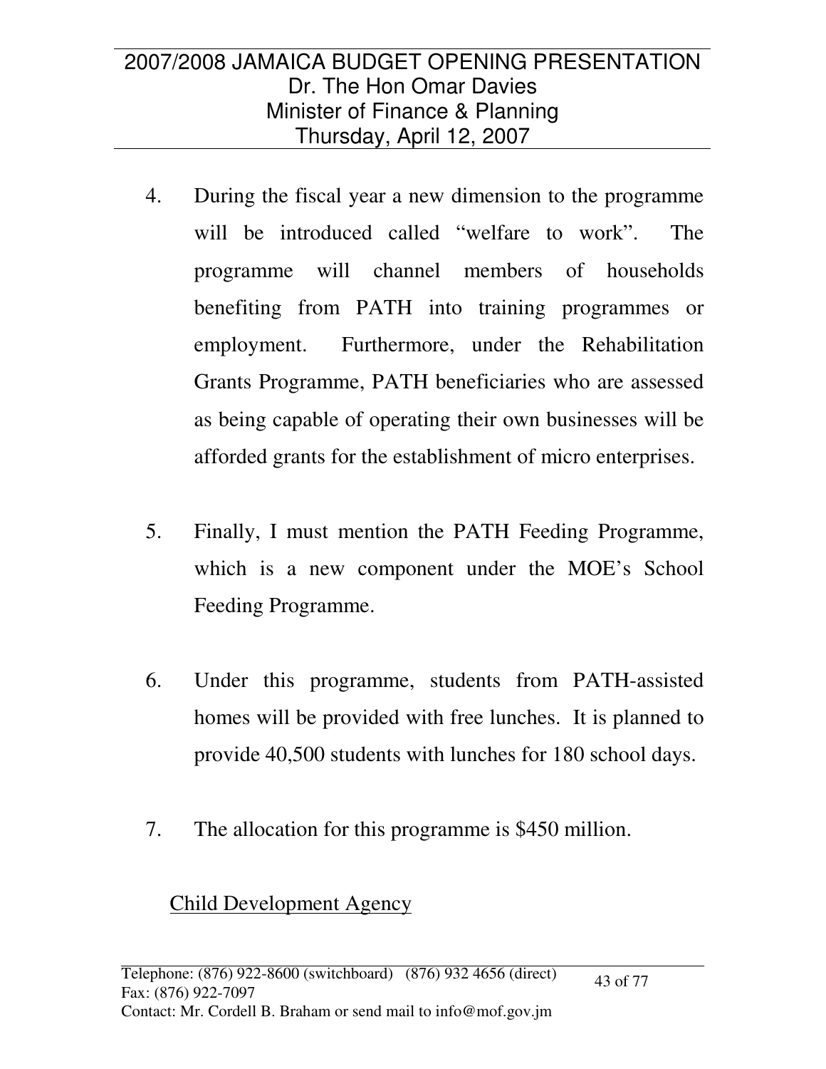4. During the fiscal year a new dimension to the programme will be introduced called "welfare to work". The programme will channel members of households benefiting from PATH into training programmes or employment. Furthermore, under the Rehabilitation Grants Programme, PATH beneficiaries who are assessed as being capable of operating their own businesses will be afforded grants for the establishment of micro enterprises.

5. Finally, I must mention the PATH Feeding Programme, which is a new component under the MOE's School Feeding Programme.

6. Under this programme, students from PATH-assisted homes will be provided with free lunches. It is planned to provide 40,500 students with lunches for 180 school days.

7. The allocation for this programme is $450 million.

Child Development Agency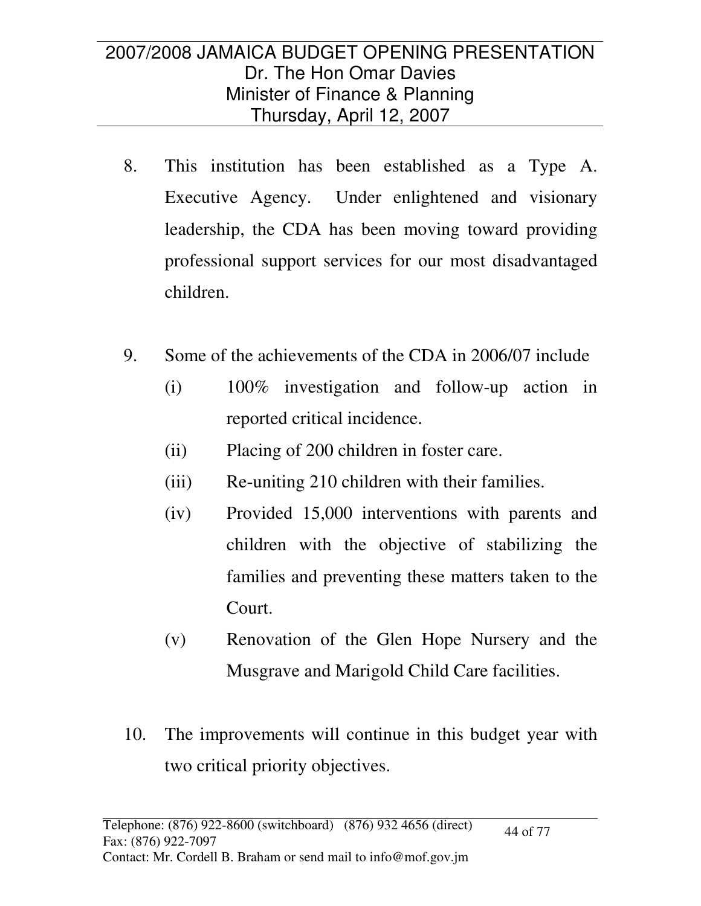8. This institution has been established as a Type A. Executive Agency. Under enlightened and visionary leadership, the CDA has been moving toward providing professional support services for our most disadvantaged children.

9. Some of the achievements of the CDA in 2006/07 include
   - (i) 100% investigation and follow-up action in reported critical incidence.
   - (ii) Placing of 200 children in foster care.
   - (iii) Re-uniting 210 children with their families.
   - (iv) Provided 15,000 interventions with parents and children with the objective of stabilizing the families and preventing these matters taken to the Court.
   - (v) Renovation of the Glen Hope Nursery and the Musgrave and Marigold Child Care facilities.

10. The improvements will continue in this budget year with two critical priority objectives.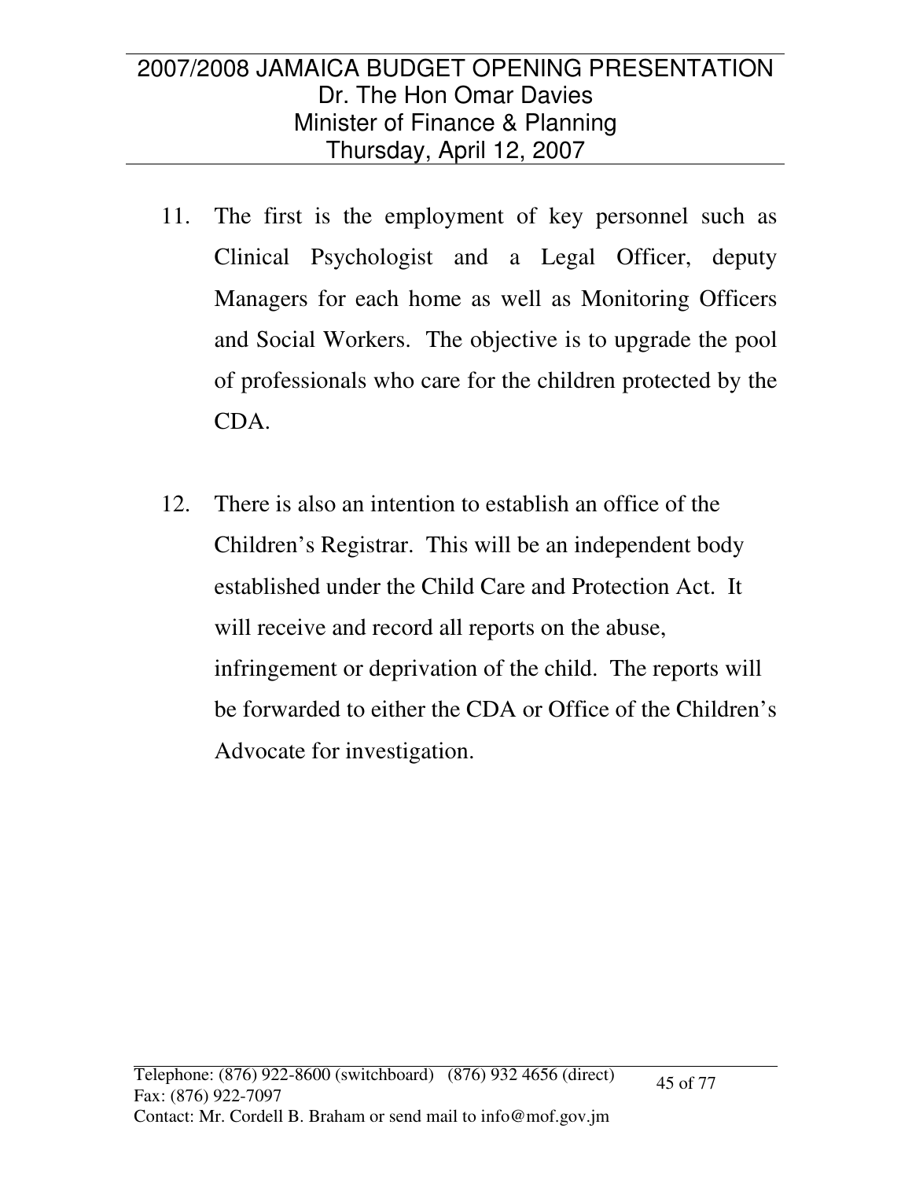11. The first is the employment of key personnel such as Clinical Psychologist and a Legal Officer, deputy Managers for each home as well as Monitoring Officers and Social Workers. The objective is to upgrade the pool of professionals who care for the children protected by the CDA.

12. There is also an intention to establish an office of the Children's Registrar. This will be an independent body established under the Child Care and Protection Act. It will receive and record all reports on the abuse, infringement or deprivation of the child. The reports will be forwarded to either the CDA or Office of the Children's Advocate for investigation.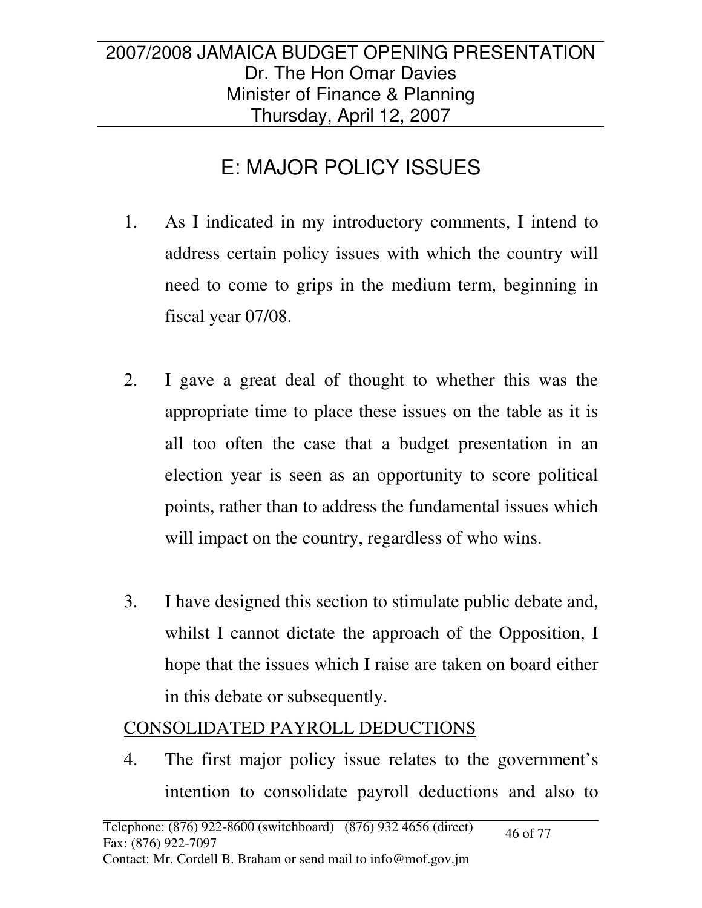# E: MAJOR POLICY ISSUES

1. As I indicated in my introductory comments, I intend to address certain policy issues with which the country will need to come to grips in the medium term, beginning in fiscal year 07/08.

2. I gave a great deal of thought to whether this was the appropriate time to place these issues on the table as it is all too often the case that a budget presentation in an election year is seen as an opportunity to score political points, rather than to address the fundamental issues which will impact on the country, regardless of who wins.

3. I have designed this section to stimulate public debate and, whilst I cannot dictate the approach of the Opposition, I hope that the issues which I raise are taken on board either in this debate or subsequently.

<u>CONSOLIDATED PAYROLL DEDUCTIONS</u>

4. The first major policy issue relates to the government's intention to consolidate payroll deductions and also to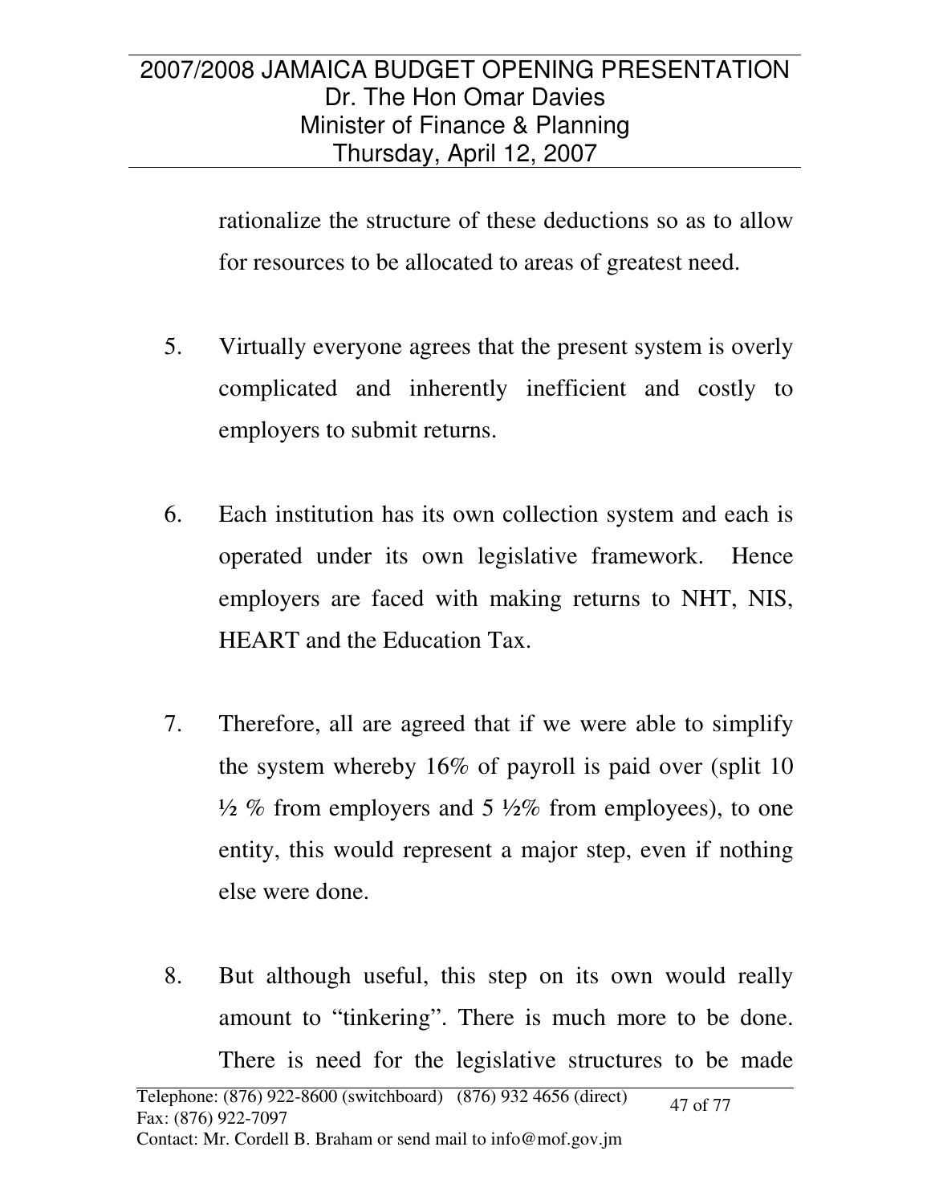rationalize the structure of these deductions so as to allow for resources to be allocated to areas of greatest need.

5. Virtually everyone agrees that the present system is overly complicated and inherently inefficient and costly to employers to submit returns.

6. Each institution has its own collection system and each is operated under its own legislative framework. Hence employers are faced with making returns to NHT, NIS, HEART and the Education Tax.

7. Therefore, all are agreed that if we were able to simplify the system whereby 16% of payroll is paid over (split 10 ½ % from employers and 5 ½% from employees), to one entity, this would represent a major step, even if nothing else were done.

8. But although useful, this step on its own would really amount to "tinkering". There is much more to be done. There is need for the legislative structures to be made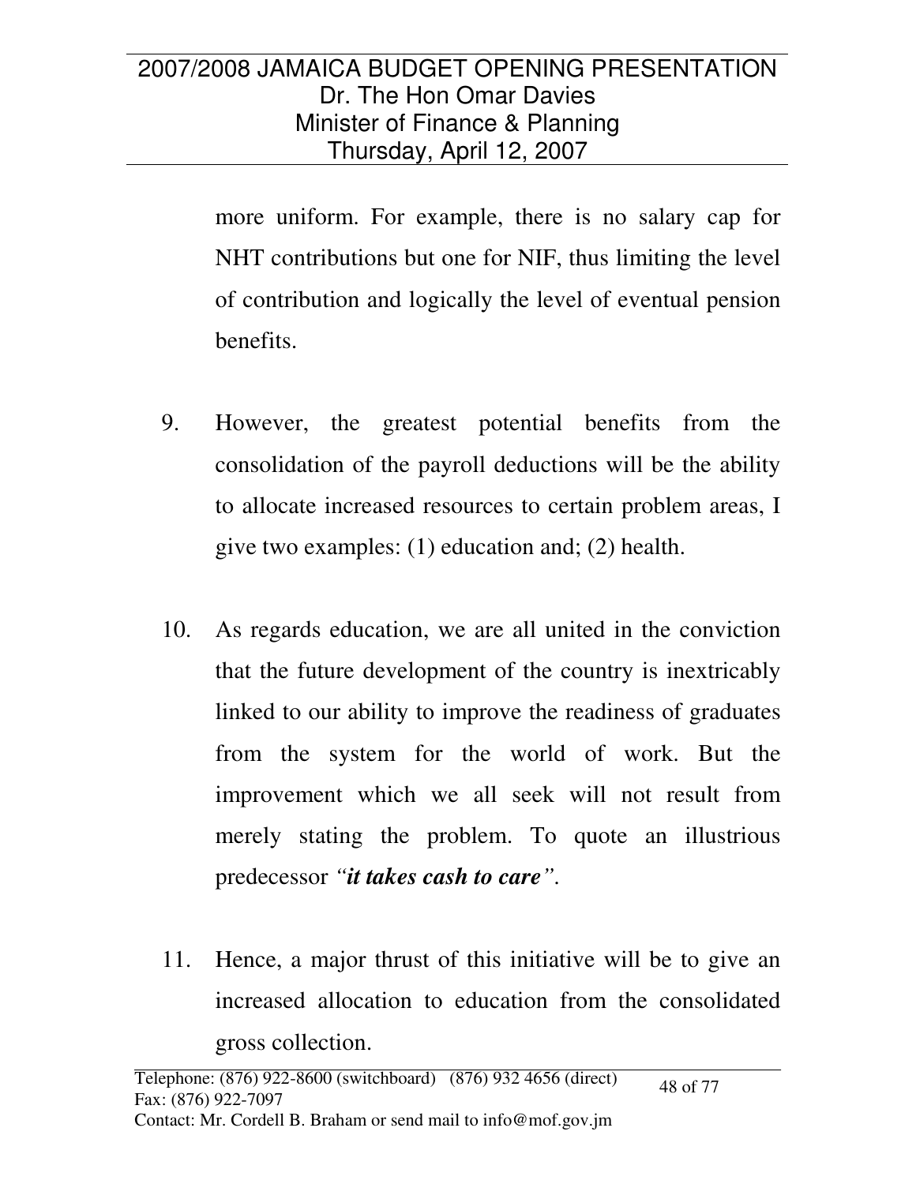more uniform. For example, there is no salary cap for NHT contributions but one for NIF, thus limiting the level of contribution and logically the level of eventual pension benefits.

9. However, the greatest potential benefits from the consolidation of the payroll deductions will be the ability to allocate increased resources to certain problem areas, I give two examples: (1) education and; (2) health.

10. As regards education, we are all united in the conviction that the future development of the country is inextricably linked to our ability to improve the readiness of graduates from the system for the world of work. But the improvement which we all seek will not result from merely stating the problem. To quote an illustrious predecessor ***"it takes cash to care"***.

11. Hence, a major thrust of this initiative will be to give an increased allocation to education from the consolidated gross collection.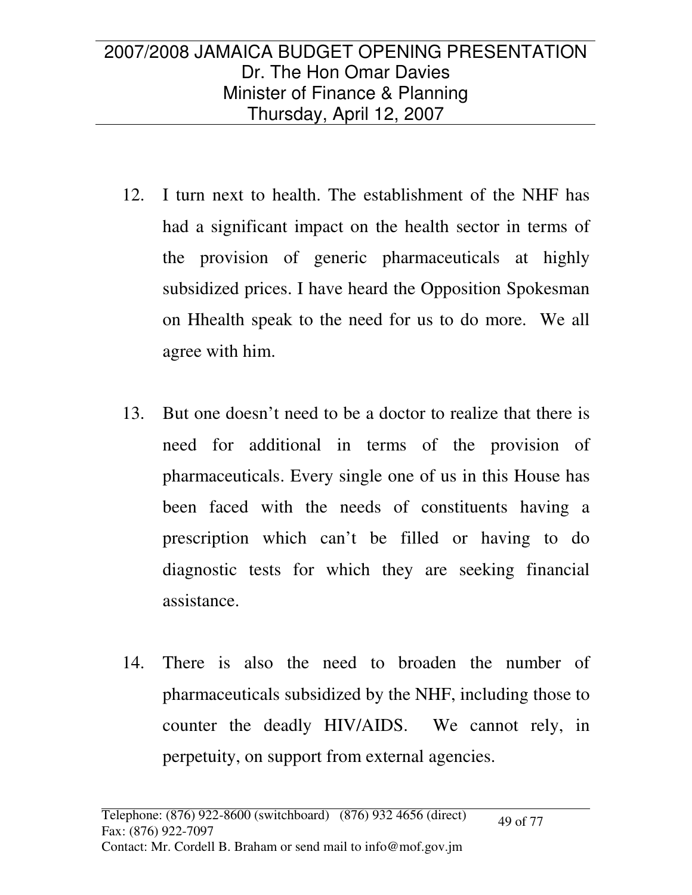12. I turn next to health. The establishment of the NHF has had a significant impact on the health sector in terms of the provision of generic pharmaceuticals at highly subsidized prices. I have heard the Opposition Spokesman on Hhealth speak to the need for us to do more. We all agree with him.

13. But one doesn't need to be a doctor to realize that there is need for additional in terms of the provision of pharmaceuticals. Every single one of us in this House has been faced with the needs of constituents having a prescription which can't be filled or having to do diagnostic tests for which they are seeking financial assistance.

14. There is also the need to broaden the number of pharmaceuticals subsidized by the NHF, including those to counter the deadly HIV/AIDS. We cannot rely, in perpetuity, on support from external agencies.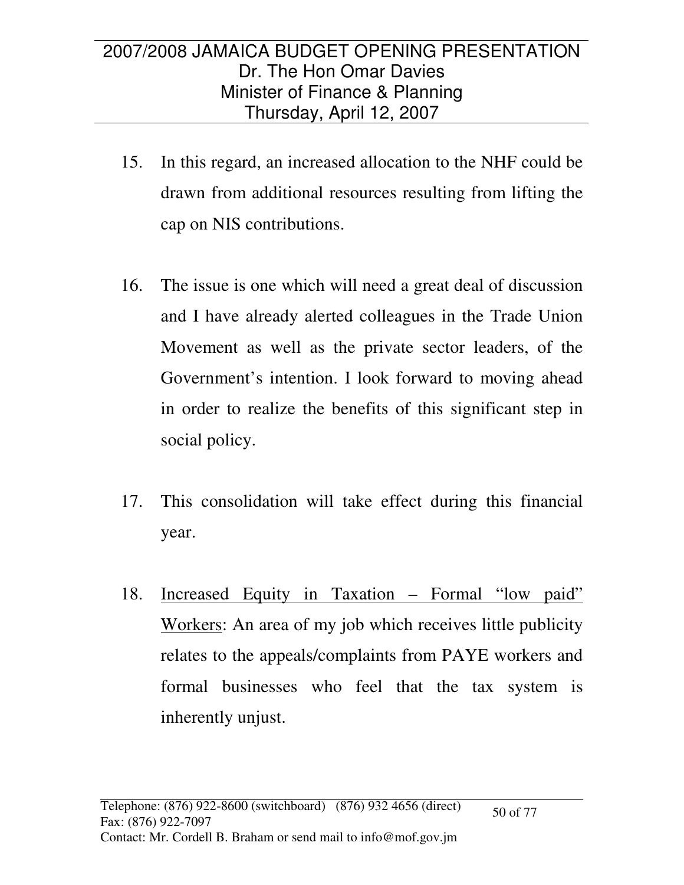15. In this regard, an increased allocation to the NHF could be drawn from additional resources resulting from lifting the cap on NIS contributions.

16. The issue is one which will need a great deal of discussion and I have already alerted colleagues in the Trade Union Movement as well as the private sector leaders, of the Government's intention. I look forward to moving ahead in order to realize the benefits of this significant step in social policy.

17. This consolidation will take effect during this financial year.

18. <u>Increased Equity in Taxation – Formal "low paid" Workers</u>: An area of my job which receives little publicity relates to the appeals/complaints from PAYE workers and formal businesses who feel that the tax system is inherently unjust.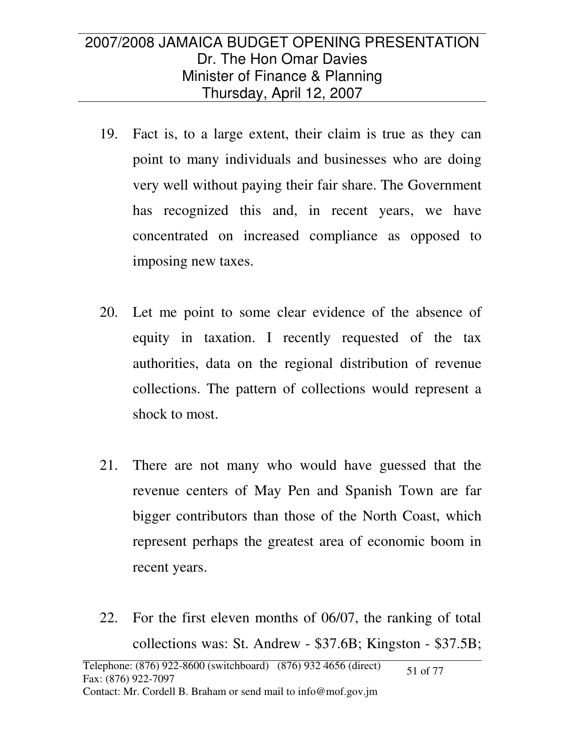19. Fact is, to a large extent, their claim is true as they can point to many individuals and businesses who are doing very well without paying their fair share. The Government has recognized this and, in recent years, we have concentrated on increased compliance as opposed to imposing new taxes.

20. Let me point to some clear evidence of the absence of equity in taxation. I recently requested of the tax authorities, data on the regional distribution of revenue collections. The pattern of collections would represent a shock to most.

21. There are not many who would have guessed that the revenue centers of May Pen and Spanish Town are far bigger contributors than those of the North Coast, which represent perhaps the greatest area of economic boom in recent years.

22. For the first eleven months of 06/07, the ranking of total collections was: St. Andrew - $37.6B; Kingston - $37.5B;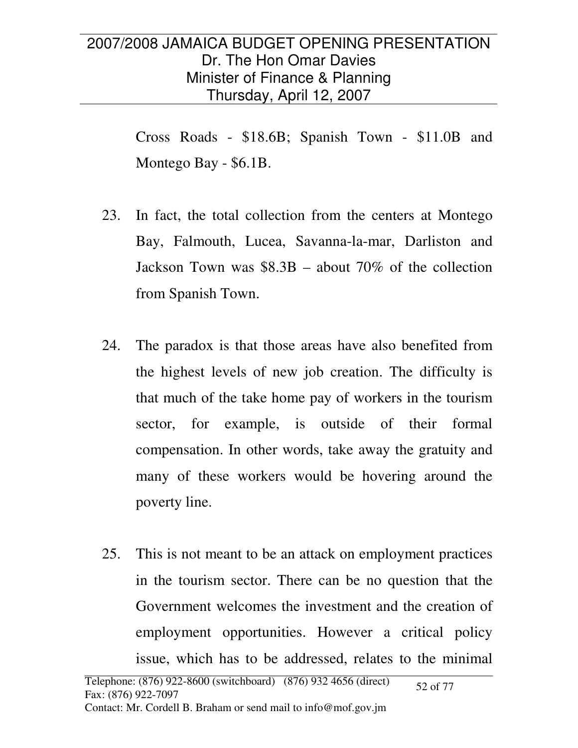Cross Roads - $18.6B; Spanish Town - $11.0B and Montego Bay - $6.1B.

23. In fact, the total collection from the centers at Montego Bay, Falmouth, Lucea, Savanna-la-mar, Darliston and Jackson Town was $8.3B – about 70% of the collection from Spanish Town.

24. The paradox is that those areas have also benefited from the highest levels of new job creation. The difficulty is that much of the take home pay of workers in the tourism sector, for example, is outside of their formal compensation. In other words, take away the gratuity and many of these workers would be hovering around the poverty line.

25. This is not meant to be an attack on employment practices in the tourism sector. There can be no question that the Government welcomes the investment and the creation of employment opportunities. However a critical policy issue, which has to be addressed, relates to the minimal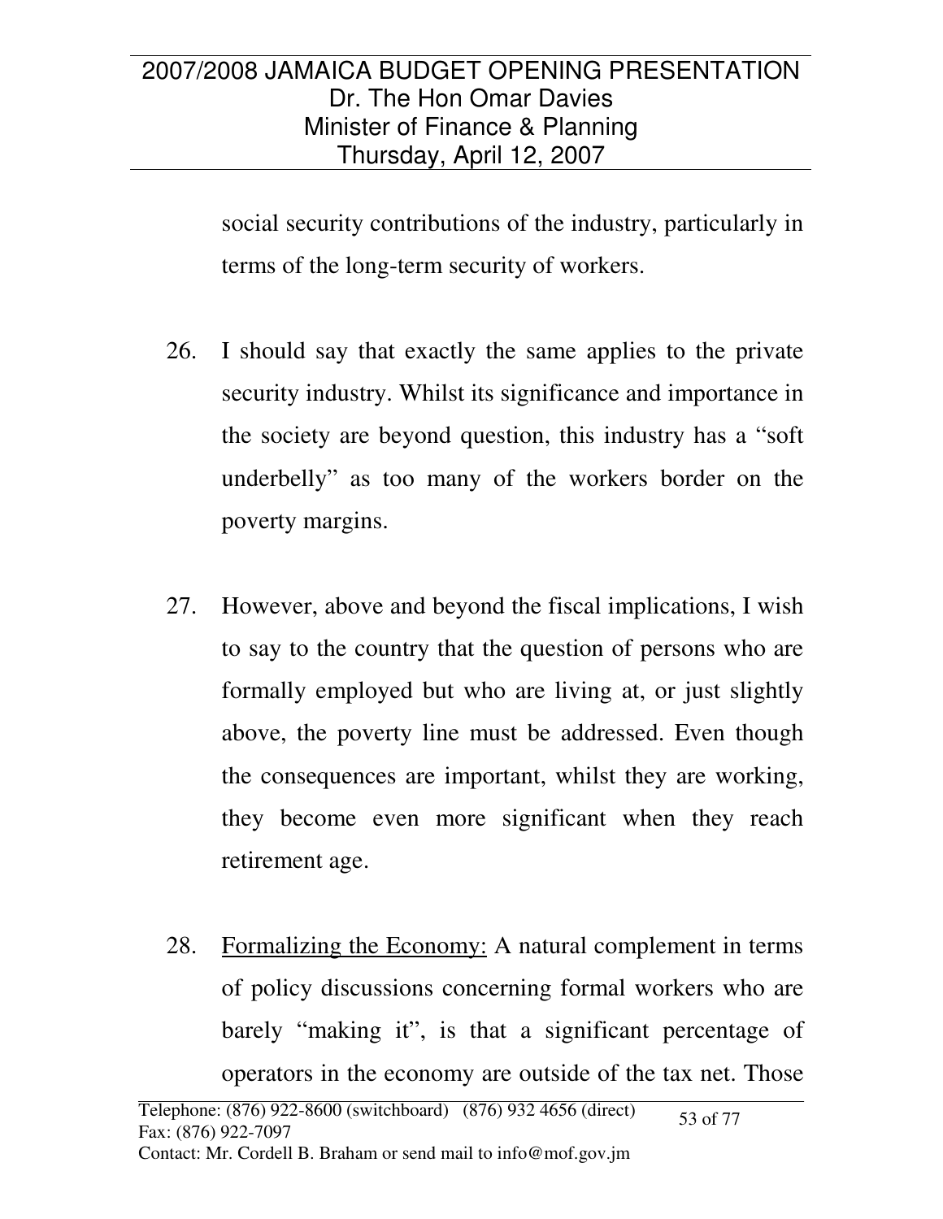social security contributions of the industry, particularly in terms of the long-term security of workers.

26. I should say that exactly the same applies to the private security industry. Whilst its significance and importance in the society are beyond question, this industry has a "soft underbelly" as too many of the workers border on the poverty margins.

27. However, above and beyond the fiscal implications, I wish to say to the country that the question of persons who are formally employed but who are living at, or just slightly above, the poverty line must be addressed. Even though the consequences are important, whilst they are working, they become even more significant when they reach retirement age.

28. <u>Formalizing the Economy:</u> A natural complement in terms of policy discussions concerning formal workers who are barely "making it", is that a significant percentage of operators in the economy are outside of the tax net. Those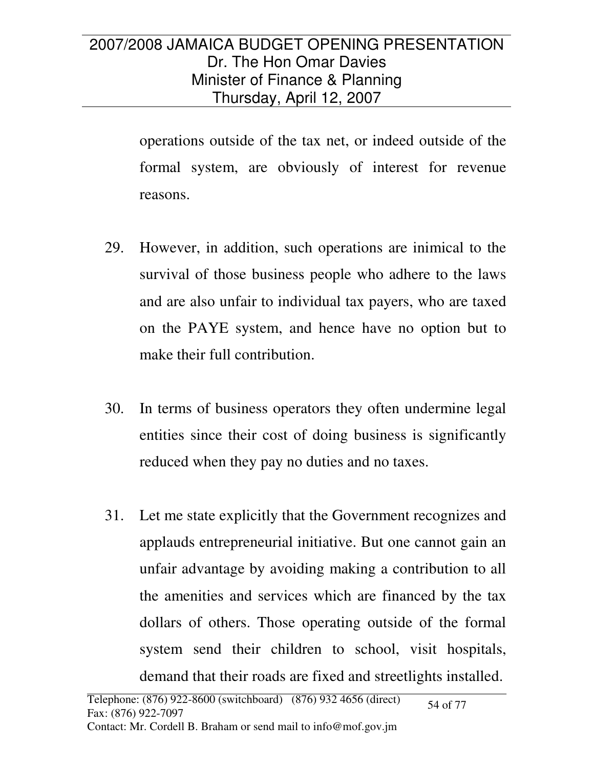operations outside of the tax net, or indeed outside of the formal system, are obviously of interest for revenue reasons.

29. However, in addition, such operations are inimical to the survival of those business people who adhere to the laws and are also unfair to individual tax payers, who are taxed on the PAYE system, and hence have no option but to make their full contribution.

30. In terms of business operators they often undermine legal entities since their cost of doing business is significantly reduced when they pay no duties and no taxes.

31. Let me state explicitly that the Government recognizes and applauds entrepreneurial initiative. But one cannot gain an unfair advantage by avoiding making a contribution to all the amenities and services which are financed by the tax dollars of others. Those operating outside of the formal system send their children to school, visit hospitals, demand that their roads are fixed and streetlights installed.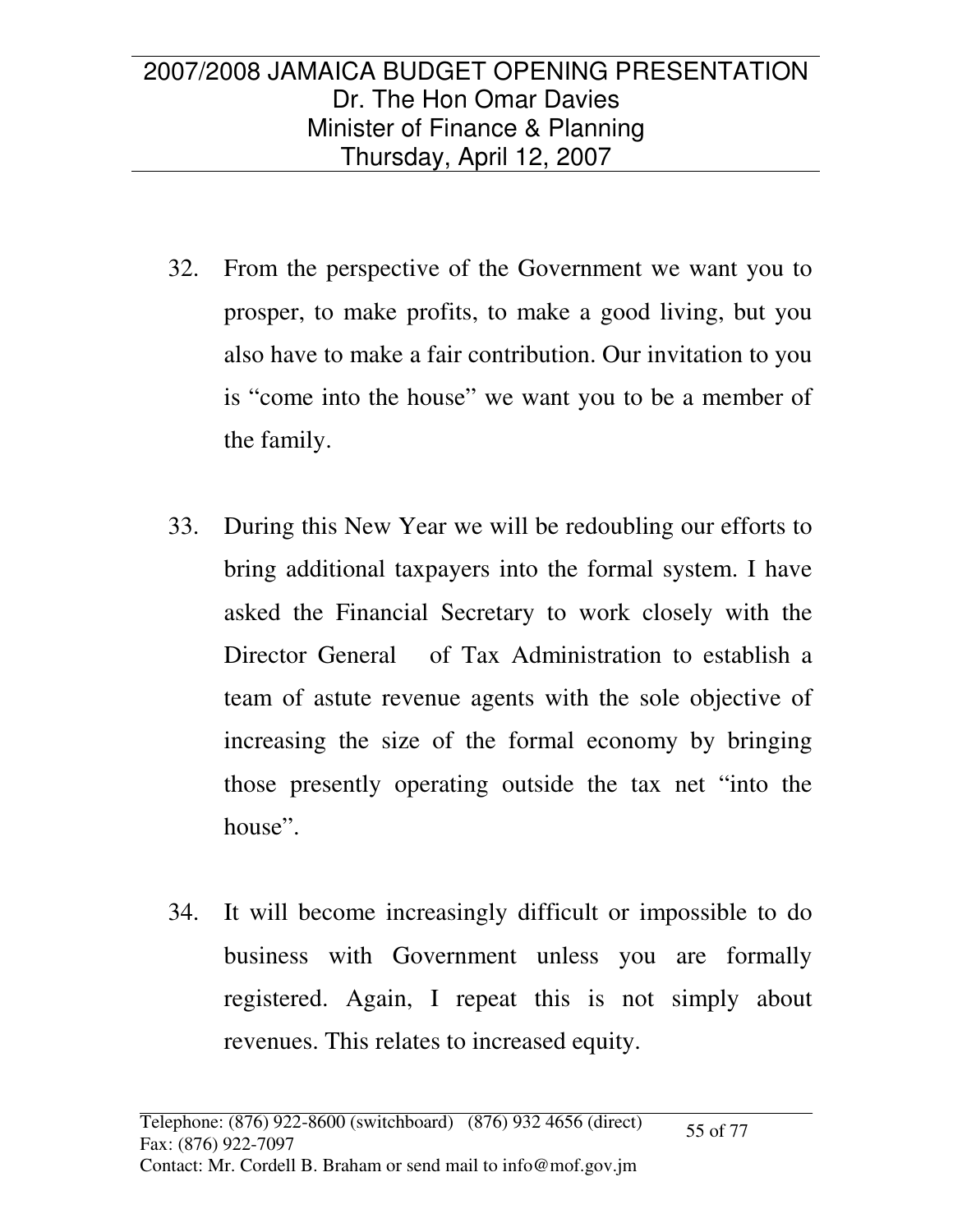32. From the perspective of the Government we want you to prosper, to make profits, to make a good living, but you also have to make a fair contribution. Our invitation to you is “come into the house” we want you to be a member of the family.

33. During this New Year we will be redoubling our efforts to bring additional taxpayers into the formal system. I have asked the Financial Secretary to work closely with the Director General of Tax Administration to establish a team of astute revenue agents with the sole objective of increasing the size of the formal economy by bringing those presently operating outside the tax net “into the house”.

34. It will become increasingly difficult or impossible to do business with Government unless you are formally registered. Again, I repeat this is not simply about revenues. This relates to increased equity.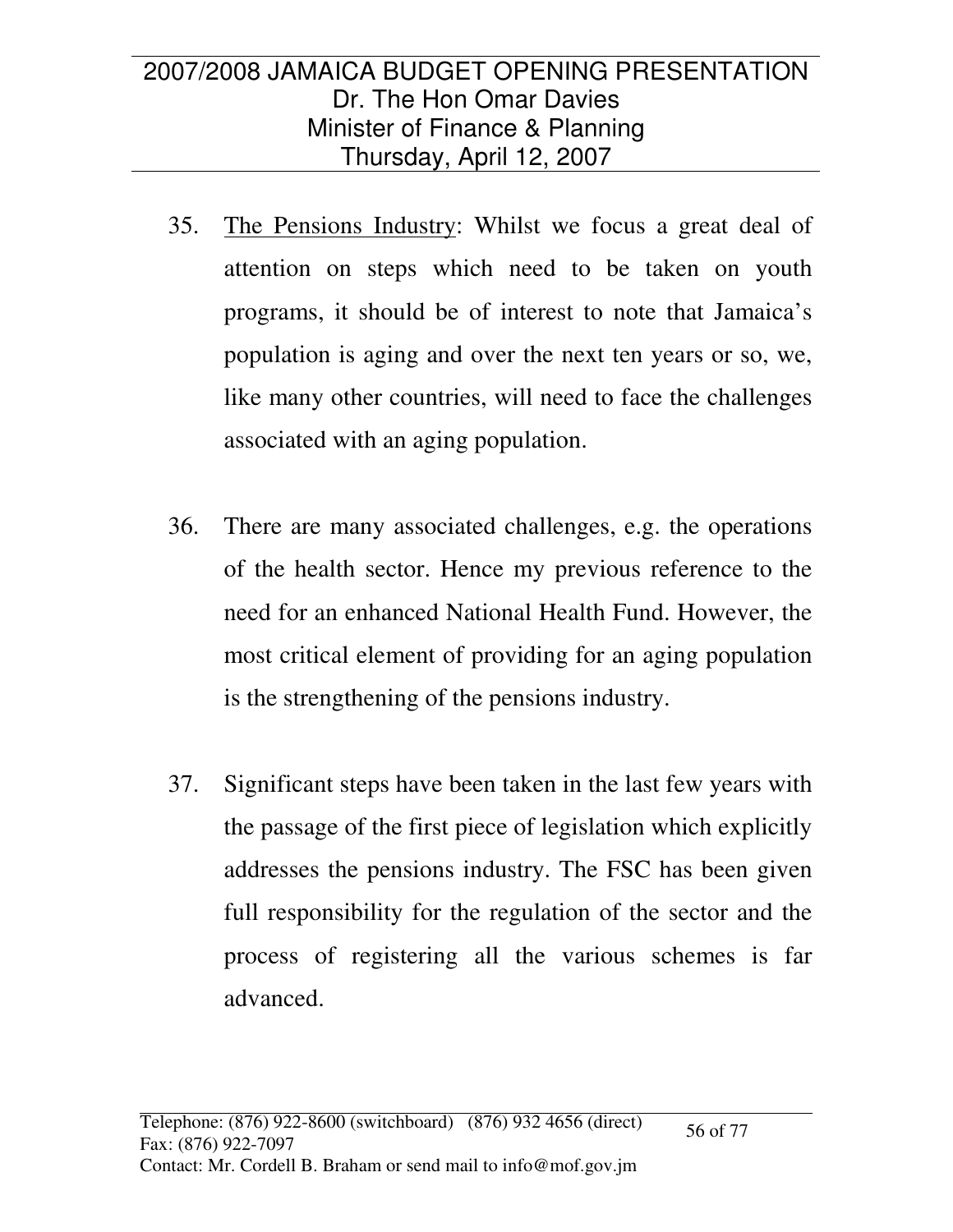35. <u>The Pensions Industry</u>: Whilst we focus a great deal of attention on steps which need to be taken on youth programs, it should be of interest to note that Jamaica's population is aging and over the next ten years or so, we, like many other countries, will need to face the challenges associated with an aging population.

36. There are many associated challenges, e.g. the operations of the health sector. Hence my previous reference to the need for an enhanced National Health Fund. However, the most critical element of providing for an aging population is the strengthening of the pensions industry.

37. Significant steps have been taken in the last few years with the passage of the first piece of legislation which explicitly addresses the pensions industry. The FSC has been given full responsibility for the regulation of the sector and the process of registering all the various schemes is far advanced.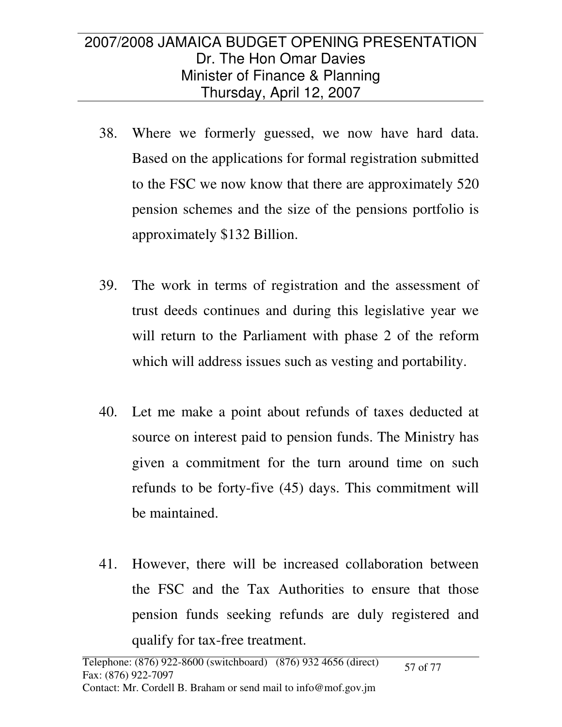38. Where we formerly guessed, we now have hard data. Based on the applications for formal registration submitted to the FSC we now know that there are approximately 520 pension schemes and the size of the pensions portfolio is approximately $132 Billion.

39. The work in terms of registration and the assessment of trust deeds continues and during this legislative year we will return to the Parliament with phase 2 of the reform which will address issues such as vesting and portability.

40. Let me make a point about refunds of taxes deducted at source on interest paid to pension funds. The Ministry has given a commitment for the turn around time on such refunds to be forty-five (45) days. This commitment will be maintained.

41. However, there will be increased collaboration between the FSC and the Tax Authorities to ensure that those pension funds seeking refunds are duly registered and qualify for tax-free treatment.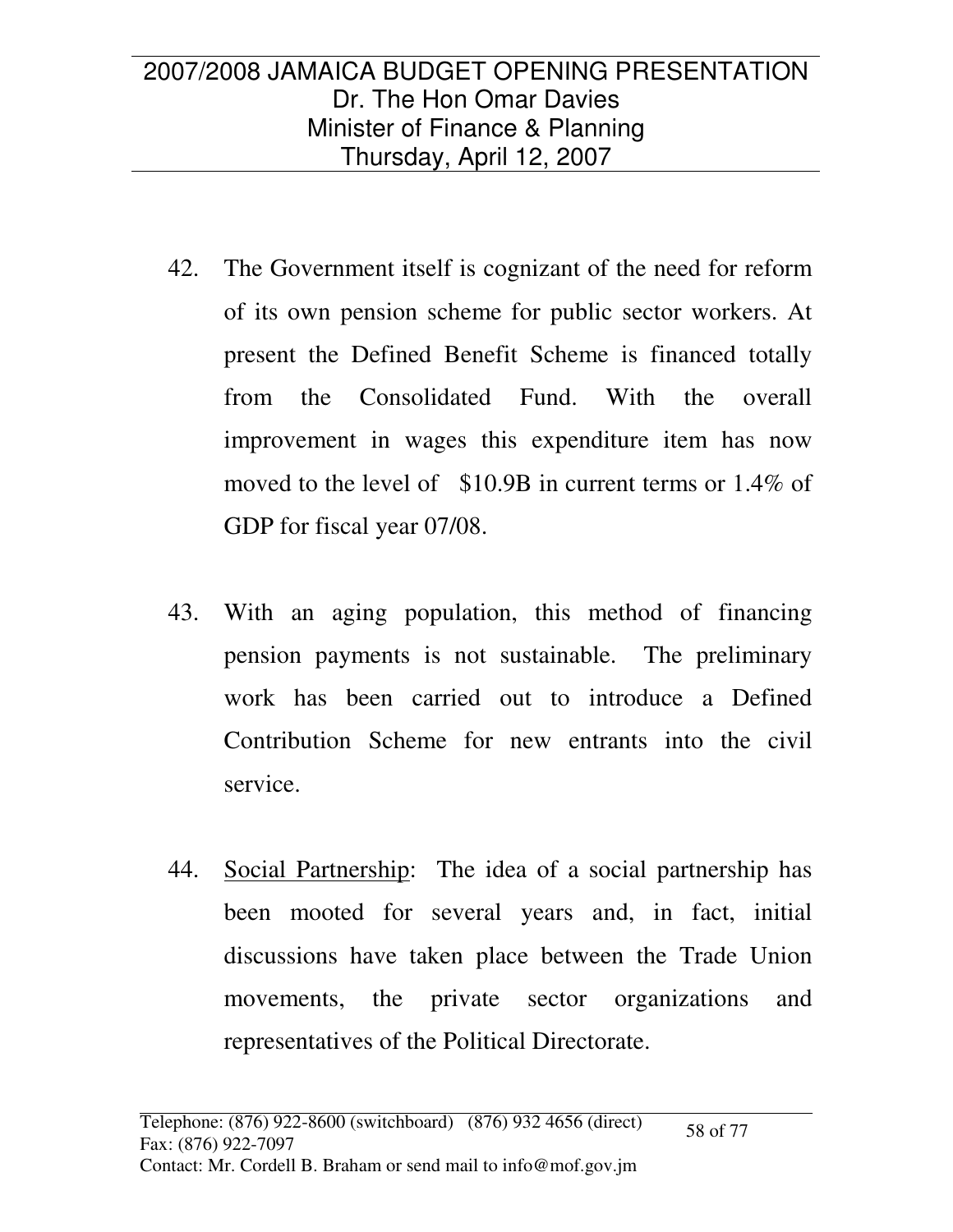42. The Government itself is cognizant of the need for reform of its own pension scheme for public sector workers. At present the Defined Benefit Scheme is financed totally from the Consolidated Fund. With the overall improvement in wages this expenditure item has now moved to the level of $10.9B in current terms or 1.4% of GDP for fiscal year 07/08.

43. With an aging population, this method of financing pension payments is not sustainable. The preliminary work has been carried out to introduce a Defined Contribution Scheme for new entrants into the civil service.

44. Social Partnership: The idea of a social partnership has been mooted for several years and, in fact, initial discussions have taken place between the Trade Union movements, the private sector organizations and representatives of the Political Directorate.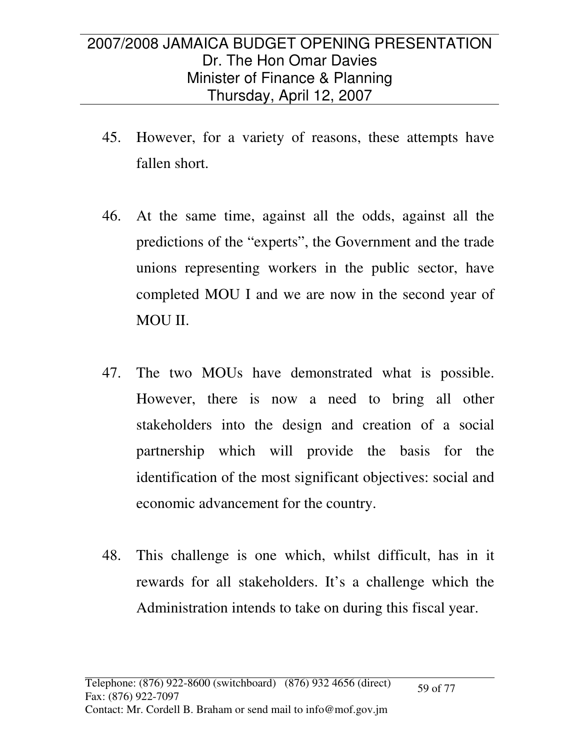45. However, for a variety of reasons, these attempts have fallen short.

46. At the same time, against all the odds, against all the predictions of the "experts", the Government and the trade unions representing workers in the public sector, have completed MOU I and we are now in the second year of MOU II.

47. The two MOUs have demonstrated what is possible. However, there is now a need to bring all other stakeholders into the design and creation of a social partnership which will provide the basis for the identification of the most significant objectives: social and economic advancement for the country.

48. This challenge is one which, whilst difficult, has in it rewards for all stakeholders. It's a challenge which the Administration intends to take on during this fiscal year.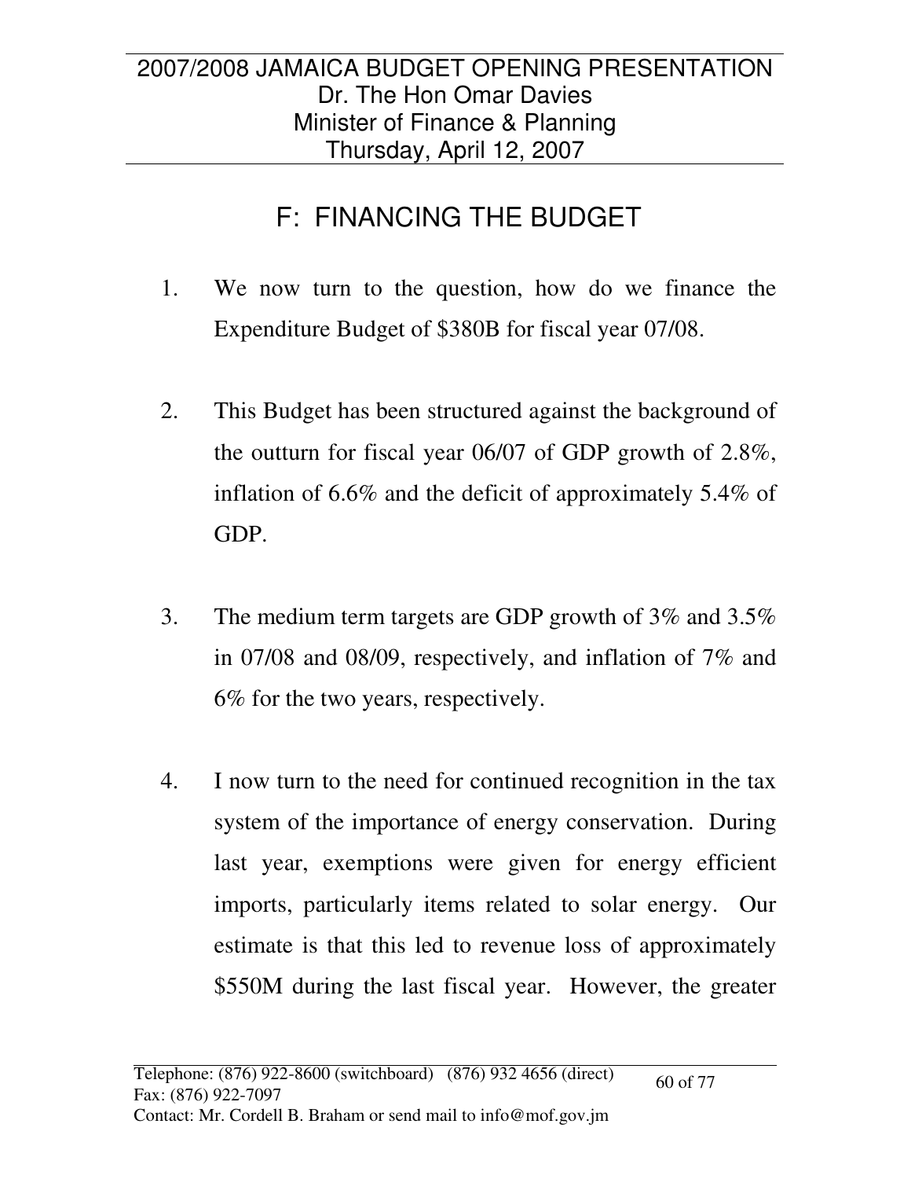## F: FINANCING THE BUDGET

1. We now turn to the question, how do we finance the Expenditure Budget of $380B for fiscal year 07/08.

2. This Budget has been structured against the background of the outturn for fiscal year 06/07 of GDP growth of 2.8%, inflation of 6.6% and the deficit of approximately 5.4% of GDP.

3. The medium term targets are GDP growth of 3% and 3.5% in 07/08 and 08/09, respectively, and inflation of 7% and 6% for the two years, respectively.

4. I now turn to the need for continued recognition in the tax system of the importance of energy conservation. During last year, exemptions were given for energy efficient imports, particularly items related to solar energy. Our estimate is that this led to revenue loss of approximately $550M during the last fiscal year. However, the greater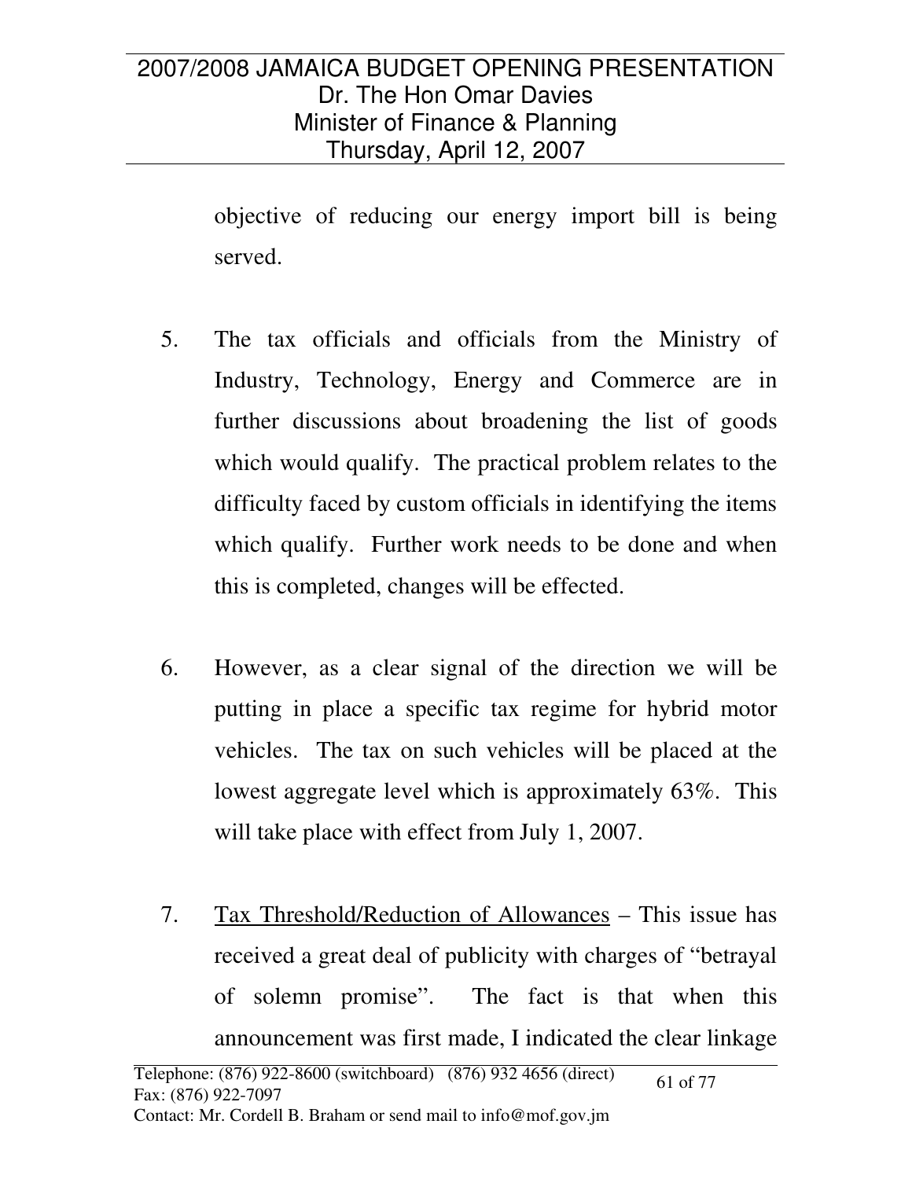objective of reducing our energy import bill is being served.

5. The tax officials and officials from the Ministry of Industry, Technology, Energy and Commerce are in further discussions about broadening the list of goods which would qualify. The practical problem relates to the difficulty faced by custom officials in identifying the items which qualify. Further work needs to be done and when this is completed, changes will be effected.

6. However, as a clear signal of the direction we will be putting in place a specific tax regime for hybrid motor vehicles. The tax on such vehicles will be placed at the lowest aggregate level which is approximately 63%. This will take place with effect from July 1, 2007.

7. <u>Tax Threshold/Reduction of Allowances</u> – This issue has received a great deal of publicity with charges of "betrayal of solemn promise". The fact is that when this announcement was first made, I indicated the clear linkage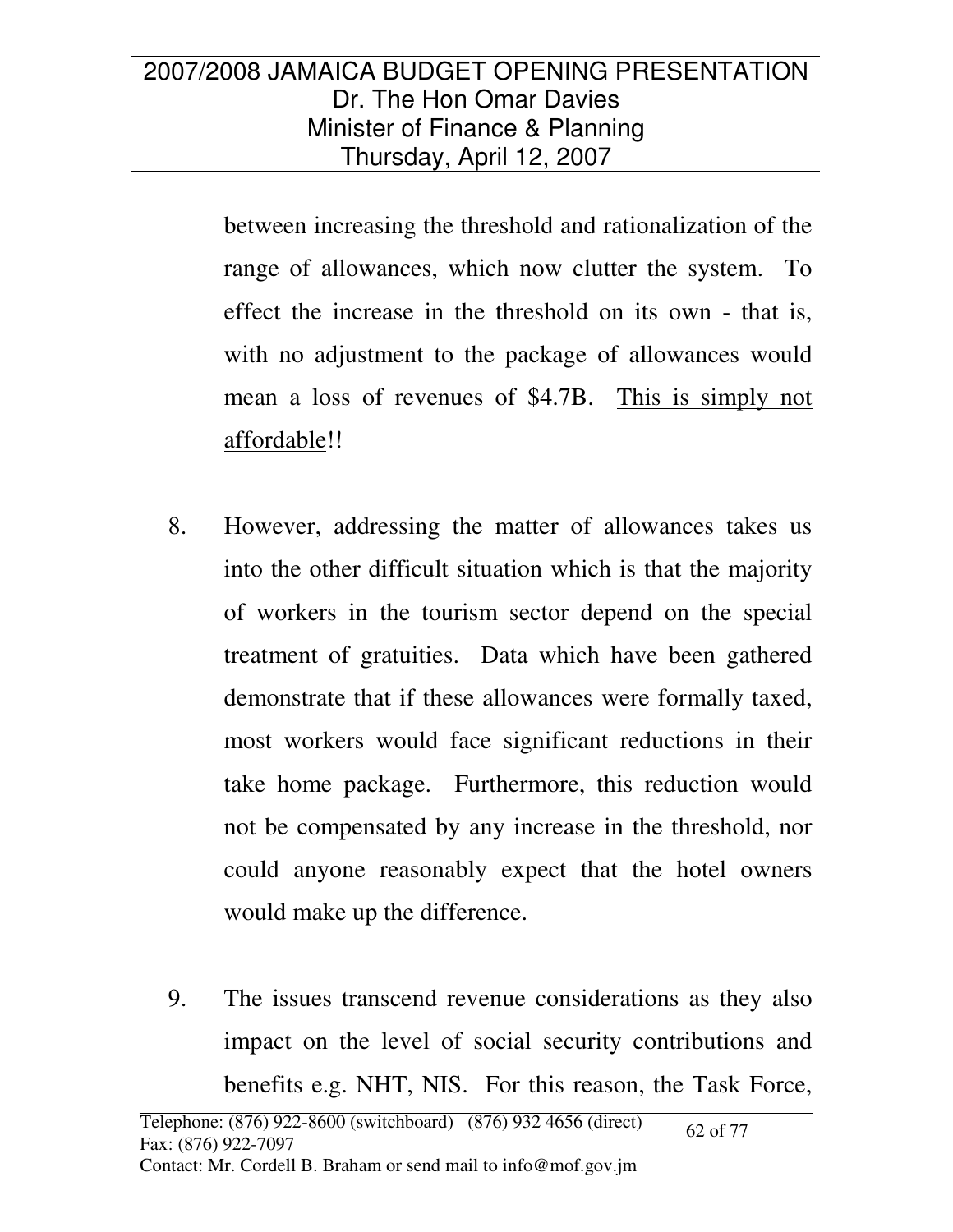between increasing the threshold and rationalization of the range of allowances, which now clutter the system. To effect the increase in the threshold on its own - that is, with no adjustment to the package of allowances would mean a loss of revenues of $4.7B. <u>This is simply not affordable</u>!!

8. However, addressing the matter of allowances takes us into the other difficult situation which is that the majority of workers in the tourism sector depend on the special treatment of gratuities. Data which have been gathered demonstrate that if these allowances were formally taxed, most workers would face significant reductions in their take home package. Furthermore, this reduction would not be compensated by any increase in the threshold, nor could anyone reasonably expect that the hotel owners would make up the difference.

9. The issues transcend revenue considerations as they also impact on the level of social security contributions and benefits e.g. NHT, NIS. For this reason, the Task Force,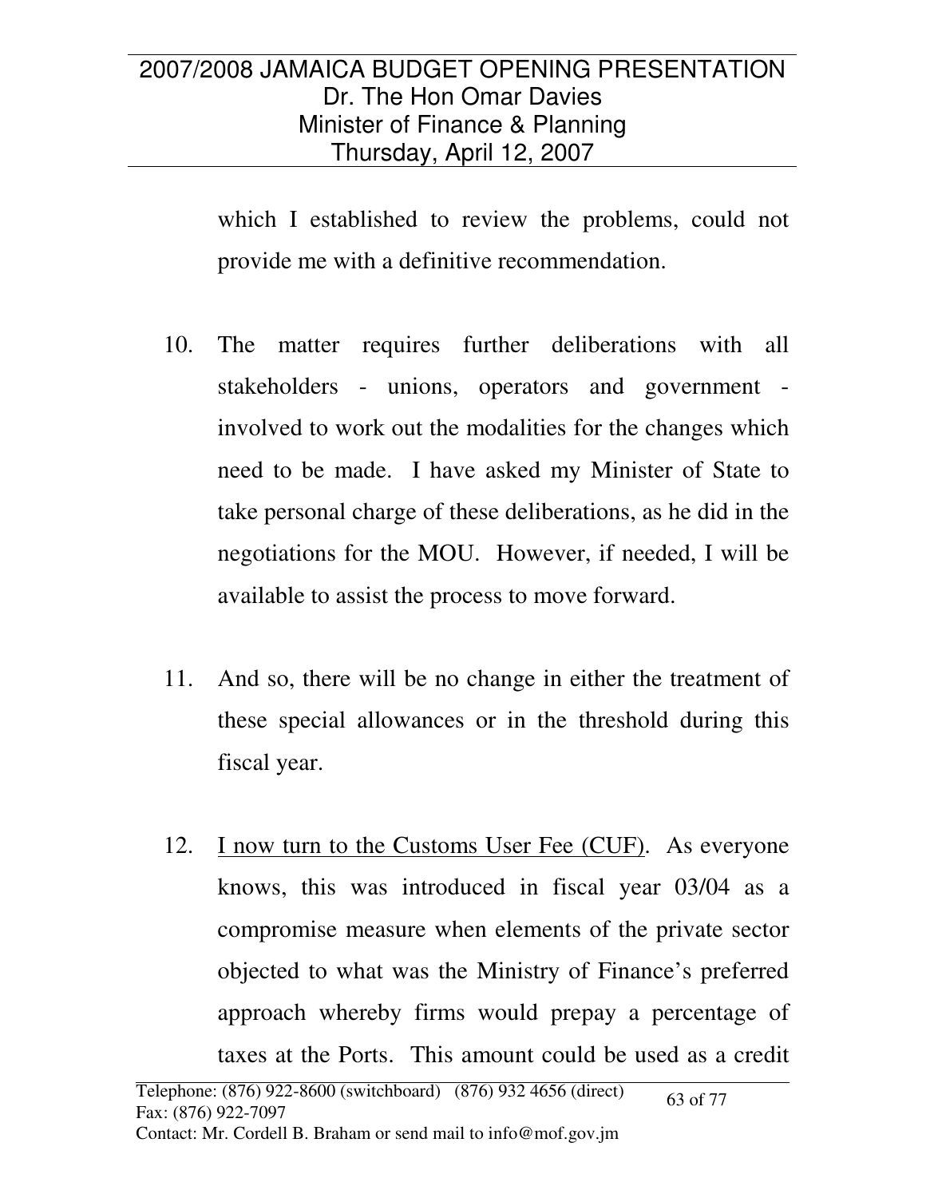which I established to review the problems, could not provide me with a definitive recommendation.

10. The matter requires further deliberations with all stakeholders - unions, operators and government - involved to work out the modalities for the changes which need to be made. I have asked my Minister of State to take personal charge of these deliberations, as he did in the negotiations for the MOU. However, if needed, I will be available to assist the process to move forward.

11. And so, there will be no change in either the treatment of these special allowances or in the threshold during this fiscal year.

12. <u>I now turn to the Customs User Fee (CUF)</u>. As everyone knows, this was introduced in fiscal year 03/04 as a compromise measure when elements of the private sector objected to what was the Ministry of Finance's preferred approach whereby firms would prepay a percentage of taxes at the Ports. This amount could be used as a credit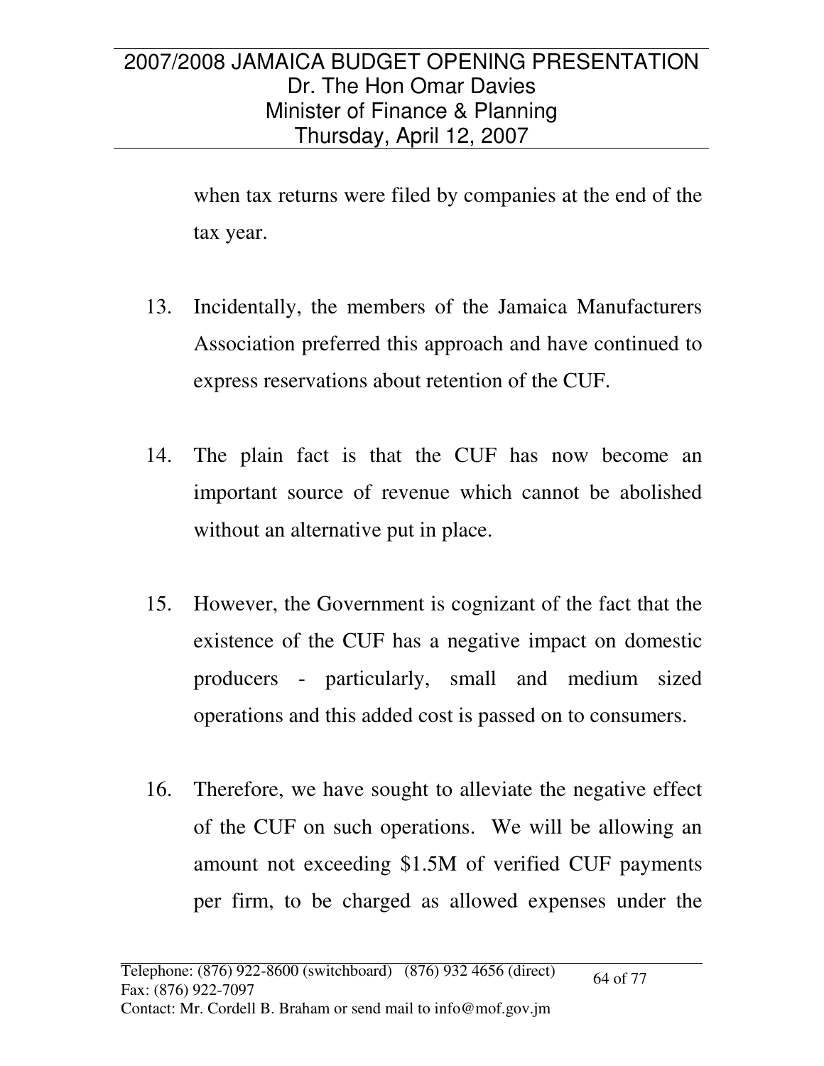when tax returns were filed by companies at the end of the tax year.

13. Incidentally, the members of the Jamaica Manufacturers Association preferred this approach and have continued to express reservations about retention of the CUF.

14. The plain fact is that the CUF has now become an important source of revenue which cannot be abolished without an alternative put in place.

15. However, the Government is cognizant of the fact that the existence of the CUF has a negative impact on domestic producers - particularly, small and medium sized operations and this added cost is passed on to consumers.

16. Therefore, we have sought to alleviate the negative effect of the CUF on such operations. We will be allowing an amount not exceeding $1.5M of verified CUF payments per firm, to be charged as allowed expenses under the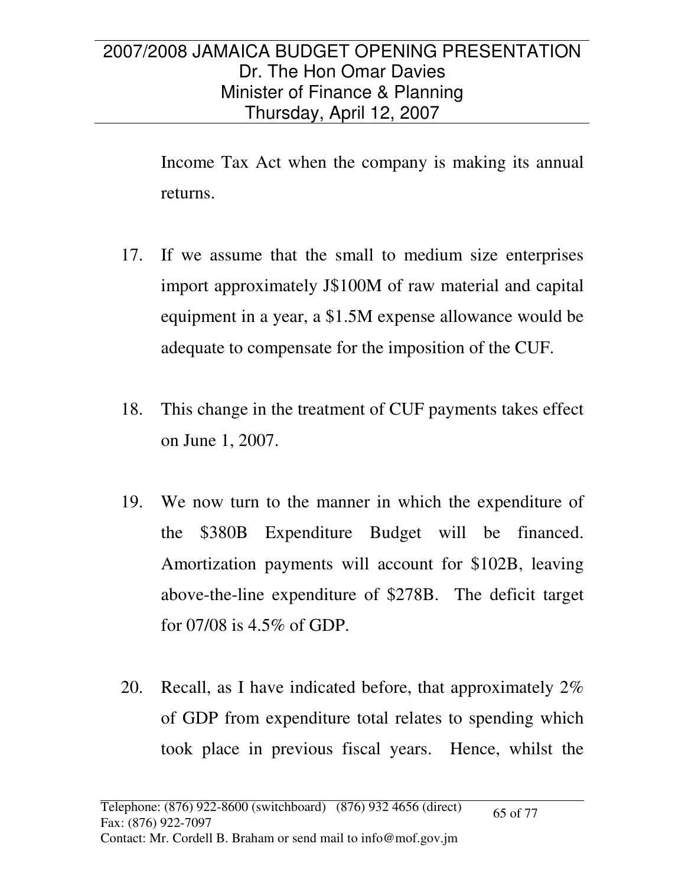Income Tax Act when the company is making its annual returns.

17. If we assume that the small to medium size enterprises import approximately J$100M of raw material and capital equipment in a year, a $1.5M expense allowance would be adequate to compensate for the imposition of the CUF.

18. This change in the treatment of CUF payments takes effect on June 1, 2007.

19. We now turn to the manner in which the expenditure of the $380B Expenditure Budget will be financed. Amortization payments will account for $102B, leaving above-the-line expenditure of $278B. The deficit target for 07/08 is 4.5% of GDP.

20. Recall, as I have indicated before, that approximately 2% of GDP from expenditure total relates to spending which took place in previous fiscal years. Hence, whilst the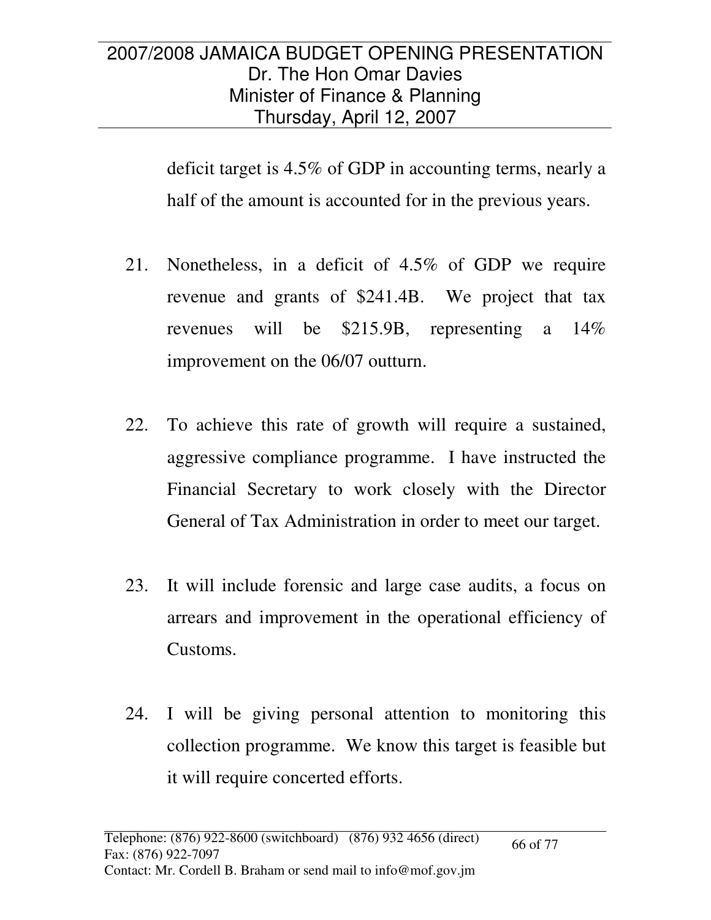deficit target is 4.5% of GDP in accounting terms, nearly a half of the amount is accounted for in the previous years.

21. Nonetheless, in a deficit of 4.5% of GDP we require revenue and grants of $241.4B. We project that tax revenues will be $215.9B, representing a 14% improvement on the 06/07 outturn.

22. To achieve this rate of growth will require a sustained, aggressive compliance programme. I have instructed the Financial Secretary to work closely with the Director General of Tax Administration in order to meet our target.

23. It will include forensic and large case audits, a focus on arrears and improvement in the operational efficiency of Customs.

24. I will be giving personal attention to monitoring this collection programme. We know this target is feasible but it will require concerted efforts.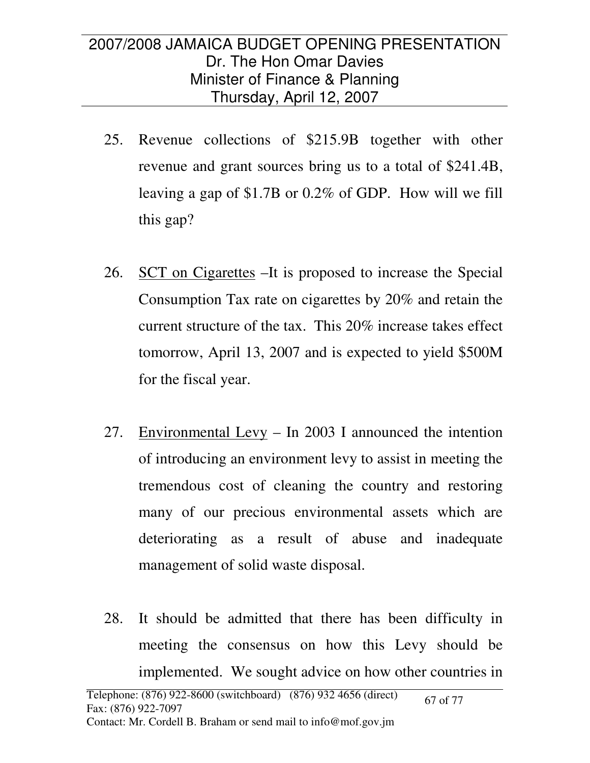25. Revenue collections of $215.9B together with other revenue and grant sources bring us to a total of $241.4B, leaving a gap of $1.7B or 0.2% of GDP. How will we fill this gap?

26. <u>SCT on Cigarettes</u> –It is proposed to increase the Special Consumption Tax rate on cigarettes by 20% and retain the current structure of the tax. This 20% increase takes effect tomorrow, April 13, 2007 and is expected to yield $500M for the fiscal year.

27. <u>Environmental Levy</u> – In 2003 I announced the intention of introducing an environment levy to assist in meeting the tremendous cost of cleaning the country and restoring many of our precious environmental assets which are deteriorating as a result of abuse and inadequate management of solid waste disposal.

28. It should be admitted that there has been difficulty in meeting the consensus on how this Levy should be implemented. We sought advice on how other countries in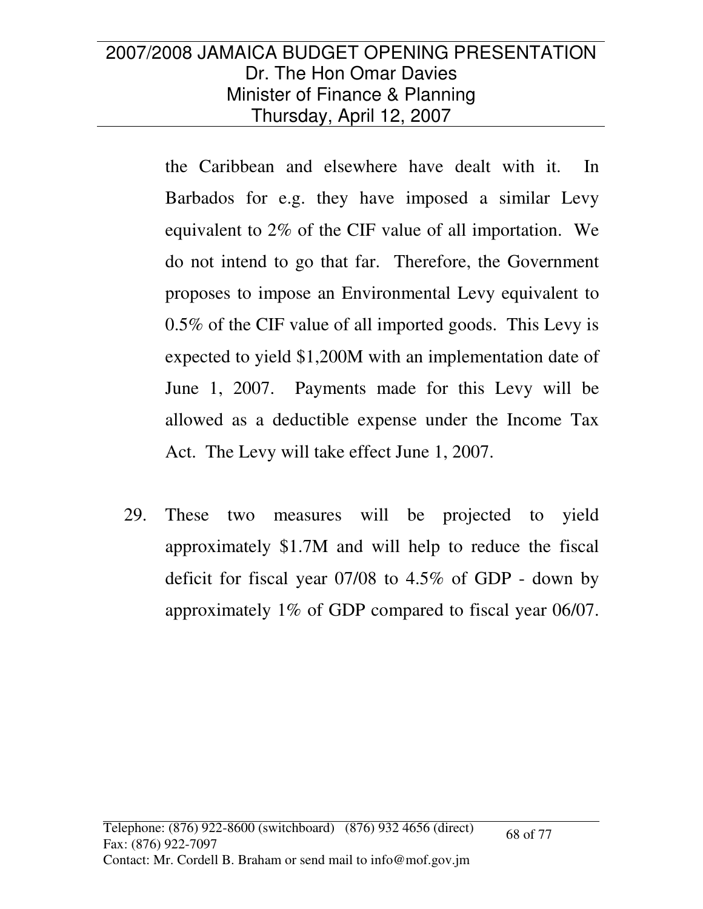the Caribbean and elsewhere have dealt with it. In Barbados for e.g. they have imposed a similar Levy equivalent to 2% of the CIF value of all importation. We do not intend to go that far. Therefore, the Government proposes to impose an Environmental Levy equivalent to 0.5% of the CIF value of all imported goods. This Levy is expected to yield $1,200M with an implementation date of June 1, 2007. Payments made for this Levy will be allowed as a deductible expense under the Income Tax Act. The Levy will take effect June 1, 2007.

29. These two measures will be projected to yield approximately $1.7M and will help to reduce the fiscal deficit for fiscal year 07/08 to 4.5% of GDP - down by approximately 1% of GDP compared to fiscal year 06/07.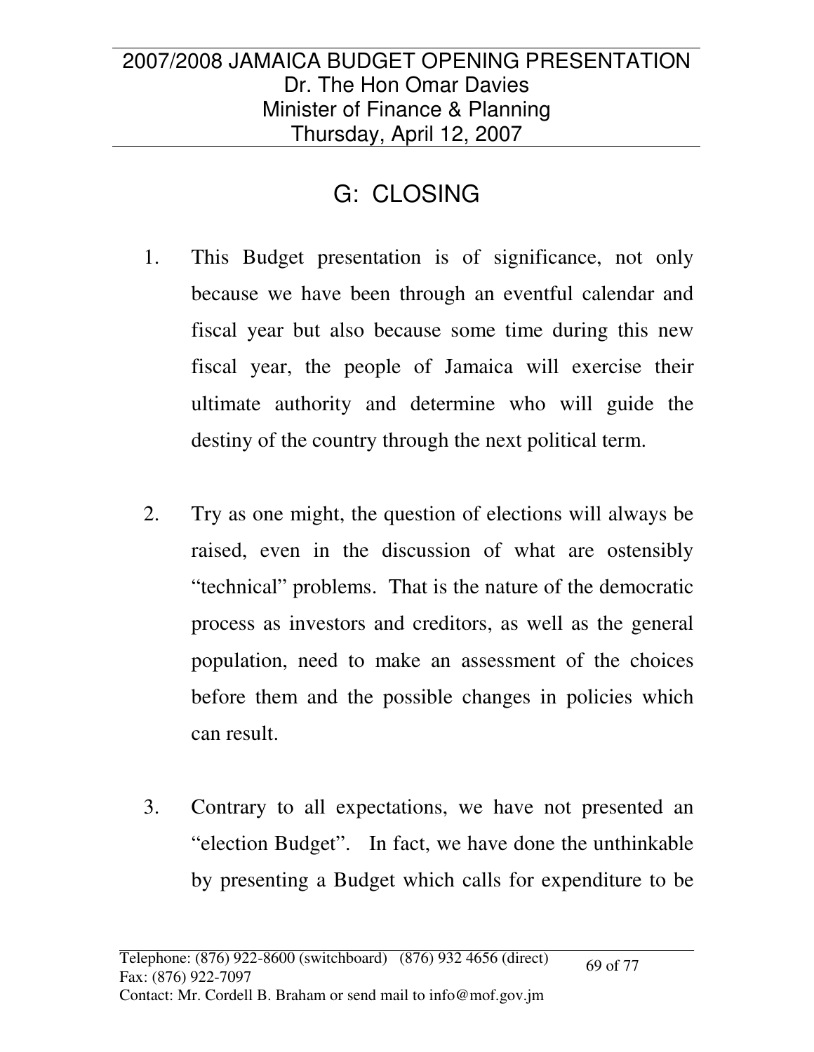# G: CLOSING

1. This Budget presentation is of significance, not only because we have been through an eventful calendar and fiscal year but also because some time during this new fiscal year, the people of Jamaica will exercise their ultimate authority and determine who will guide the destiny of the country through the next political term.

2. Try as one might, the question of elections will always be raised, even in the discussion of what are ostensibly "technical" problems. That is the nature of the democratic process as investors and creditors, as well as the general population, need to make an assessment of the choices before them and the possible changes in policies which can result.

3. Contrary to all expectations, we have not presented an "election Budget". In fact, we have done the unthinkable by presenting a Budget which calls for expenditure to be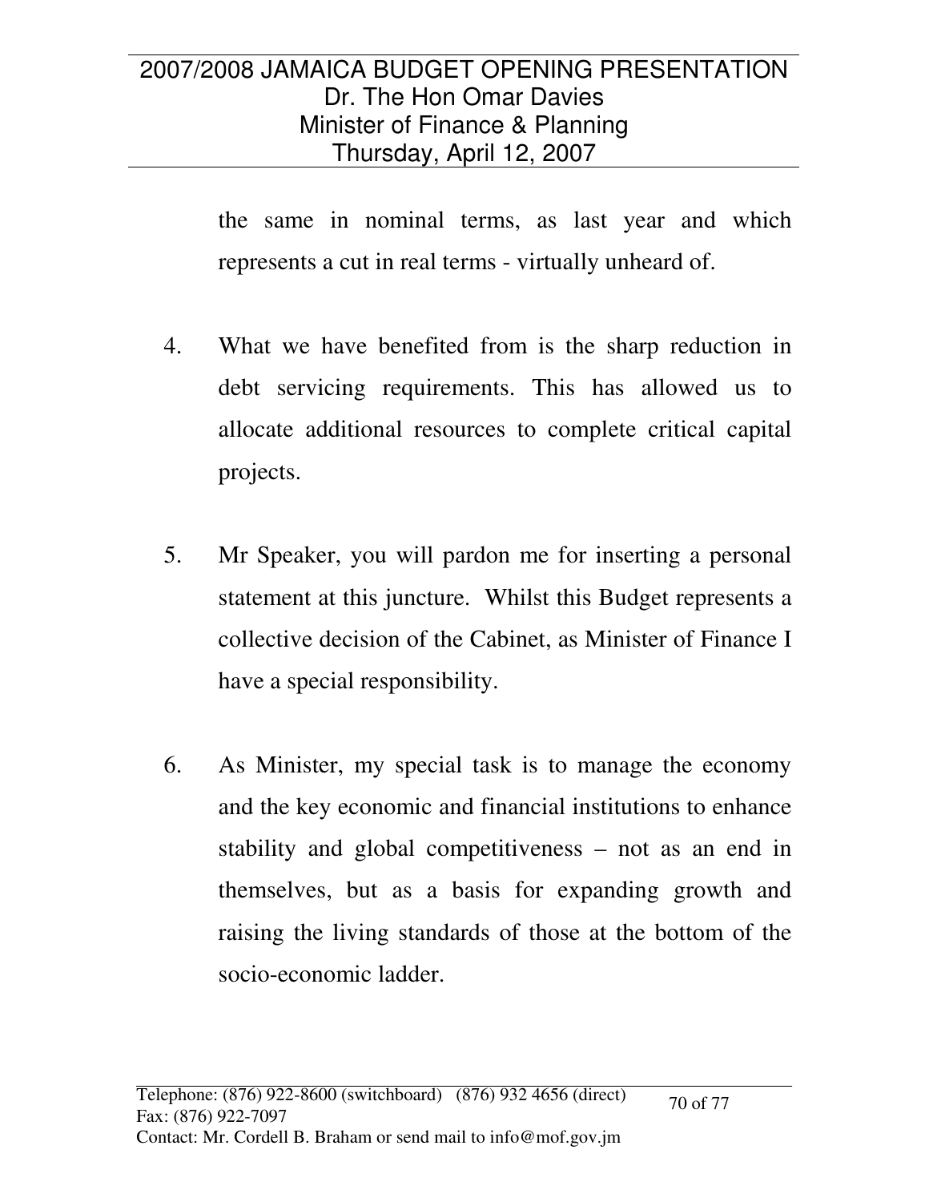the same in nominal terms, as last year and which represents a cut in real terms - virtually unheard of.

4. What we have benefited from is the sharp reduction in debt servicing requirements. This has allowed us to allocate additional resources to complete critical capital projects.

5. Mr Speaker, you will pardon me for inserting a personal statement at this juncture. Whilst this Budget represents a collective decision of the Cabinet, as Minister of Finance I have a special responsibility.

6. As Minister, my special task is to manage the economy and the key economic and financial institutions to enhance stability and global competitiveness – not as an end in themselves, but as a basis for expanding growth and raising the living standards of those at the bottom of the socio-economic ladder.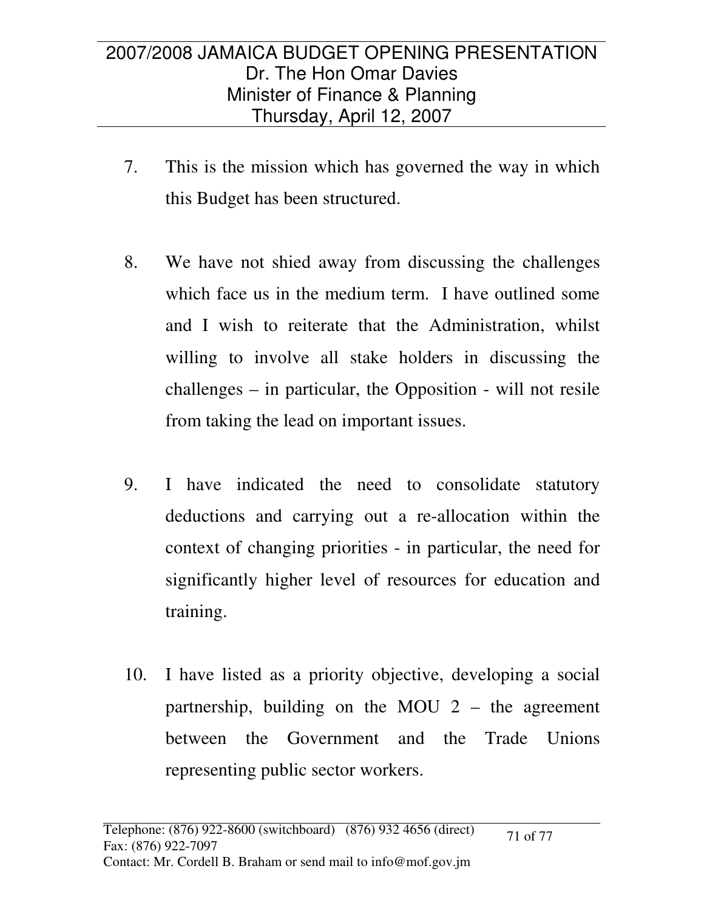7. This is the mission which has governed the way in which this Budget has been structured.

8. We have not shied away from discussing the challenges which face us in the medium term. I have outlined some and I wish to reiterate that the Administration, whilst willing to involve all stake holders in discussing the challenges – in particular, the Opposition - will not resile from taking the lead on important issues.

9. I have indicated the need to consolidate statutory deductions and carrying out a re-allocation within the context of changing priorities - in particular, the need for significantly higher level of resources for education and training.

10. I have listed as a priority objective, developing a social partnership, building on the MOU 2 – the agreement between the Government and the Trade Unions representing public sector workers.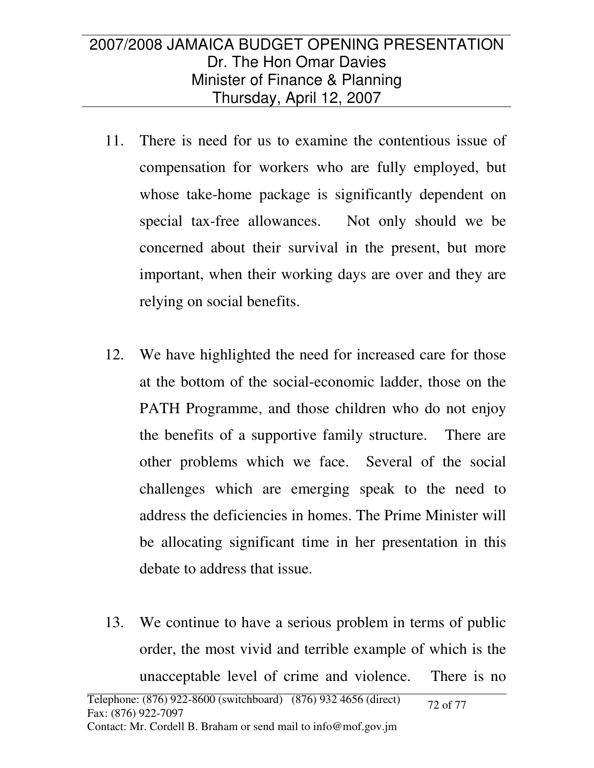11. There is need for us to examine the contentious issue of compensation for workers who are fully employed, but whose take-home package is significantly dependent on special tax-free allowances. Not only should we be concerned about their survival in the present, but more important, when their working days are over and they are relying on social benefits.

12. We have highlighted the need for increased care for those at the bottom of the social-economic ladder, those on the PATH Programme, and those children who do not enjoy the benefits of a supportive family structure. There are other problems which we face. Several of the social challenges which are emerging speak to the need to address the deficiencies in homes. The Prime Minister will be allocating significant time in her presentation in this debate to address that issue.

13. We continue to have a serious problem in terms of public order, the most vivid and terrible example of which is the unacceptable level of crime and violence. There is no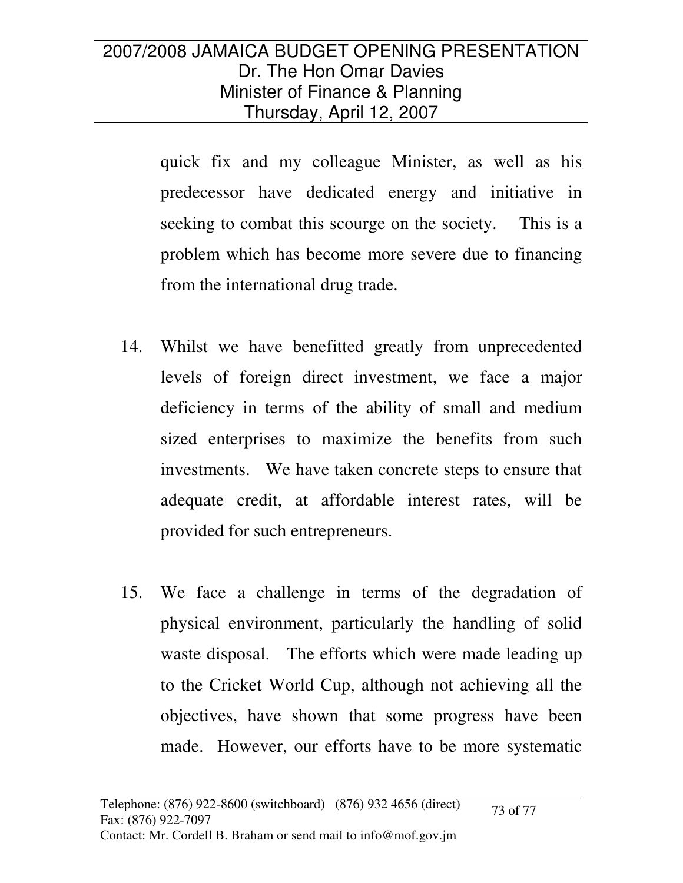quick fix and my colleague Minister, as well as his predecessor have dedicated energy and initiative in seeking to combat this scourge on the society. This is a problem which has become more severe due to financing from the international drug trade.

14. Whilst we have benefitted greatly from unprecedented levels of foreign direct investment, we face a major deficiency in terms of the ability of small and medium sized enterprises to maximize the benefits from such investments. We have taken concrete steps to ensure that adequate credit, at affordable interest rates, will be provided for such entrepreneurs.

15. We face a challenge in terms of the degradation of physical environment, particularly the handling of solid waste disposal. The efforts which were made leading up to the Cricket World Cup, although not achieving all the objectives, have shown that some progress have been made. However, our efforts have to be more systematic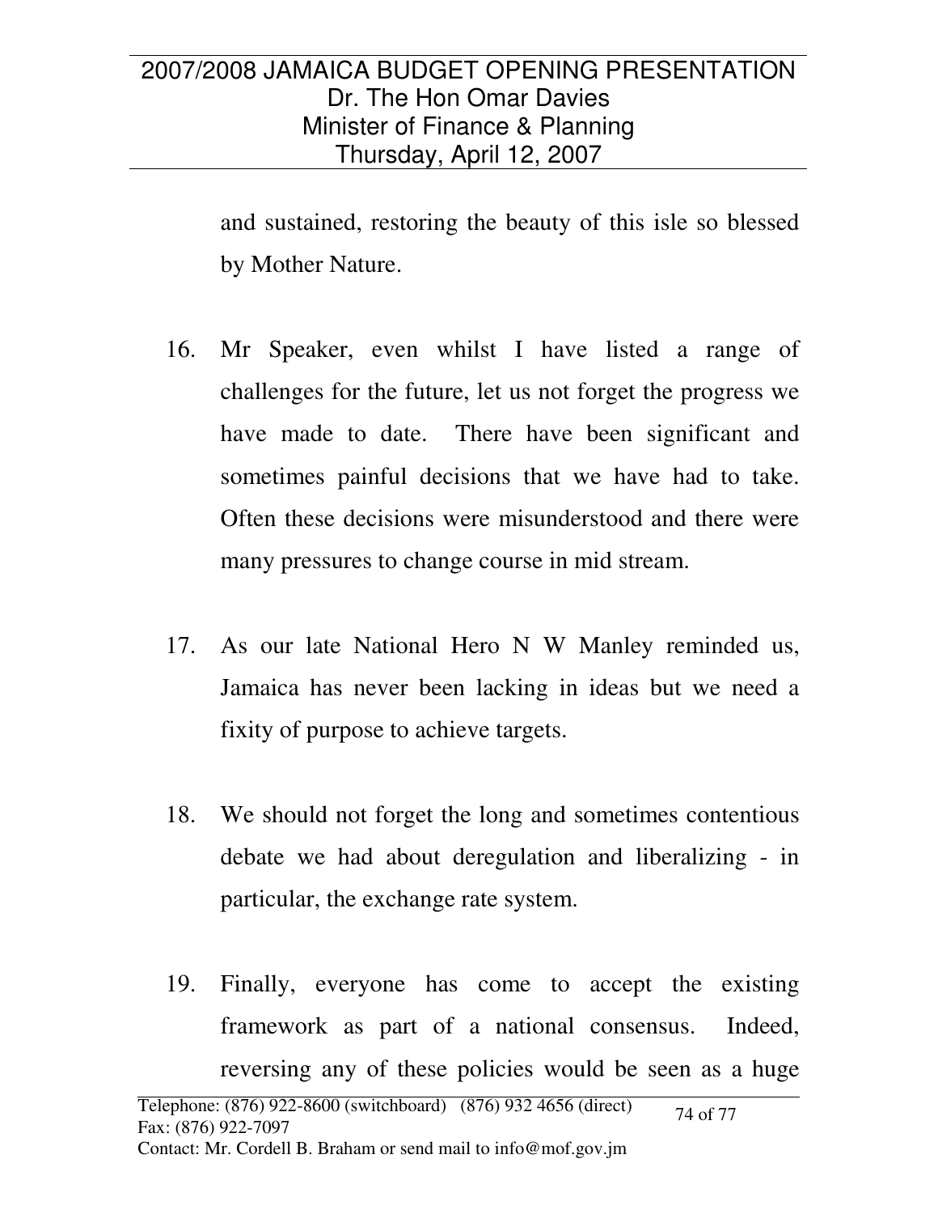and sustained, restoring the beauty of this isle so blessed by Mother Nature.

16. Mr Speaker, even whilst I have listed a range of challenges for the future, let us not forget the progress we have made to date. There have been significant and sometimes painful decisions that we have had to take. Often these decisions were misunderstood and there were many pressures to change course in mid stream.

17. As our late National Hero N W Manley reminded us, Jamaica has never been lacking in ideas but we need a fixity of purpose to achieve targets.

18. We should not forget the long and sometimes contentious debate we had about deregulation and liberalizing - in particular, the exchange rate system.

19. Finally, everyone has come to accept the existing framework as part of a national consensus. Indeed, reversing any of these policies would be seen as a huge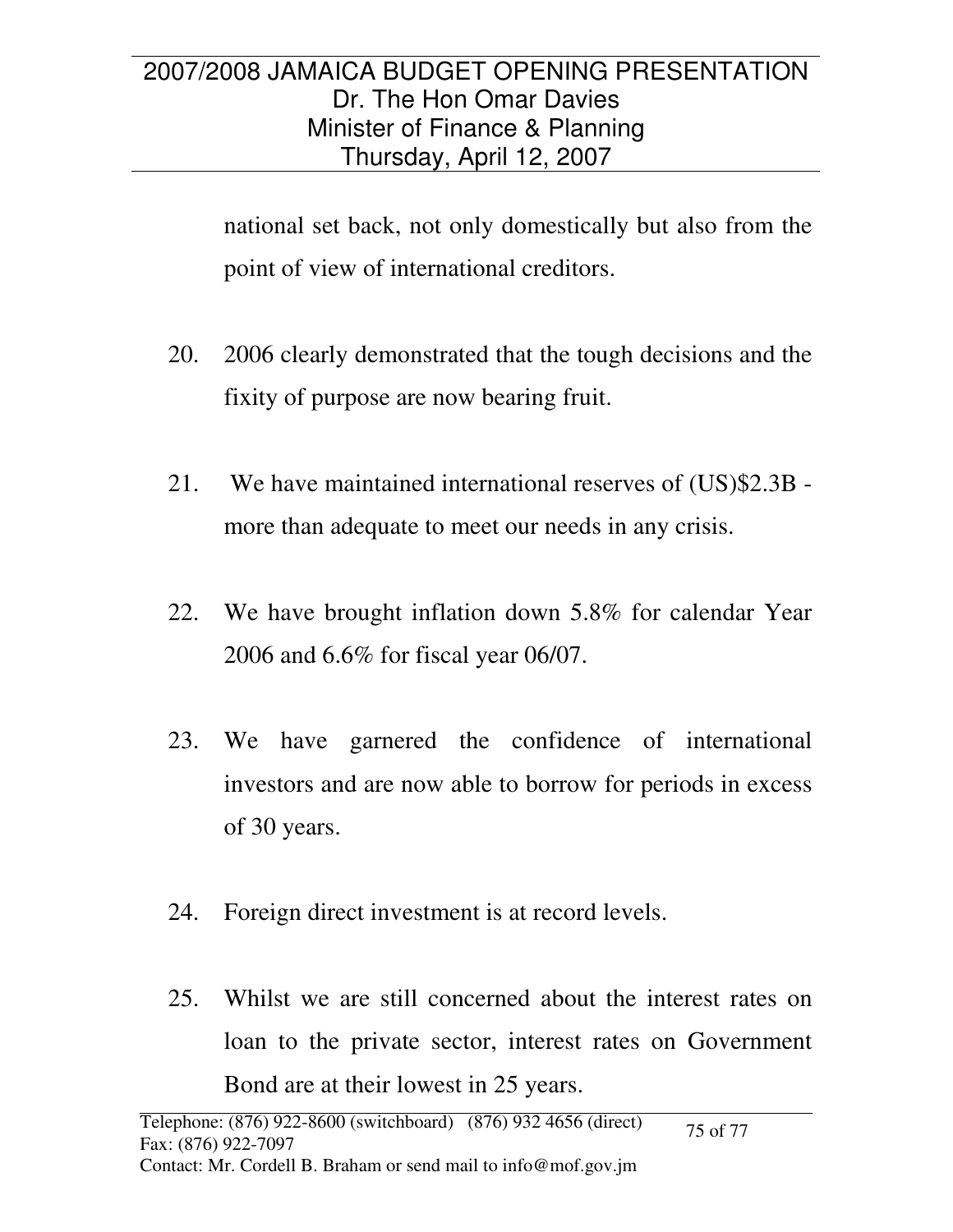national set back, not only domestically but also from the point of view of international creditors.

20. 2006 clearly demonstrated that the tough decisions and the fixity of purpose are now bearing fruit.

21. We have maintained international reserves of (US)$2.3B - more than adequate to meet our needs in any crisis.

22. We have brought inflation down 5.8% for calendar Year 2006 and 6.6% for fiscal year 06/07.

23. We have garnered the confidence of international investors and are now able to borrow for periods in excess of 30 years.

24. Foreign direct investment is at record levels.

25. Whilst we are still concerned about the interest rates on loan to the private sector, interest rates on Government Bond are at their lowest in 25 years.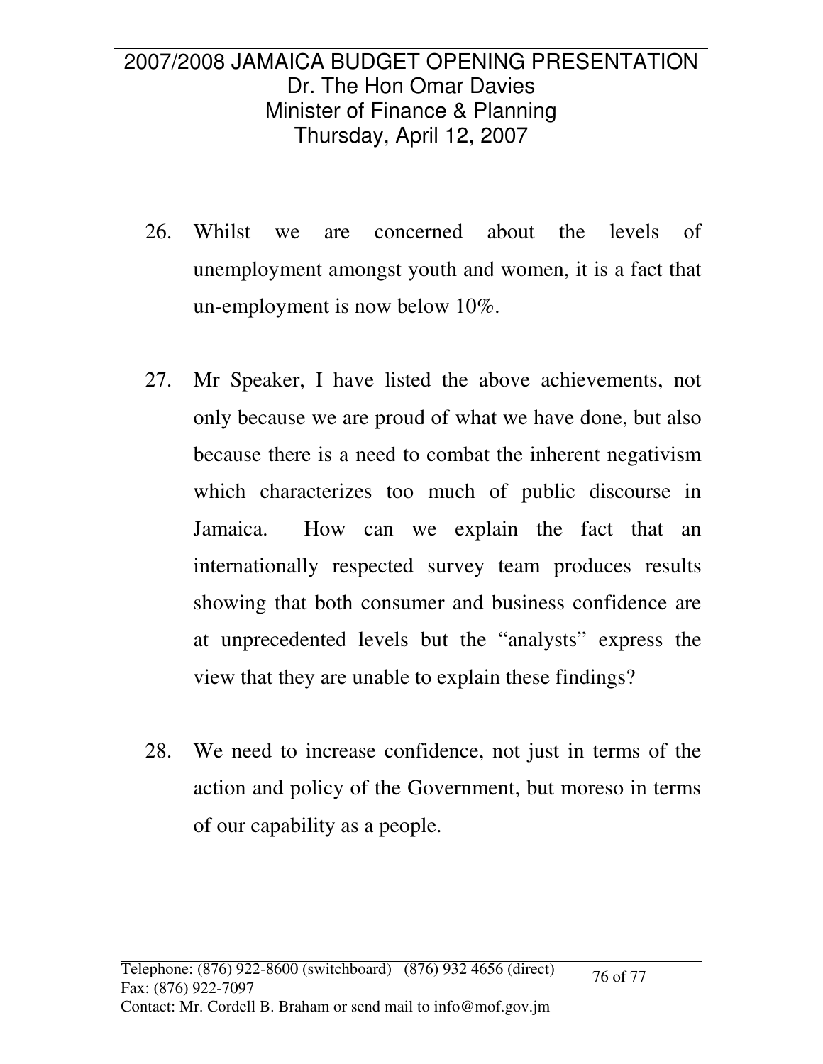26. Whilst we are concerned about the levels of unemployment amongst youth and women, it is a fact that un-employment is now below 10%.

27. Mr Speaker, I have listed the above achievements, not only because we are proud of what we have done, but also because there is a need to combat the inherent negativism which characterizes too much of public discourse in Jamaica. How can we explain the fact that an internationally respected survey team produces results showing that both consumer and business confidence are at unprecedented levels but the "analysts" express the view that they are unable to explain these findings?

28. We need to increase confidence, not just in terms of the action and policy of the Government, but moreso in terms of our capability as a people.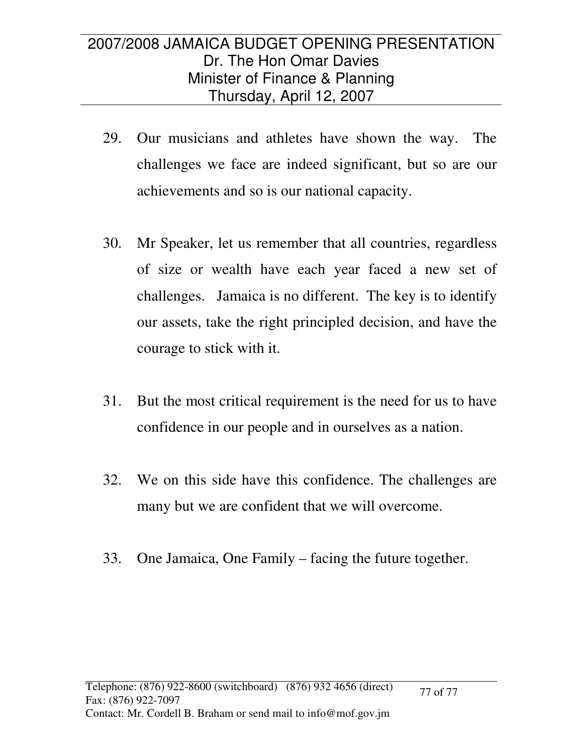29. Our musicians and athletes have shown the way. The challenges we face are indeed significant, but so are our achievements and so is our national capacity.

30. Mr Speaker, let us remember that all countries, regardless of size or wealth have each year faced a new set of challenges. Jamaica is no different. The key is to identify our assets, take the right principled decision, and have the courage to stick with it.

31. But the most critical requirement is the need for us to have confidence in our people and in ourselves as a nation.

32. We on this side have this confidence. The challenges are many but we are confident that we will overcome.

33. One Jamaica, One Family – facing the future together.